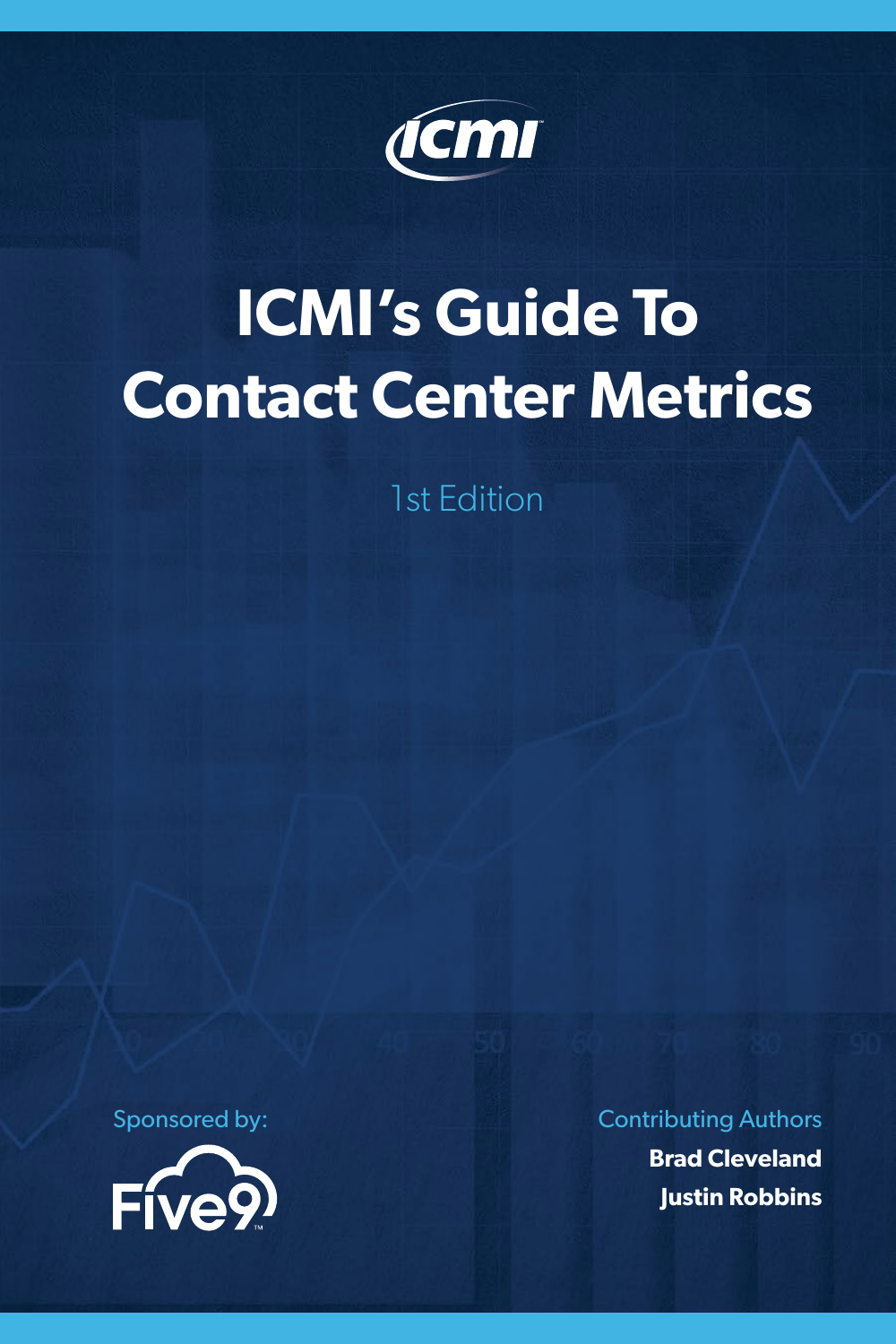ICMI

# ICMI's Guide To Contact Center Metrics

1st Edition

Sponsored by:

Five9

Contributing Authors

**Brad Cleveland**

**Justin Robbins**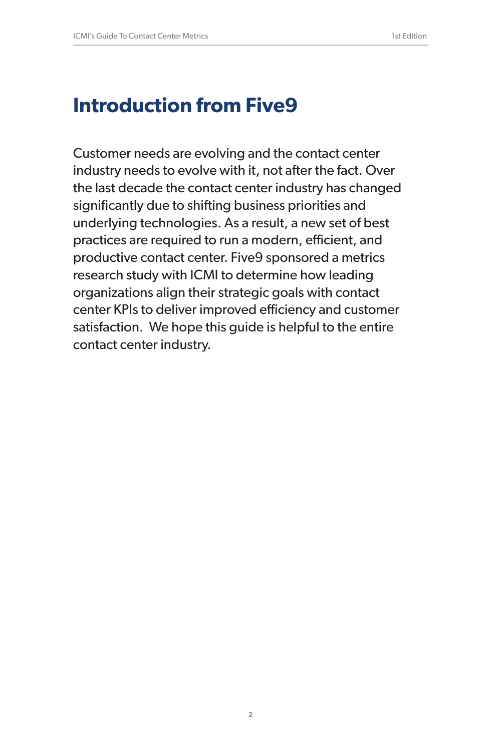# Introduction from Five9

Customer needs are evolving and the contact center industry needs to evolve with it, not after the fact. Over the last decade the contact center industry has changed significantly due to shifting business priorities and underlying technologies. As a result, a new set of best practices are required to run a modern, efficient, and productive contact center. Five9 sponsored a metrics research study with ICMI to determine how leading organizations align their strategic goals with contact center KPIs to deliver improved efficiency and customer satisfaction. We hope this guide is helpful to the entire contact center industry.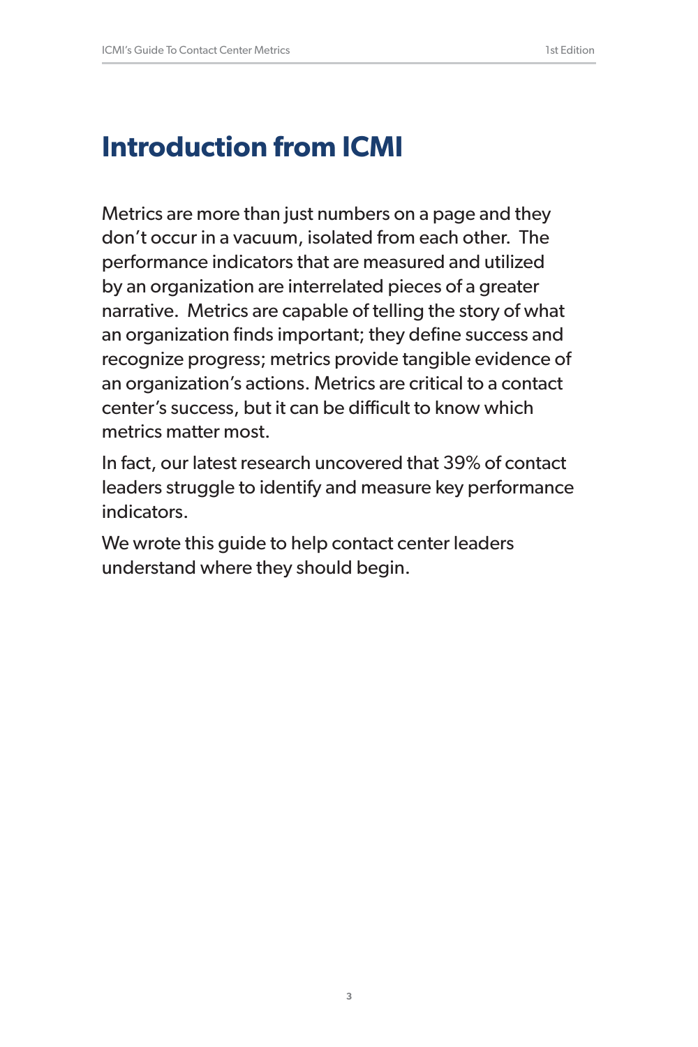# Introduction from ICMI

Metrics are more than just numbers on a page and they don't occur in a vacuum, isolated from each other. The performance indicators that are measured and utilized by an organization are interrelated pieces of a greater narrative. Metrics are capable of telling the story of what an organization finds important; they define success and recognize progress; metrics provide tangible evidence of an organization's actions. Metrics are critical to a contact center's success, but it can be difficult to know which metrics matter most.

In fact, our latest research uncovered that 39% of contact leaders struggle to identify and measure key performance indicators.

We wrote this guide to help contact center leaders understand where they should begin.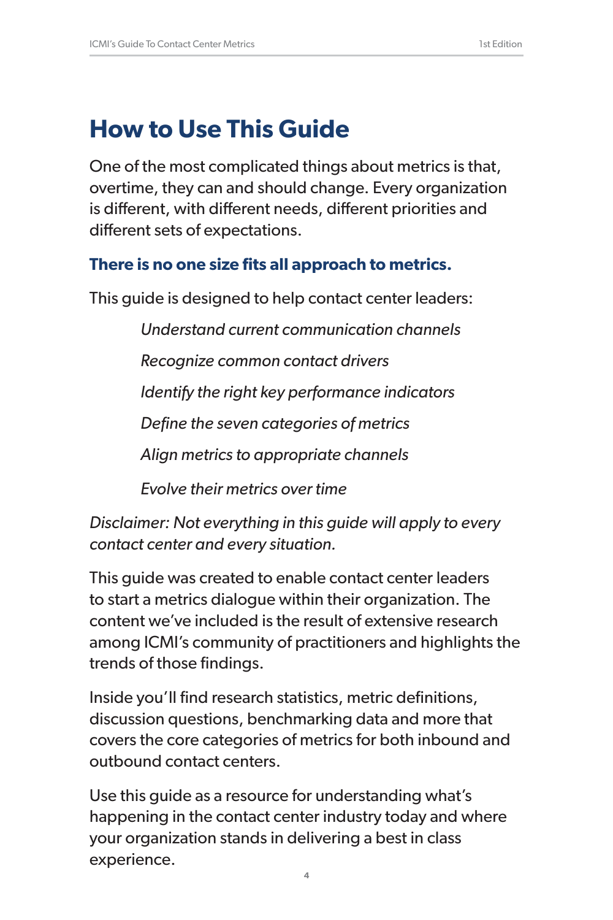# How to Use This Guide

One of the most complicated things about metrics is that, overtime, they can and should change. Every organization is different, with different needs, different priorities and different sets of expectations.

**There is no one size fits all approach to metrics.**

This guide is designed to help contact center leaders:

*Understand current communication channels*

*Recognize common contact drivers*

*Identify the right key performance indicators*

*Define the seven categories of metrics*

*Align metrics to appropriate channels*

*Evolve their metrics over time*

*Disclaimer: Not everything in this guide will apply to every contact center and every situation.*

This guide was created to enable contact center leaders to start a metrics dialogue within their organization. The content we've included is the result of extensive research among ICMI's community of practitioners and highlights the trends of those findings.

Inside you'll find research statistics, metric definitions, discussion questions, benchmarking data and more that covers the core categories of metrics for both inbound and outbound contact centers.

Use this guide as a resource for understanding what's happening in the contact center industry today and where your organization stands in delivering a best in class experience.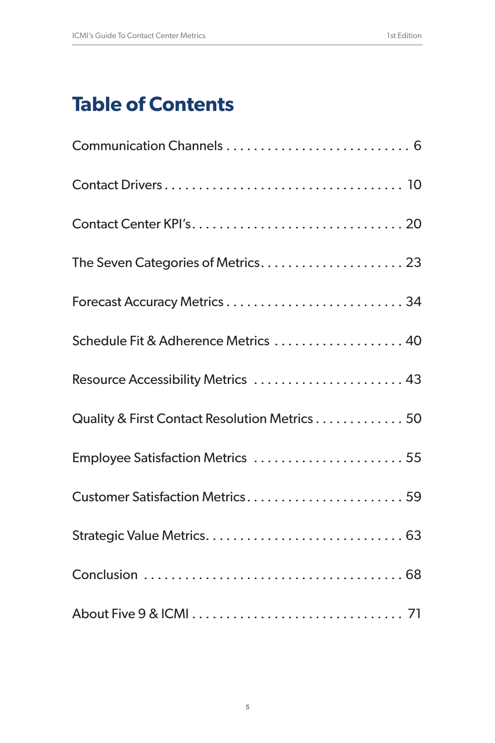# Table of Contents

Communication Channels . . . . . . . . . . . . . . . . . . . . . . . . . . 6

Contact Drivers . . . . . . . . . . . . . . . . . . . . . . . . . . . . . . . . . . 10

Contact Center KPI's . . . . . . . . . . . . . . . . . . . . . . . . . . . . . 20

The Seven Categories of Metrics . . . . . . . . . . . . . . . . . . . . 23

Forecast Accuracy Metrics . . . . . . . . . . . . . . . . . . . . . . . . . 34

Schedule Fit & Adherence Metrics . . . . . . . . . . . . . . . . . . 40

Resource Accessibility Metrics . . . . . . . . . . . . . . . . . . . . . 43

Quality & First Contact Resolution Metrics . . . . . . . . . . . . . 50

Employee Satisfaction Metrics . . . . . . . . . . . . . . . . . . . . . 55

Customer Satisfaction Metrics . . . . . . . . . . . . . . . . . . . . . . 59

Strategic Value Metrics . . . . . . . . . . . . . . . . . . . . . . . . . . . 63

Conclusion . . . . . . . . . . . . . . . . . . . . . . . . . . . . . . . . . . . . 68

About Five 9 & ICMI . . . . . . . . . . . . . . . . . . . . . . . . . . . . . 71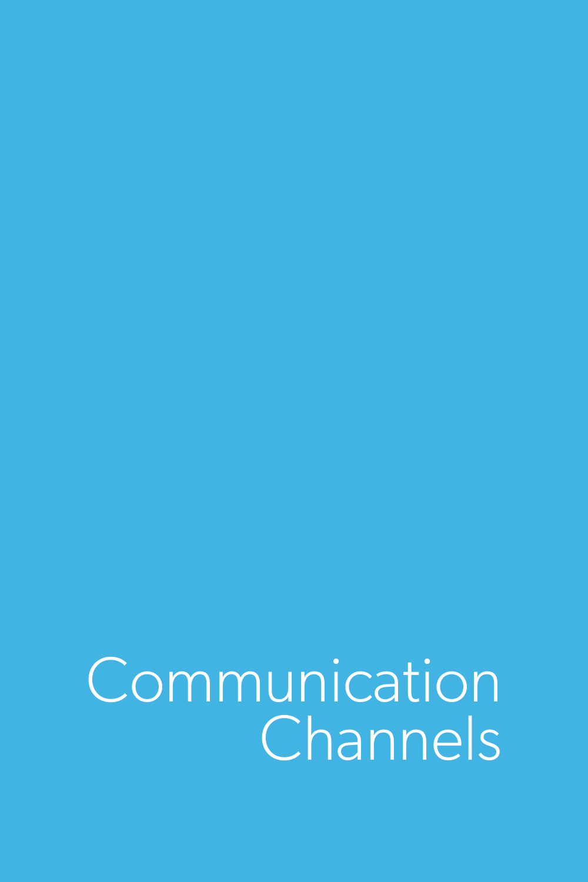# Communication Channels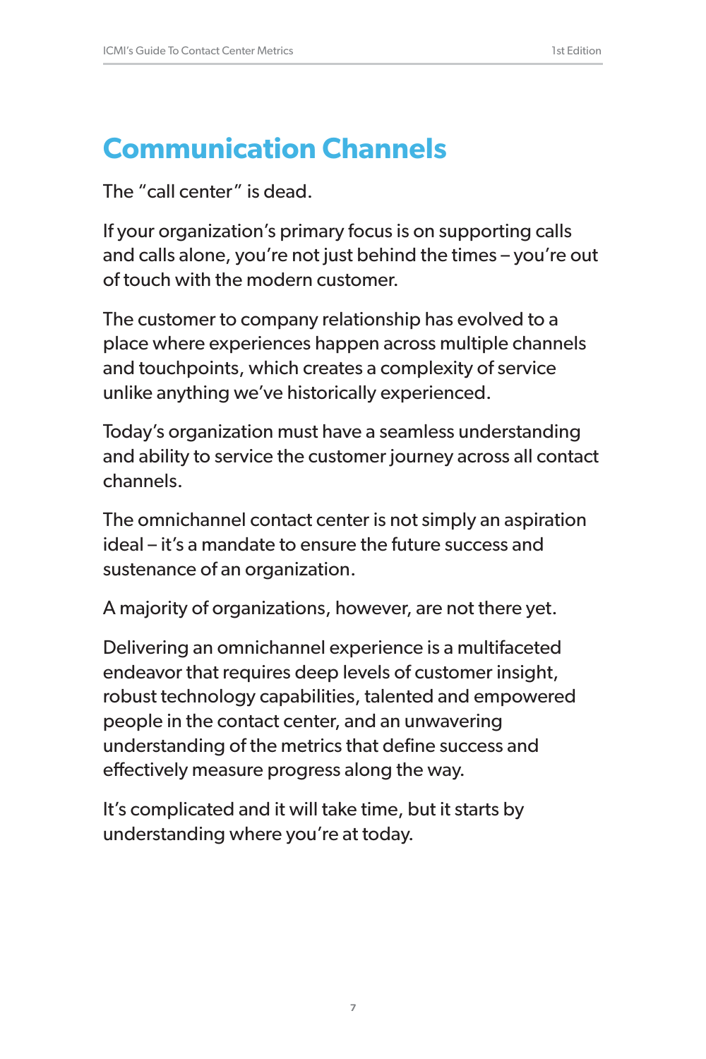# Communication Channels

The "call center" is dead.

If your organization's primary focus is on supporting calls and calls alone, you're not just behind the times – you're out of touch with the modern customer.

The customer to company relationship has evolved to a place where experiences happen across multiple channels and touchpoints, which creates a complexity of service unlike anything we've historically experienced.

Today's organization must have a seamless understanding and ability to service the customer journey across all contact channels.

The omnichannel contact center is not simply an aspiration ideal – it's a mandate to ensure the future success and sustenance of an organization.

A majority of organizations, however, are not there yet.

Delivering an omnichannel experience is a multifaceted endeavor that requires deep levels of customer insight, robust technology capabilities, talented and empowered people in the contact center, and an unwavering understanding of the metrics that define success and effectively measure progress along the way.

It's complicated and it will take time, but it starts by understanding where you're at today.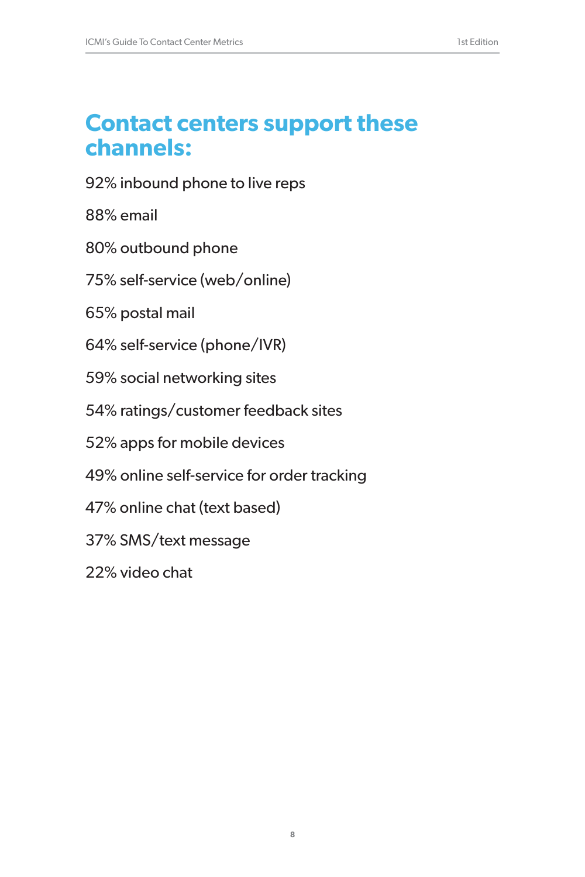## Contact centers support these channels:

92% inbound phone to live reps

88% email

80% outbound phone

75% self-service (web/online)

65% postal mail

64% self-service (phone/IVR)

59% social networking sites

54% ratings/customer feedback sites

52% apps for mobile devices

49% online self-service for order tracking

47% online chat (text based)

37% SMS/text message

22% video chat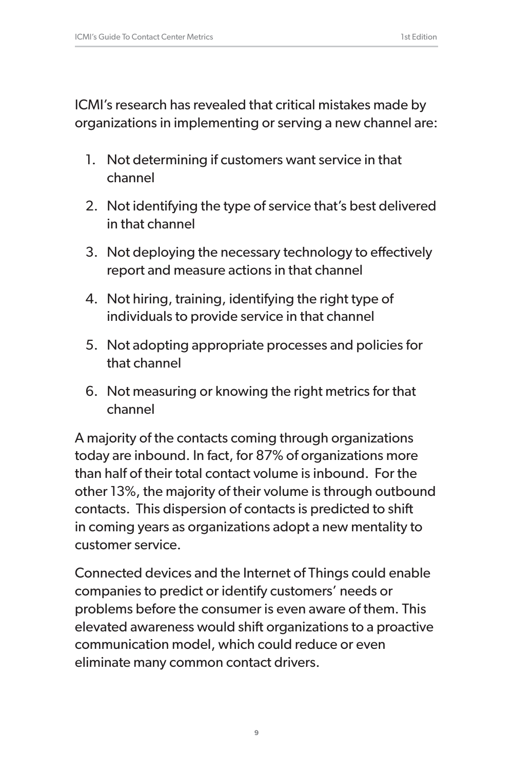ICMI's research has revealed that critical mistakes made by organizations in implementing or serving a new channel are:

1. Not determining if customers want service in that channel
2. Not identifying the type of service that's best delivered in that channel
3. Not deploying the necessary technology to effectively report and measure actions in that channel
4. Not hiring, training, identifying the right type of individuals to provide service in that channel
5. Not adopting appropriate processes and policies for that channel
6. Not measuring or knowing the right metrics for that channel

A majority of the contacts coming through organizations today are inbound. In fact, for 87% of organizations more than half of their total contact volume is inbound. For the other 13%, the majority of their volume is through outbound contacts. This dispersion of contacts is predicted to shift in coming years as organizations adopt a new mentality to customer service.

Connected devices and the Internet of Things could enable companies to predict or identify customers' needs or problems before the consumer is even aware of them. This elevated awareness would shift organizations to a proactive communication model, which could reduce or even eliminate many common contact drivers.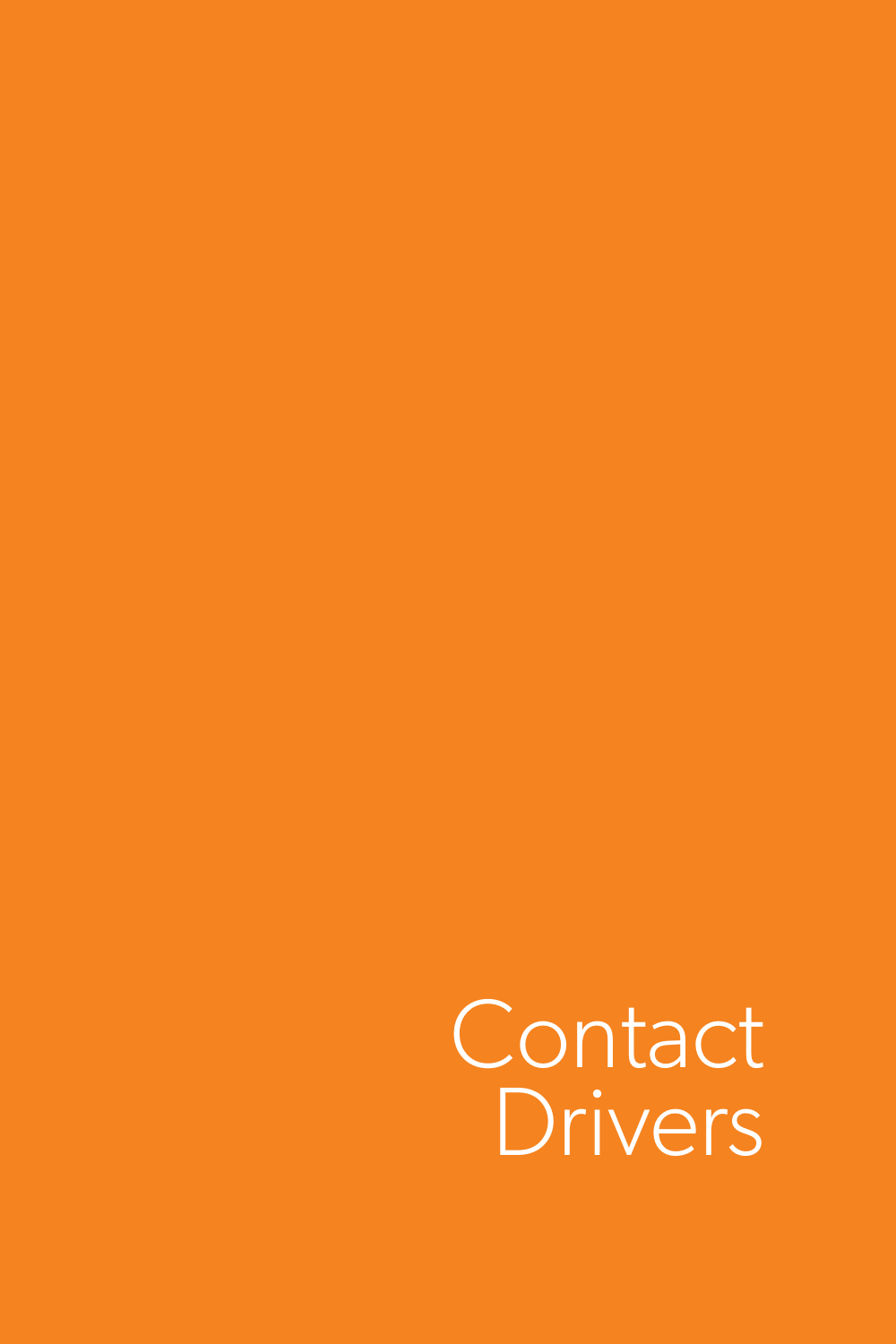# Contact Drivers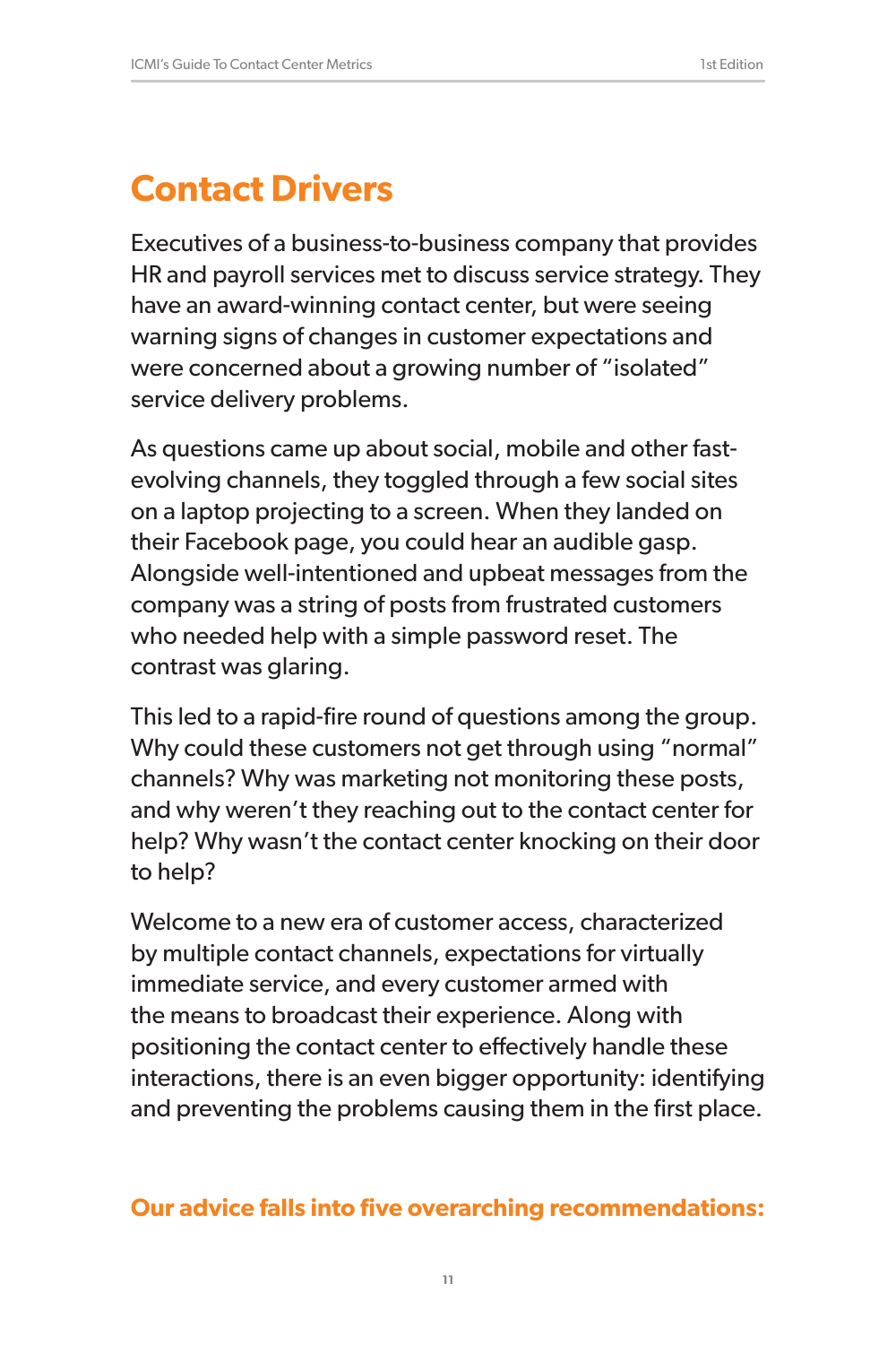# Contact Drivers

Executives of a business-to-business company that provides HR and payroll services met to discuss service strategy. They have an award-winning contact center, but were seeing warning signs of changes in customer expectations and were concerned about a growing number of "isolated" service delivery problems.

As questions came up about social, mobile and other fast-evolving channels, they toggled through a few social sites on a laptop projecting to a screen. When they landed on their Facebook page, you could hear an audible gasp. Alongside well-intentioned and upbeat messages from the company was a string of posts from frustrated customers who needed help with a simple password reset. The contrast was glaring.

This led to a rapid-fire round of questions among the group. Why could these customers not get through using "normal" channels? Why was marketing not monitoring these posts, and why weren't they reaching out to the contact center for help? Why wasn't the contact center knocking on their door to help?

Welcome to a new era of customer access, characterized by multiple contact channels, expectations for virtually immediate service, and every customer armed with the means to broadcast their experience. Along with positioning the contact center to effectively handle these interactions, there is an even bigger opportunity: identifying and preventing the problems causing them in the first place.

**Our advice falls into five overarching recommendations:**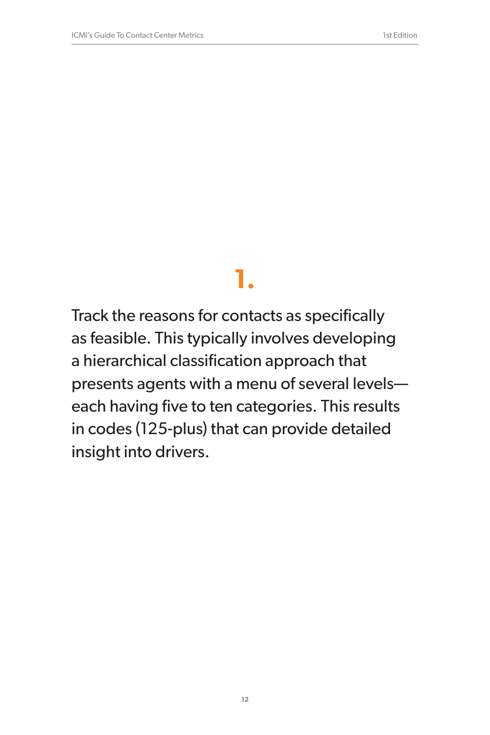# 1.

Track the reasons for contacts as specifically as feasible. This typically involves developing a hierarchical classification approach that presents agents with a menu of several levels—each having five to ten categories. This results in codes (125-plus) that can provide detailed insight into drivers.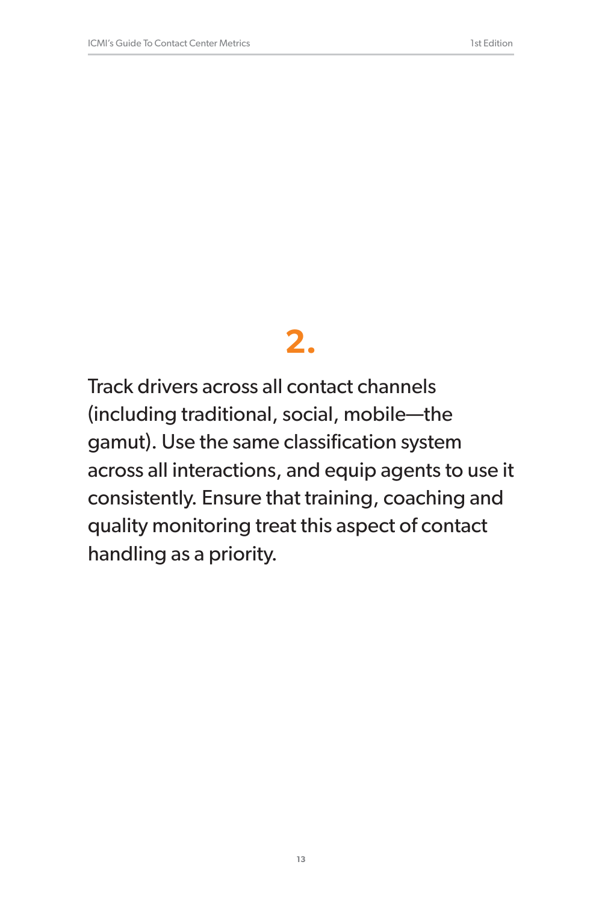## 2.

Track drivers across all contact channels (including traditional, social, mobile—the gamut). Use the same classification system across all interactions, and equip agents to use it consistently. Ensure that training, coaching and quality monitoring treat this aspect of contact handling as a priority.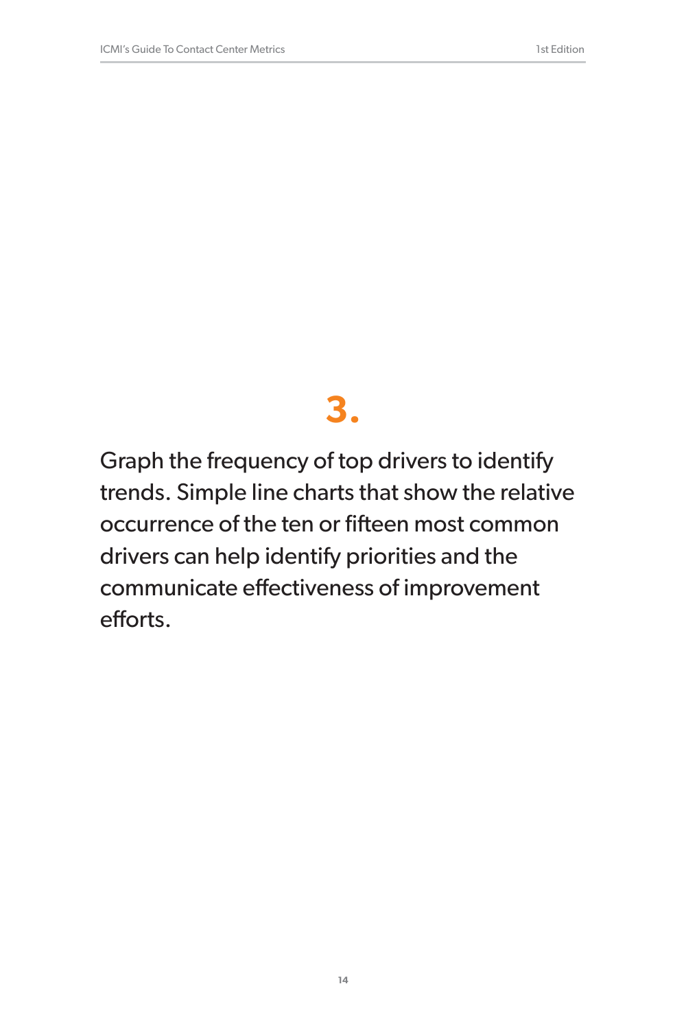# 3.

Graph the frequency of top drivers to identify trends. Simple line charts that show the relative occurrence of the ten or fifteen most common drivers can help identify priorities and the communicate effectiveness of improvement efforts.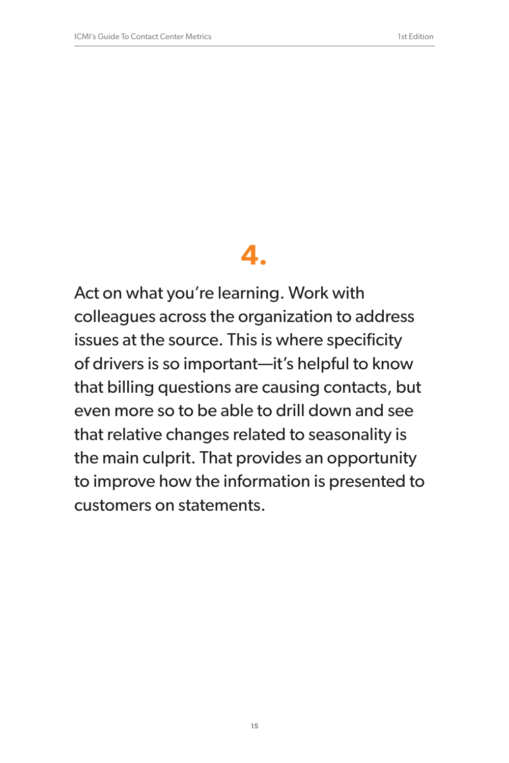# 4.

Act on what you're learning. Work with colleagues across the organization to address issues at the source. This is where specificity of drivers is so important—it's helpful to know that billing questions are causing contacts, but even more so to be able to drill down and see that relative changes related to seasonality is the main culprit. That provides an opportunity to improve how the information is presented to customers on statements.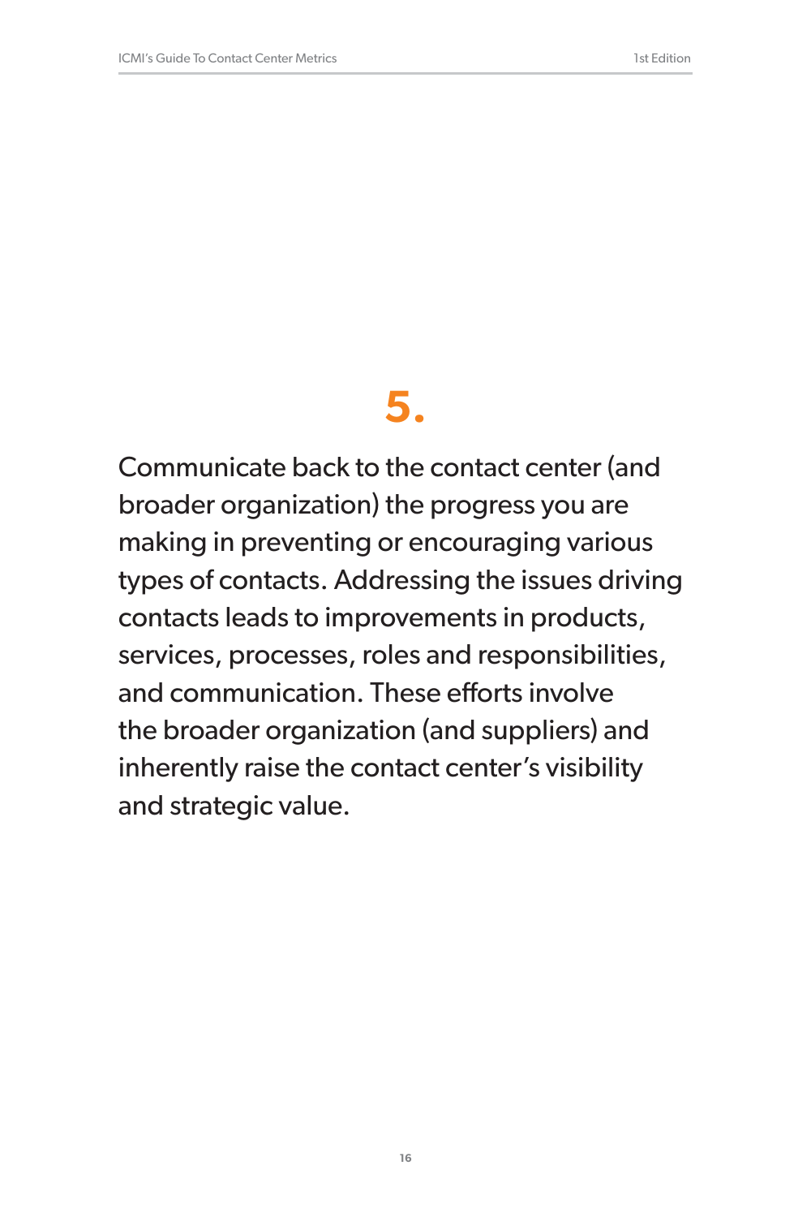# 5.

Communicate back to the contact center (and broader organization) the progress you are making in preventing or encouraging various types of contacts. Addressing the issues driving contacts leads to improvements in products, services, processes, roles and responsibilities, and communication. These efforts involve the broader organization (and suppliers) and inherently raise the contact center's visibility and strategic value.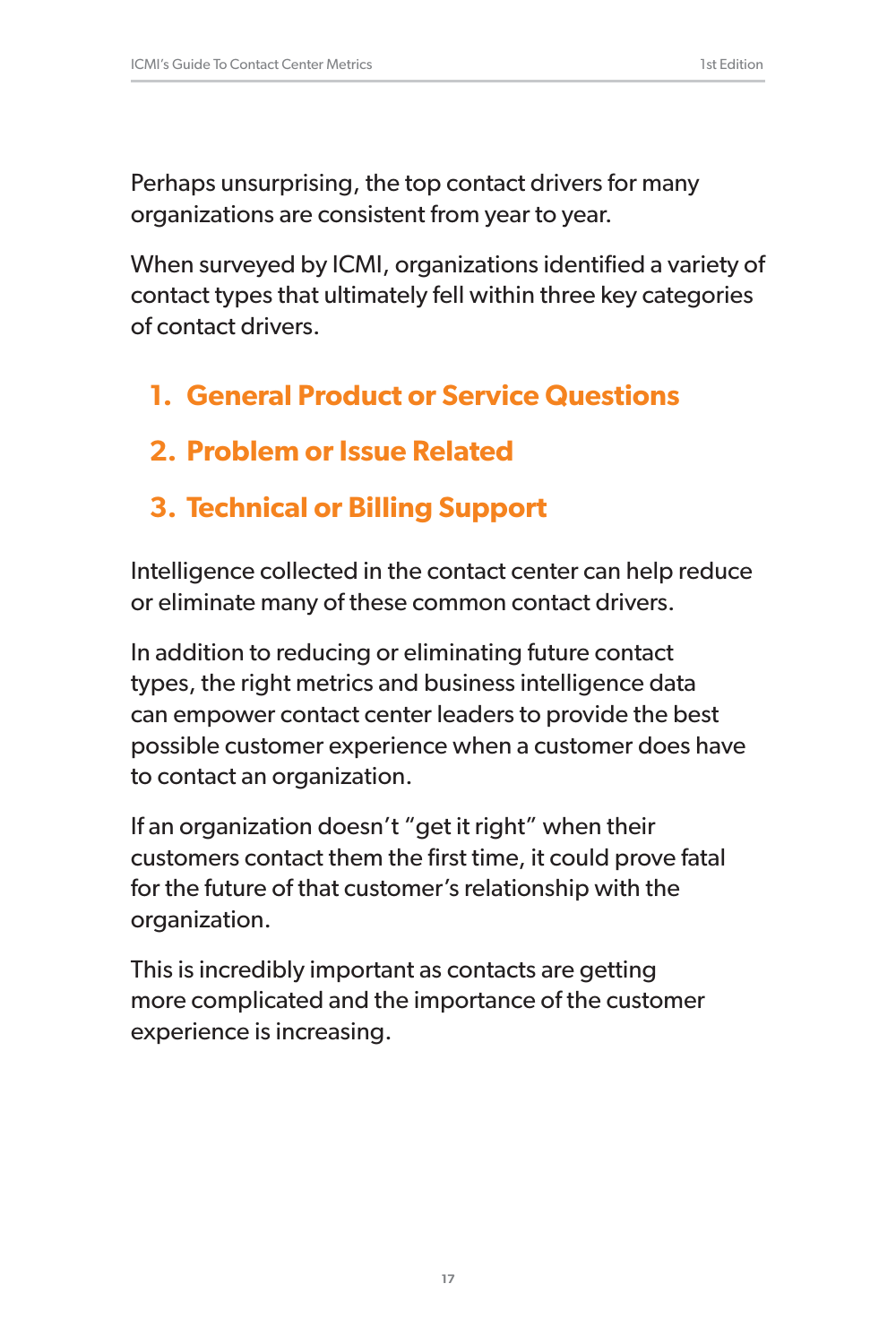Perhaps unsurprising, the top contact drivers for many organizations are consistent from year to year.

When surveyed by ICMI, organizations identified a variety of contact types that ultimately fell within three key categories of contact drivers.

1. **General Product or Service Questions**
2. **Problem or Issue Related**
3. **Technical or Billing Support**

Intelligence collected in the contact center can help reduce or eliminate many of these common contact drivers.

In addition to reducing or eliminating future contact types, the right metrics and business intelligence data can empower contact center leaders to provide the best possible customer experience when a customer does have to contact an organization.

If an organization doesn't "get it right" when their customers contact them the first time, it could prove fatal for the future of that customer's relationship with the organization.

This is incredibly important as contacts are getting more complicated and the importance of the customer experience is increasing.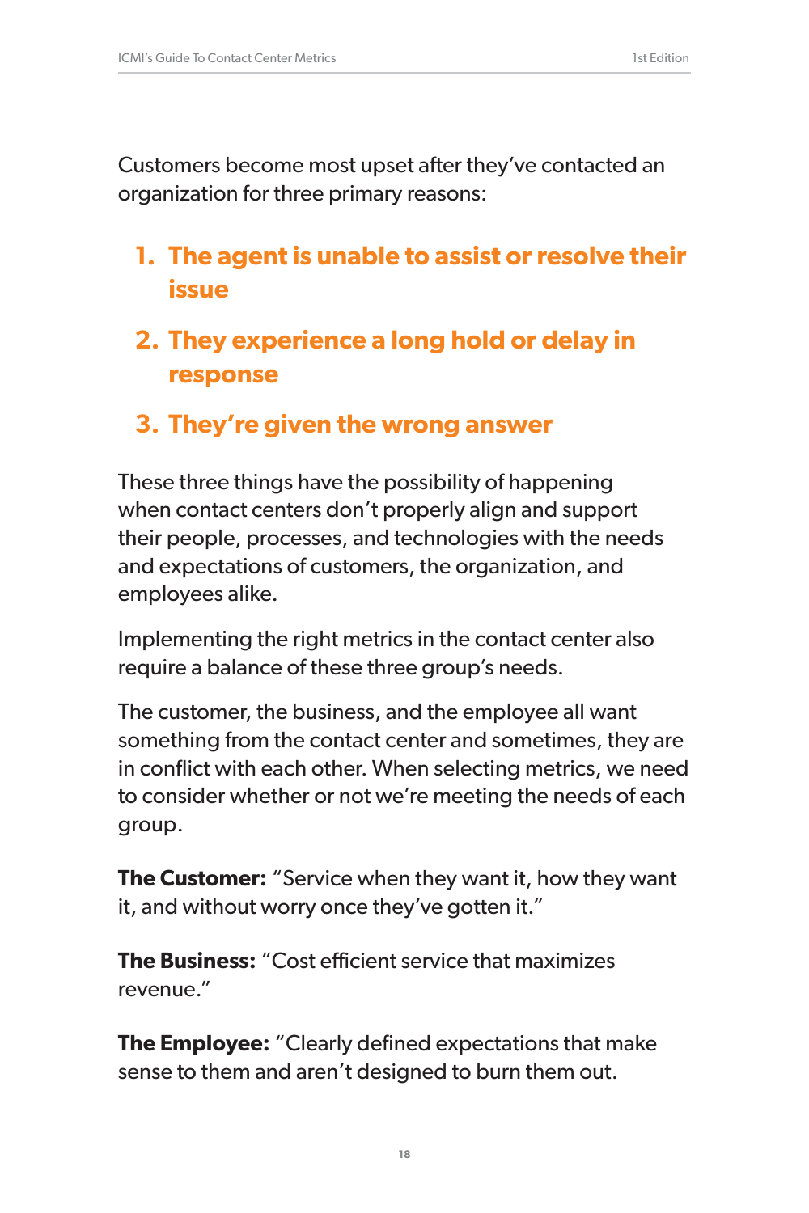Customers become most upset after they've contacted an organization for three primary reasons:

1. **The agent is unable to assist or resolve their issue**
2. **They experience a long hold or delay in response**
3. **They're given the wrong answer**

These three things have the possibility of happening when contact centers don't properly align and support their people, processes, and technologies with the needs and expectations of customers, the organization, and employees alike.

Implementing the right metrics in the contact center also require a balance of these three group's needs.

The customer, the business, and the employee all want something from the contact center and sometimes, they are in conflict with each other. When selecting metrics, we need to consider whether or not we're meeting the needs of each group.

**The Customer:** "Service when they want it, how they want it, and without worry once they've gotten it."

**The Business:** "Cost efficient service that maximizes revenue."

**The Employee:** "Clearly defined expectations that make sense to them and aren't designed to burn them out.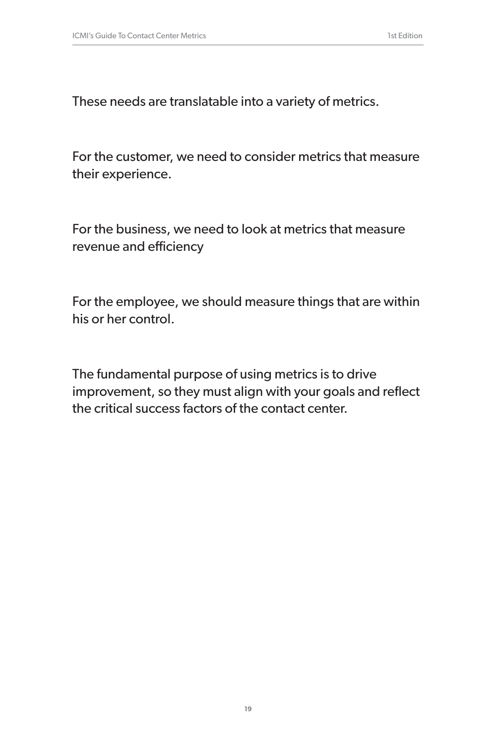These needs are translatable into a variety of metrics.

For the customer, we need to consider metrics that measure their experience.

For the business, we need to look at metrics that measure revenue and efficiency

For the employee, we should measure things that are within his or her control.

The fundamental purpose of using metrics is to drive improvement, so they must align with your goals and reflect the critical success factors of the contact center.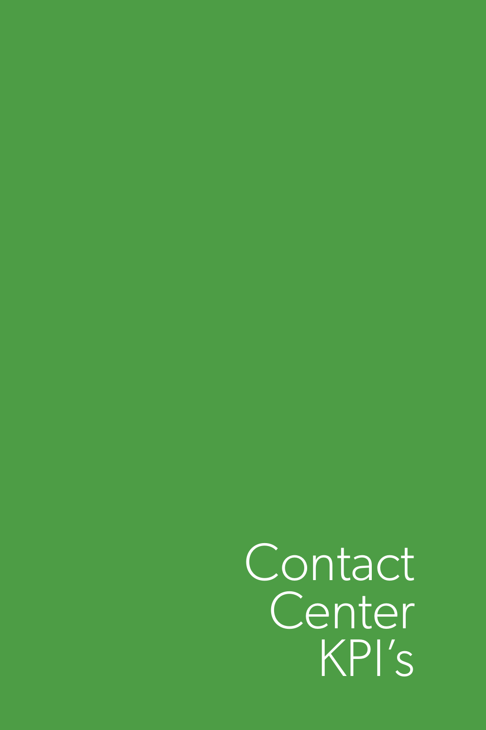# Contact Center KPI's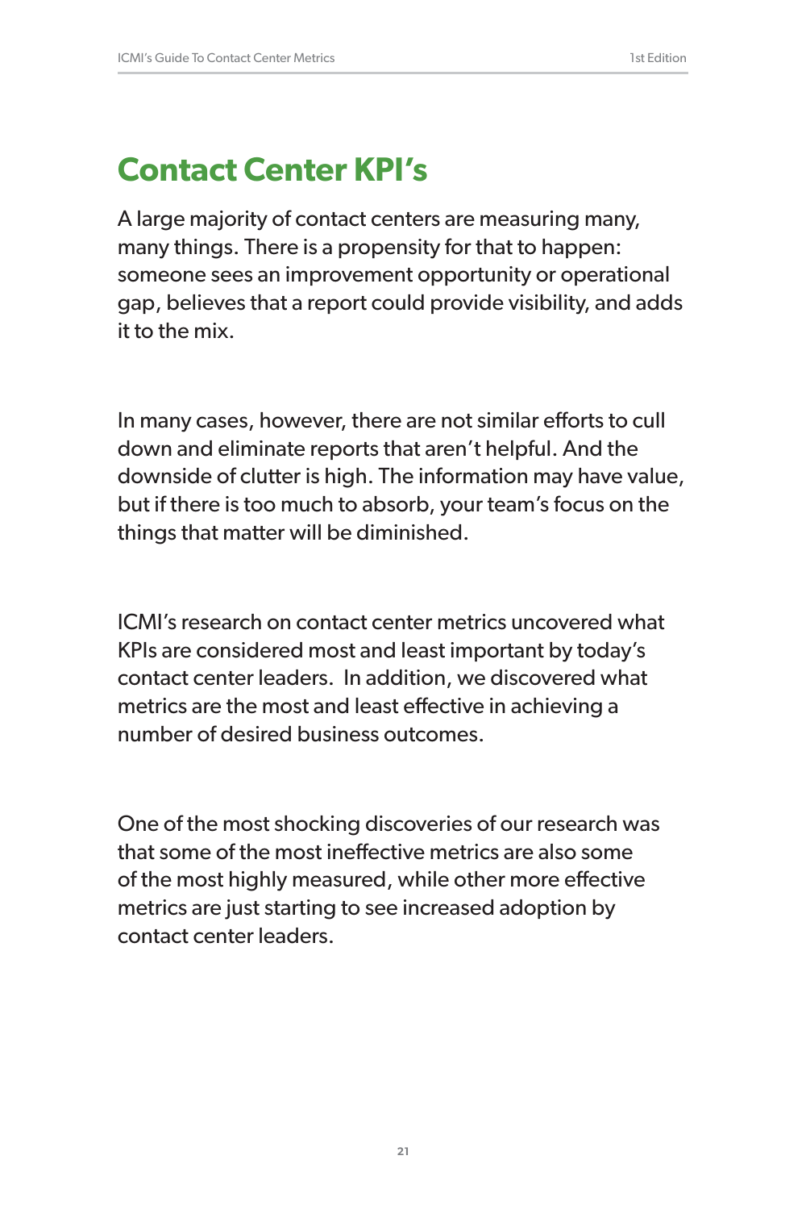# Contact Center KPI's

A large majority of contact centers are measuring many, many things. There is a propensity for that to happen: someone sees an improvement opportunity or operational gap, believes that a report could provide visibility, and adds it to the mix.

In many cases, however, there are not similar efforts to cull down and eliminate reports that aren't helpful. And the downside of clutter is high. The information may have value, but if there is too much to absorb, your team's focus on the things that matter will be diminished.

ICMI's research on contact center metrics uncovered what KPIs are considered most and least important by today's contact center leaders. In addition, we discovered what metrics are the most and least effective in achieving a number of desired business outcomes.

One of the most shocking discoveries of our research was that some of the most ineffective metrics are also some of the most highly measured, while other more effective metrics are just starting to see increased adoption by contact center leaders.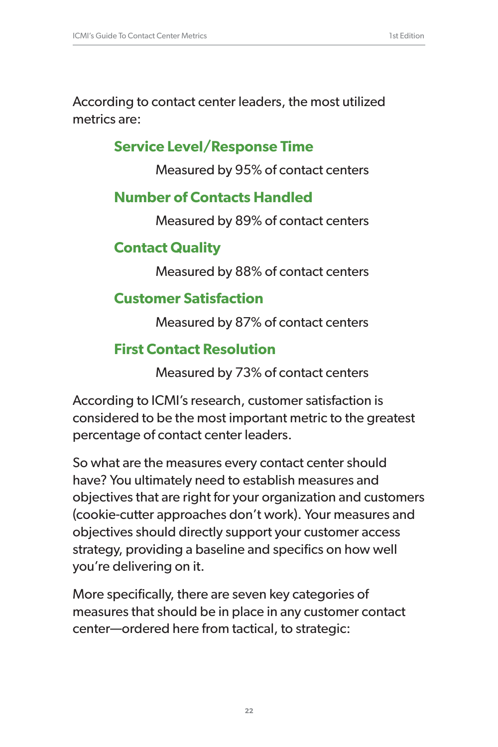According to contact center leaders, the most utilized metrics are:

**Service Level/Response Time**

Measured by 95% of contact centers

**Number of Contacts Handled**

Measured by 89% of contact centers

**Contact Quality**

Measured by 88% of contact centers

**Customer Satisfaction**

Measured by 87% of contact centers

**First Contact Resolution**

Measured by 73% of contact centers

According to ICMI's research, customer satisfaction is considered to be the most important metric to the greatest percentage of contact center leaders.

So what are the measures every contact center should have? You ultimately need to establish measures and objectives that are right for your organization and customers (cookie-cutter approaches don't work). Your measures and objectives should directly support your customer access strategy, providing a baseline and specifics on how well you're delivering on it.

More specifically, there are seven key categories of measures that should be in place in any customer contact center—ordered here from tactical, to strategic: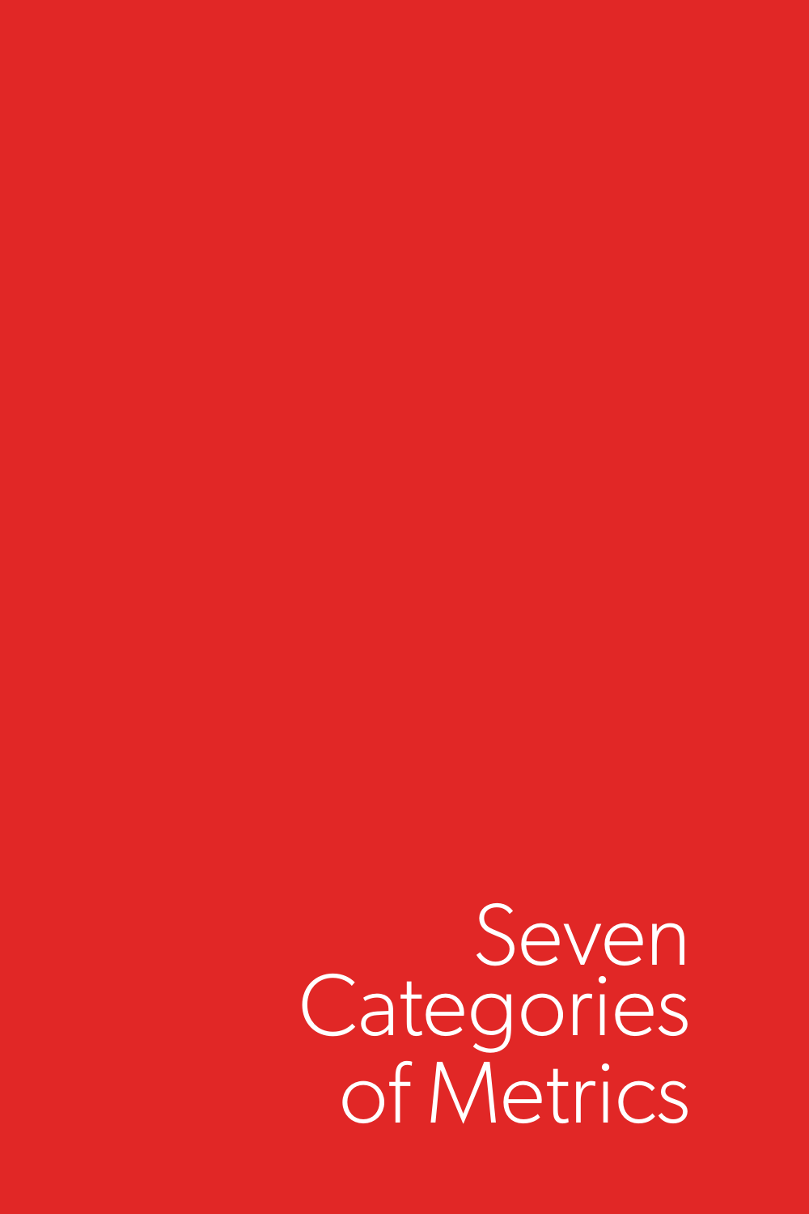# Seven Categories of Metrics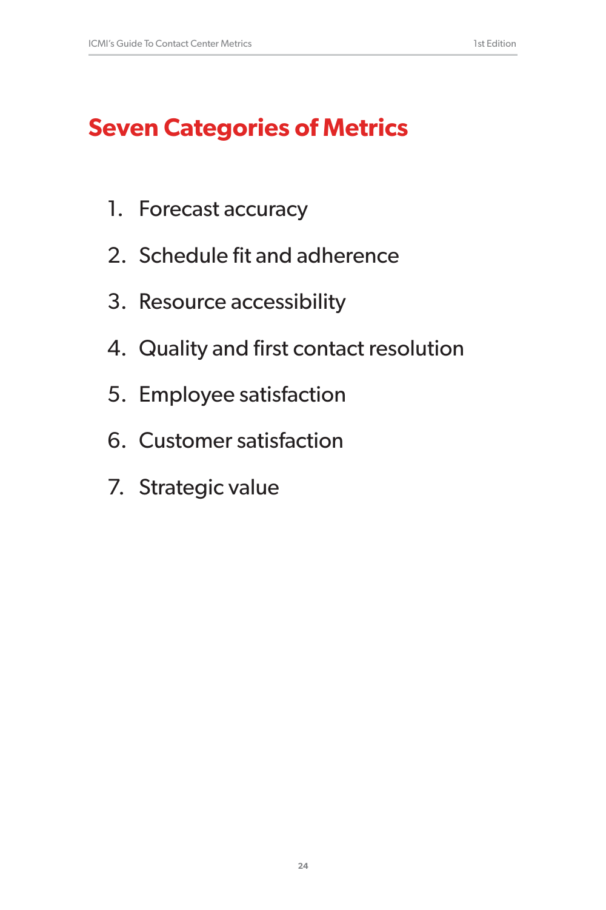# Seven Categories of Metrics

1. Forecast accuracy
2. Schedule fit and adherence
3. Resource accessibility
4. Quality and first contact resolution
5. Employee satisfaction
6. Customer satisfaction
7. Strategic value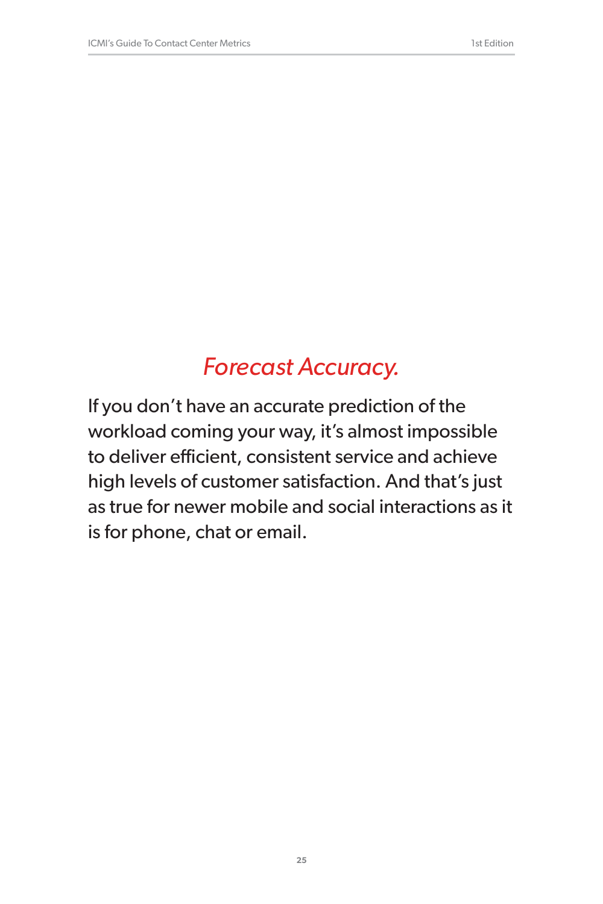# *Forecast Accuracy.*

If you don't have an accurate prediction of the workload coming your way, it's almost impossible to deliver efficient, consistent service and achieve high levels of customer satisfaction. And that's just as true for newer mobile and social interactions as it is for phone, chat or email.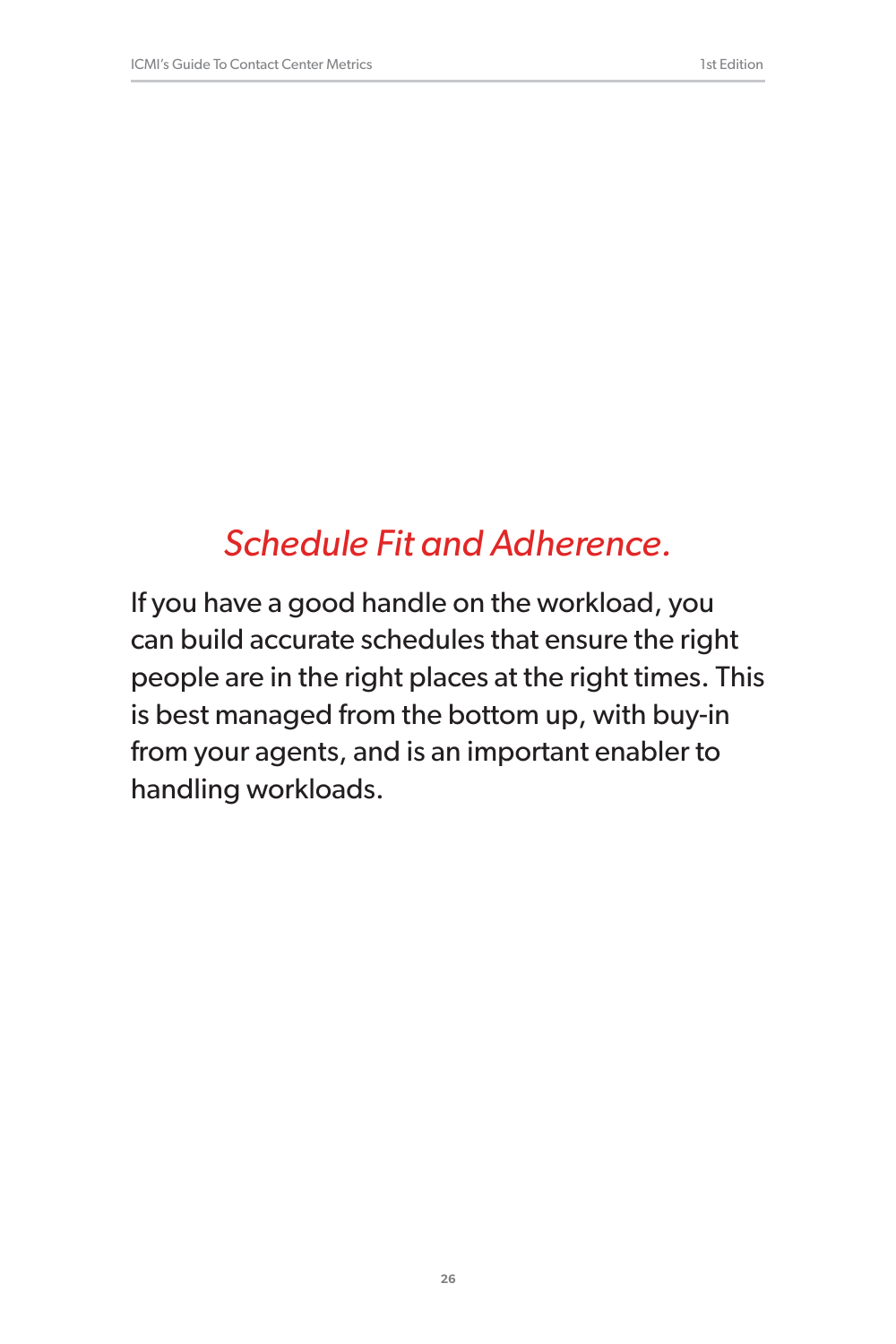## *Schedule Fit and Adherence.*

If you have a good handle on the workload, you can build accurate schedules that ensure the right people are in the right places at the right times. This is best managed from the bottom up, with buy-in from your agents, and is an important enabler to handling workloads.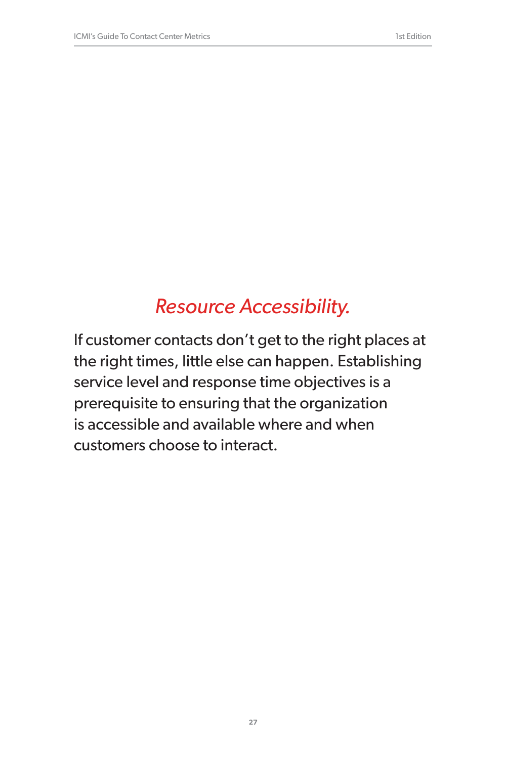## *Resource Accessibility.*

If customer contacts don't get to the right places at the right times, little else can happen. Establishing service level and response time objectives is a prerequisite to ensuring that the organization is accessible and available where and when customers choose to interact.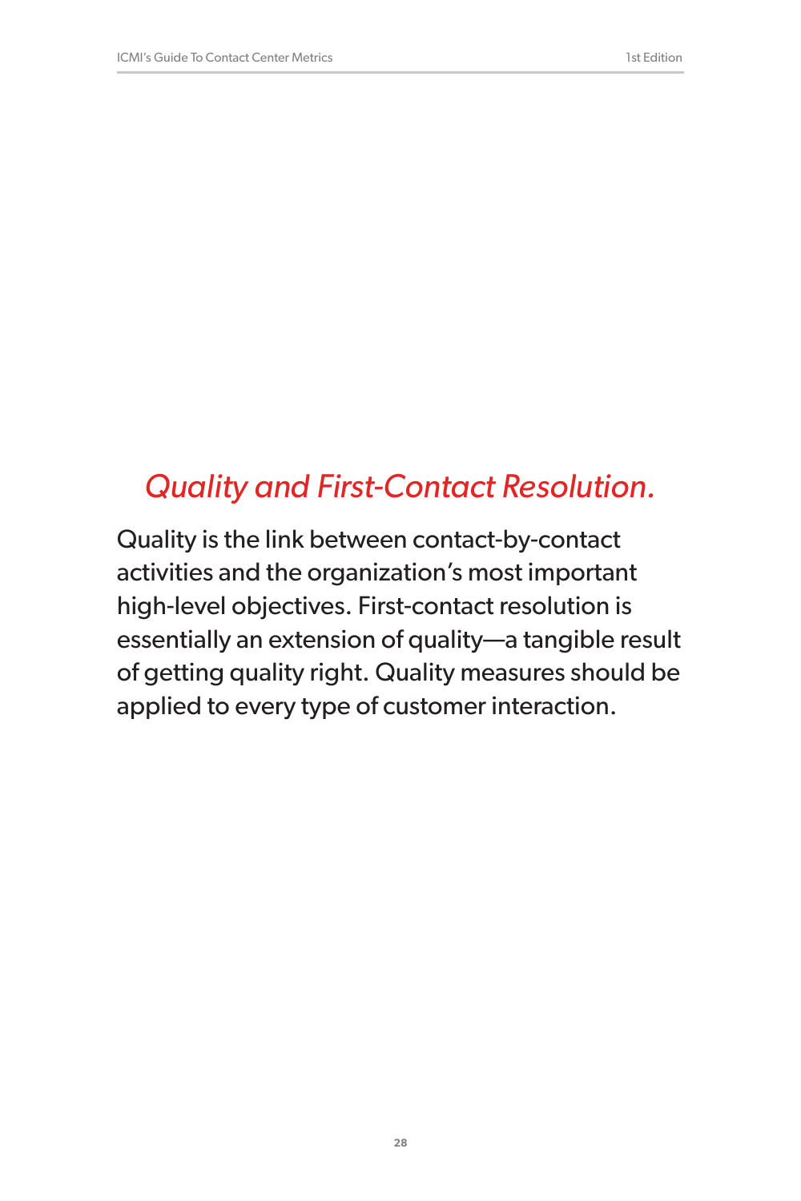## *Quality and First-Contact Resolution.*

Quality is the link between contact-by-contact activities and the organization's most important high-level objectives. First-contact resolution is essentially an extension of quality—a tangible result of getting quality right. Quality measures should be applied to every type of customer interaction.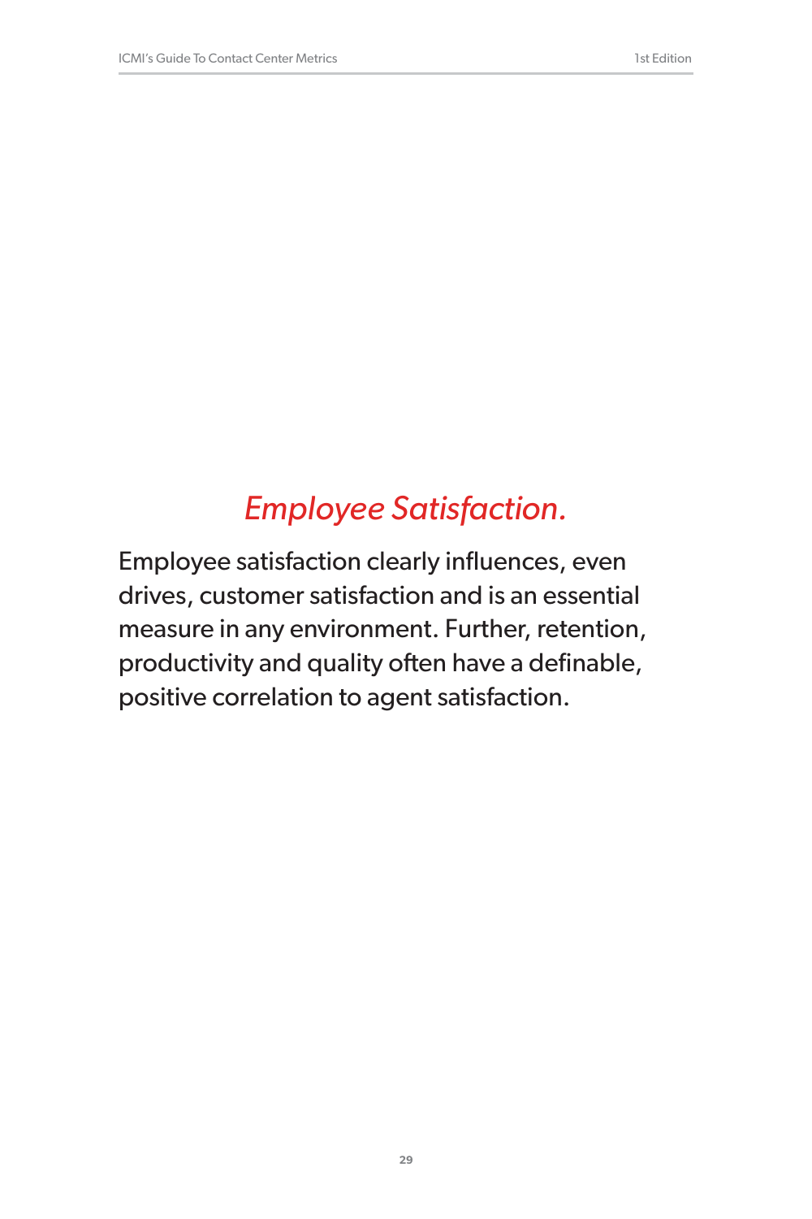# *Employee Satisfaction.*

Employee satisfaction clearly influences, even drives, customer satisfaction and is an essential measure in any environment. Further, retention, productivity and quality often have a definable, positive correlation to agent satisfaction.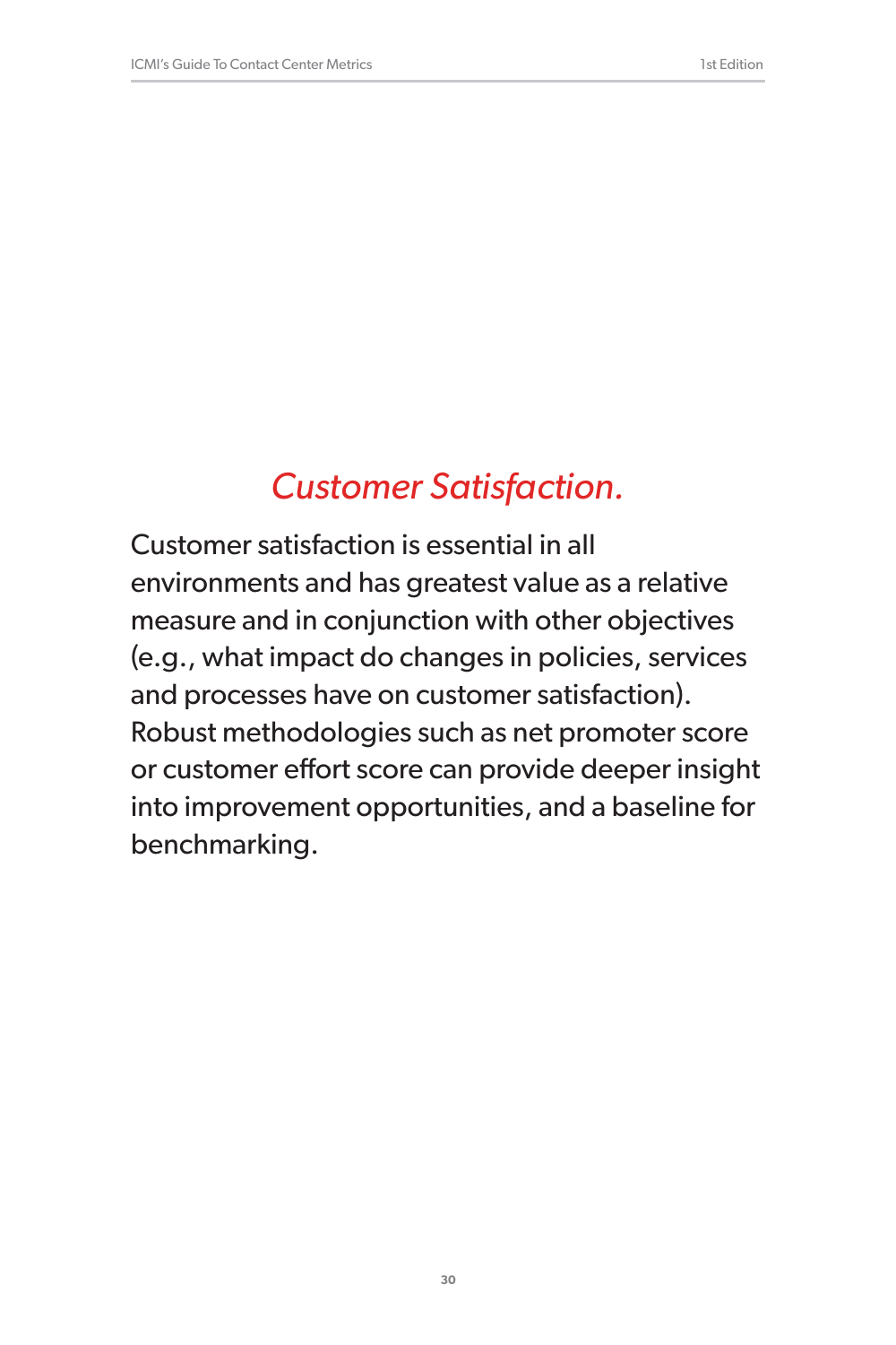## *Customer Satisfaction.*

Customer satisfaction is essential in all environments and has greatest value as a relative measure and in conjunction with other objectives (e.g., what impact do changes in policies, services and processes have on customer satisfaction). Robust methodologies such as net promoter score or customer effort score can provide deeper insight into improvement opportunities, and a baseline for benchmarking.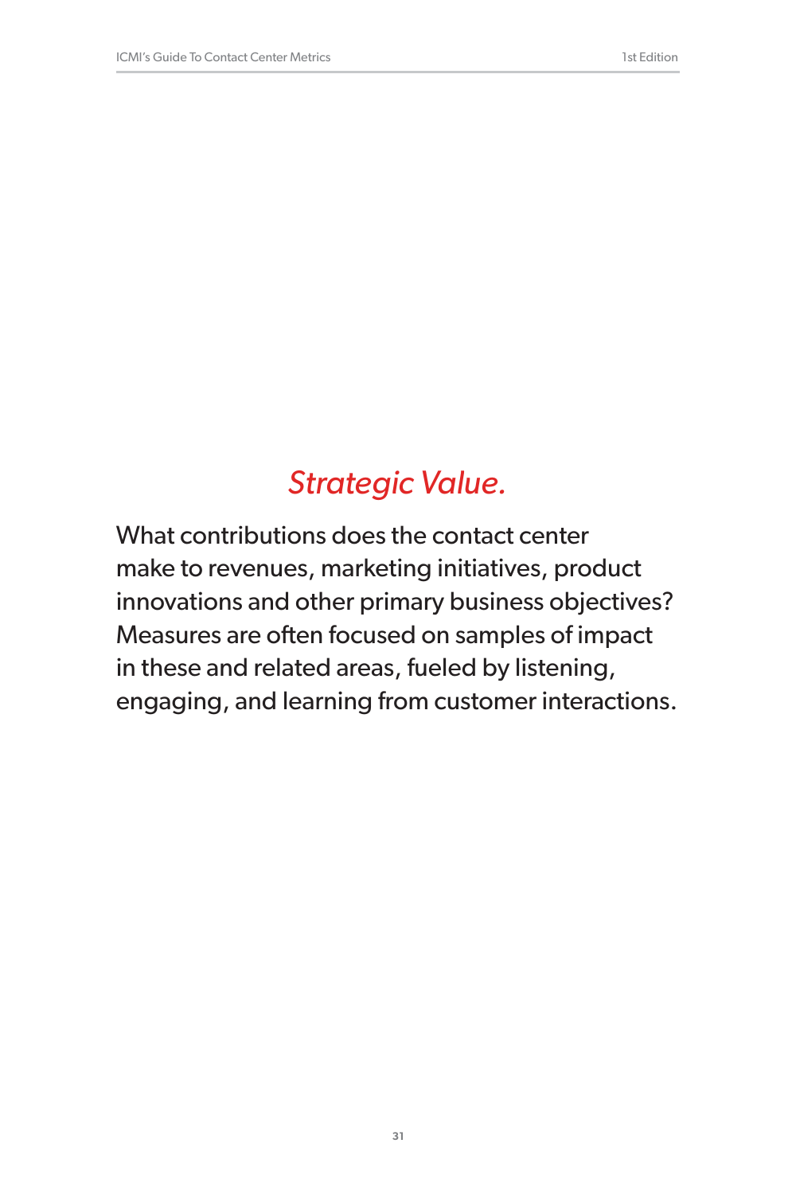## *Strategic Value.*

What contributions does the contact center make to revenues, marketing initiatives, product innovations and other primary business objectives? Measures are often focused on samples of impact in these and related areas, fueled by listening, engaging, and learning from customer interactions.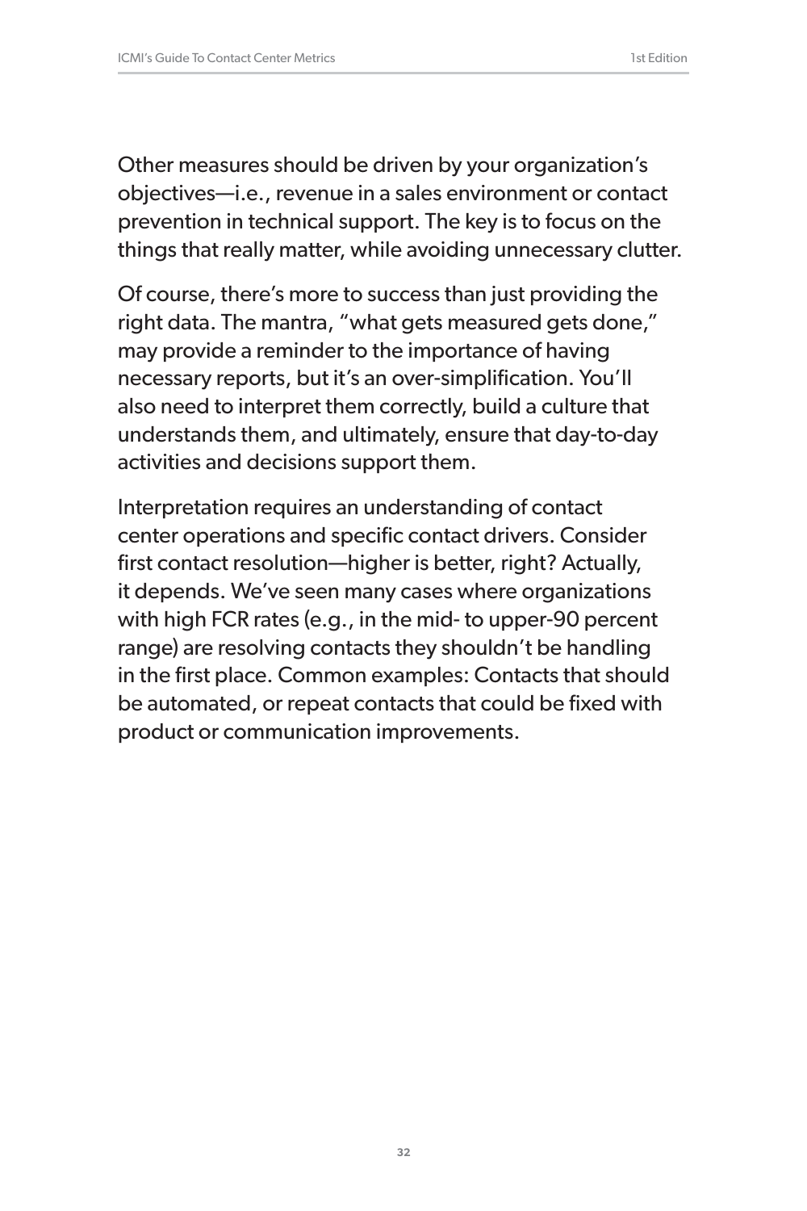Other measures should be driven by your organization's objectives—i.e., revenue in a sales environment or contact prevention in technical support. The key is to focus on the things that really matter, while avoiding unnecessary clutter.

Of course, there's more to success than just providing the right data. The mantra, "what gets measured gets done," may provide a reminder to the importance of having necessary reports, but it's an over-simplification. You'll also need to interpret them correctly, build a culture that understands them, and ultimately, ensure that day-to-day activities and decisions support them.

Interpretation requires an understanding of contact center operations and specific contact drivers. Consider first contact resolution—higher is better, right? Actually, it depends. We've seen many cases where organizations with high FCR rates (e.g., in the mid- to upper-90 percent range) are resolving contacts they shouldn't be handling in the first place. Common examples: Contacts that should be automated, or repeat contacts that could be fixed with product or communication improvements.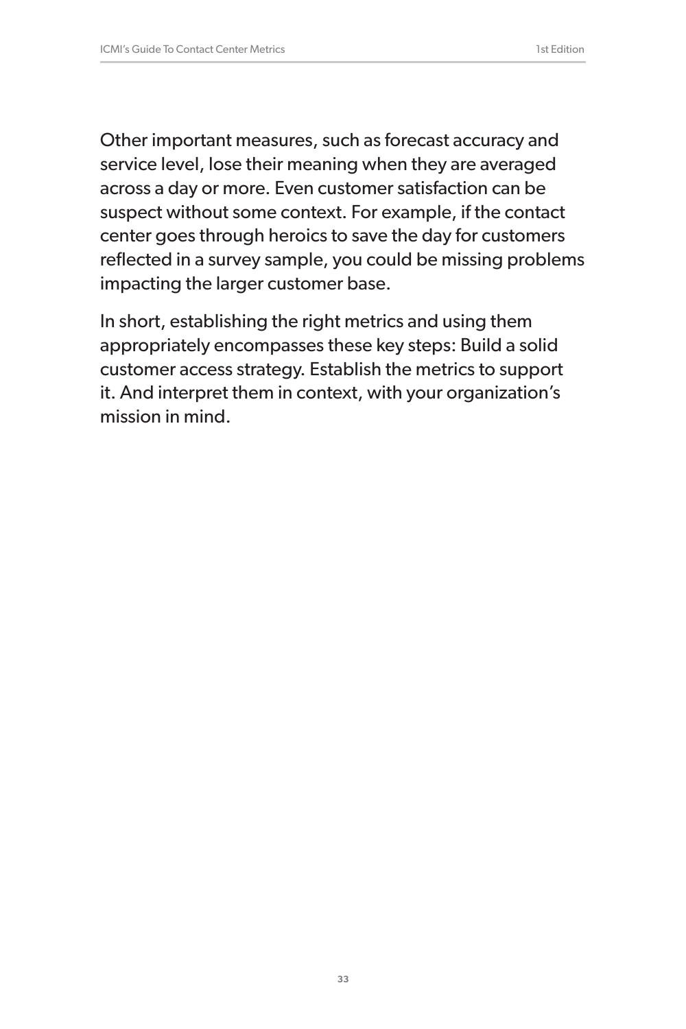Other important measures, such as forecast accuracy and service level, lose their meaning when they are averaged across a day or more. Even customer satisfaction can be suspect without some context. For example, if the contact center goes through heroics to save the day for customers reflected in a survey sample, you could be missing problems impacting the larger customer base.

In short, establishing the right metrics and using them appropriately encompasses these key steps: Build a solid customer access strategy. Establish the metrics to support it. And interpret them in context, with your organization's mission in mind.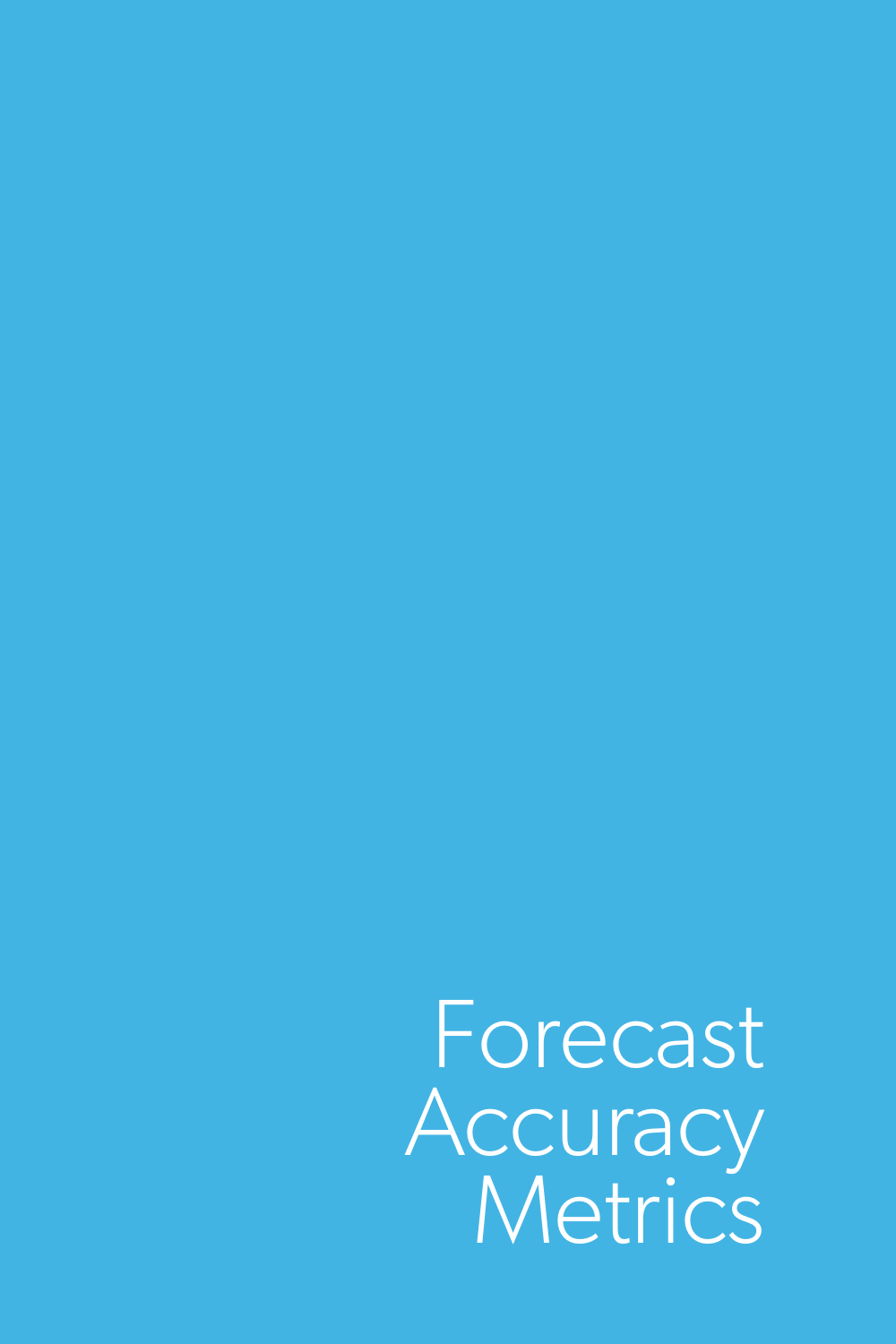# Forecast Accuracy Metrics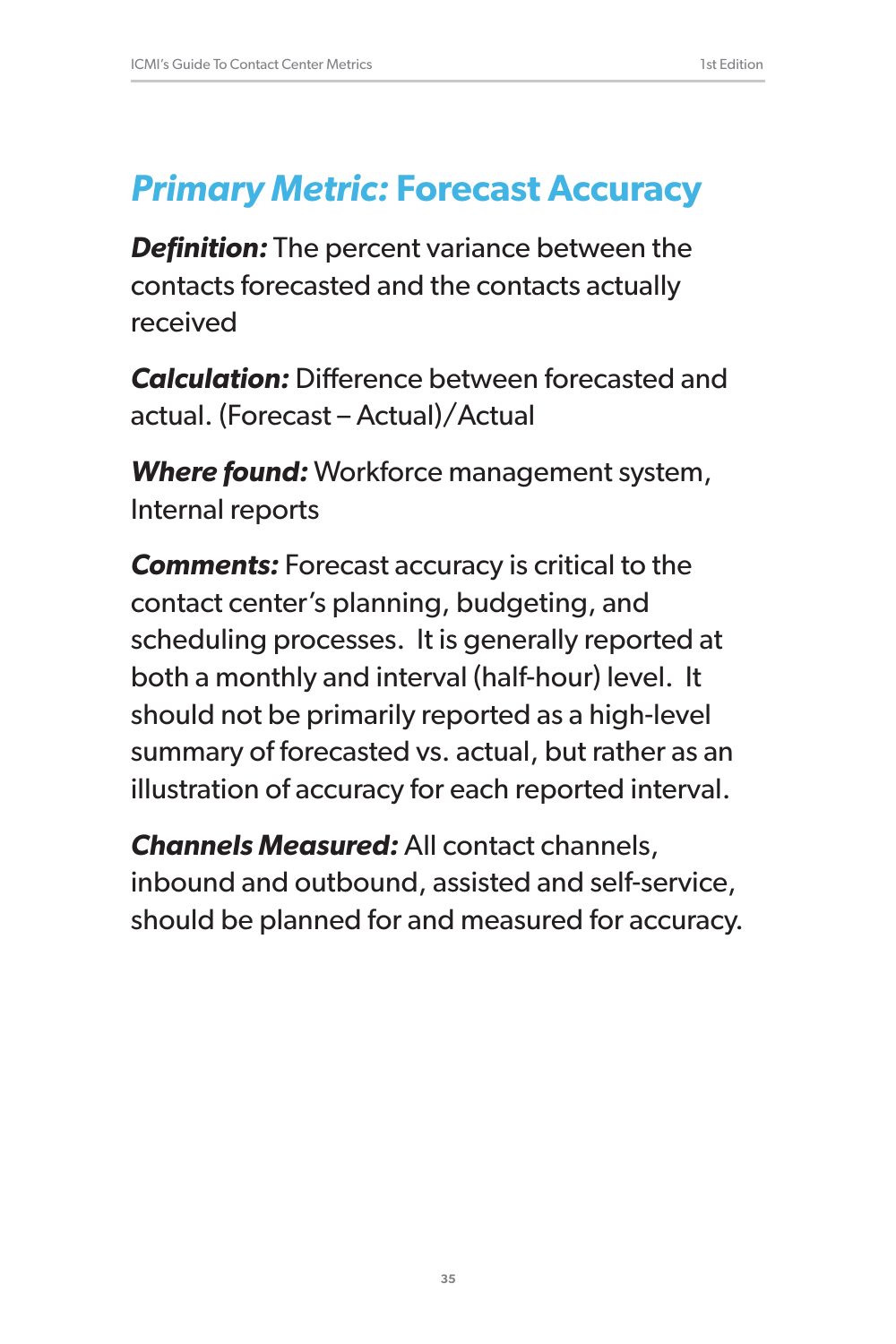# *Primary Metric:* Forecast Accuracy

***Definition:*** The percent variance between the contacts forecasted and the contacts actually received

***Calculation:*** Difference between forecasted and actual. (Forecast – Actual)/Actual

***Where found:*** Workforce management system, Internal reports

***Comments:*** Forecast accuracy is critical to the contact center's planning, budgeting, and scheduling processes. It is generally reported at both a monthly and interval (half-hour) level. It should not be primarily reported as a high-level summary of forecasted vs. actual, but rather as an illustration of accuracy for each reported interval.

***Channels Measured:*** All contact channels, inbound and outbound, assisted and self-service, should be planned for and measured for accuracy.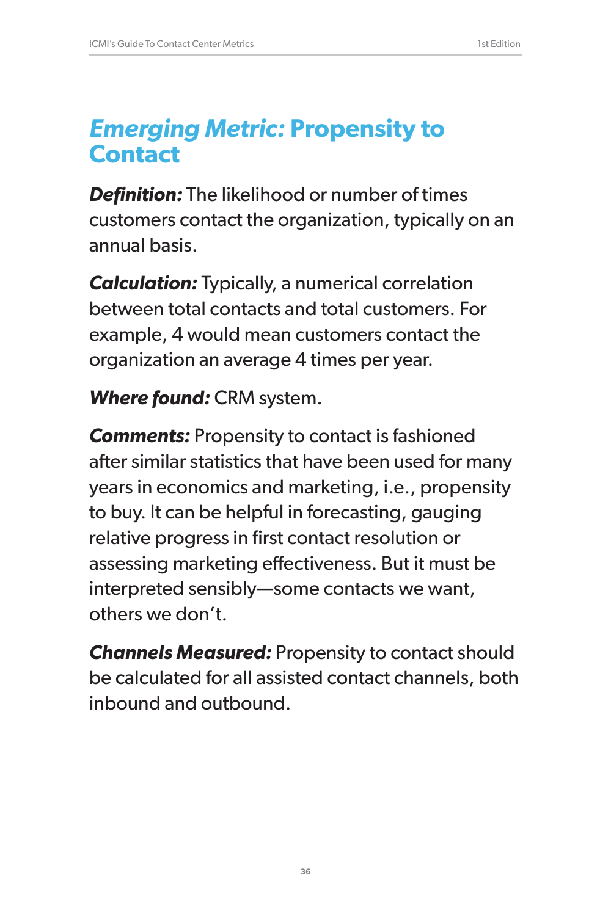## *Emerging Metric:* Propensity to Contact

***Definition:*** The likelihood or number of times customers contact the organization, typically on an annual basis.

***Calculation:*** Typically, a numerical correlation between total contacts and total customers. For example, 4 would mean customers contact the organization an average 4 times per year.

***Where found:*** CRM system.

***Comments:*** Propensity to contact is fashioned after similar statistics that have been used for many years in economics and marketing, i.e., propensity to buy. It can be helpful in forecasting, gauging relative progress in first contact resolution or assessing marketing effectiveness. But it must be interpreted sensibly—some contacts we want, others we don't.

***Channels Measured:*** Propensity to contact should be calculated for all assisted contact channels, both inbound and outbound.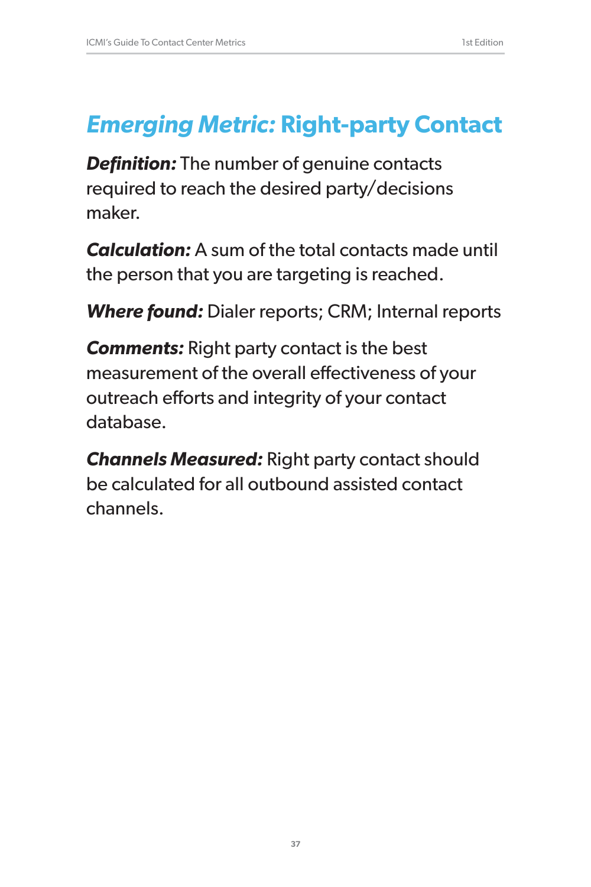# *Emerging Metric:* Right-party Contact

***Definition:*** The number of genuine contacts required to reach the desired party/decisions maker.

***Calculation:*** A sum of the total contacts made until the person that you are targeting is reached.

***Where found:*** Dialer reports; CRM; Internal reports

***Comments:*** Right party contact is the best measurement of the overall effectiveness of your outreach efforts and integrity of your contact database.

***Channels Measured:*** Right party contact should be calculated for all outbound assisted contact channels.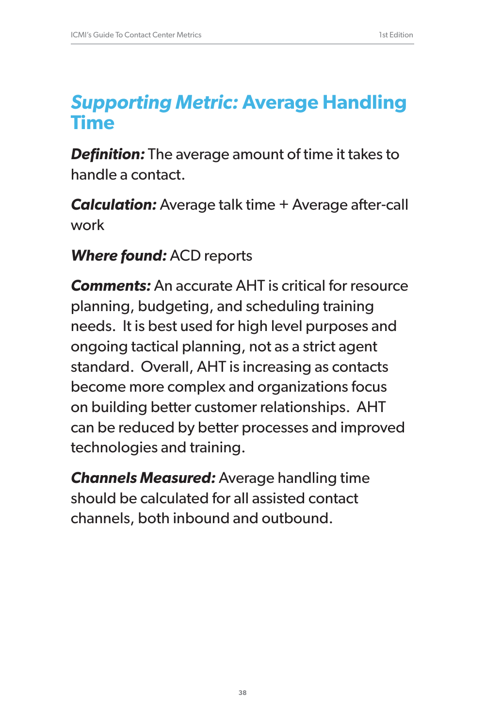## *Supporting Metric:* Average Handling Time

***Definition:*** The average amount of time it takes to handle a contact.

***Calculation:*** Average talk time + Average after-call work

***Where found:*** ACD reports

***Comments:*** An accurate AHT is critical for resource planning, budgeting, and scheduling training needs. It is best used for high level purposes and ongoing tactical planning, not as a strict agent standard. Overall, AHT is increasing as contacts become more complex and organizations focus on building better customer relationships. AHT can be reduced by better processes and improved technologies and training.

***Channels Measured:*** Average handling time should be calculated for all assisted contact channels, both inbound and outbound.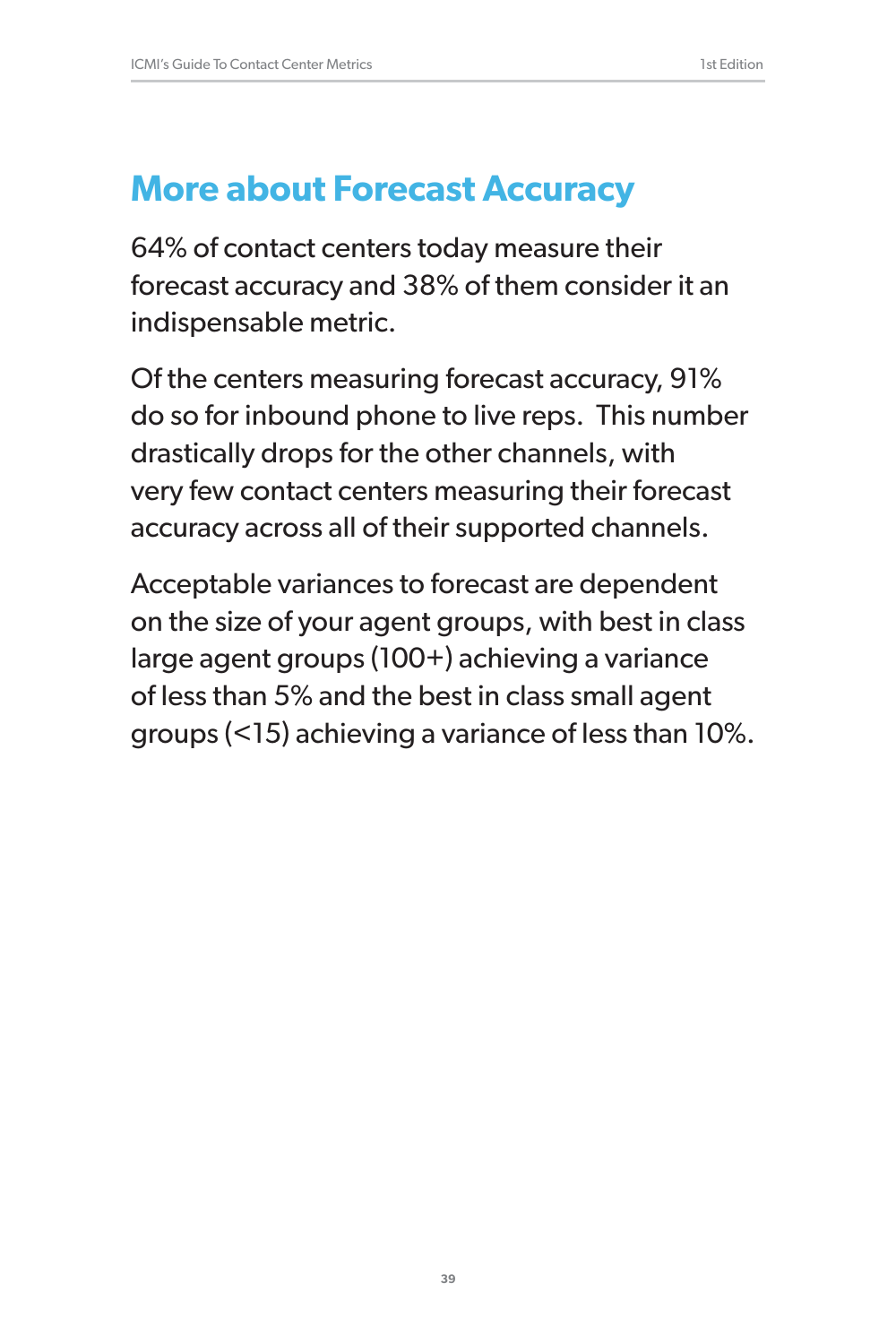## More about Forecast Accuracy

64% of contact centers today measure their forecast accuracy and 38% of them consider it an indispensable metric.

Of the centers measuring forecast accuracy, 91% do so for inbound phone to live reps.  This number drastically drops for the other channels, with very few contact centers measuring their forecast accuracy across all of their supported channels.

Acceptable variances to forecast are dependent on the size of your agent groups, with best in class large agent groups (100+) achieving a variance of less than 5% and the best in class small agent groups (<15) achieving a variance of less than 10%.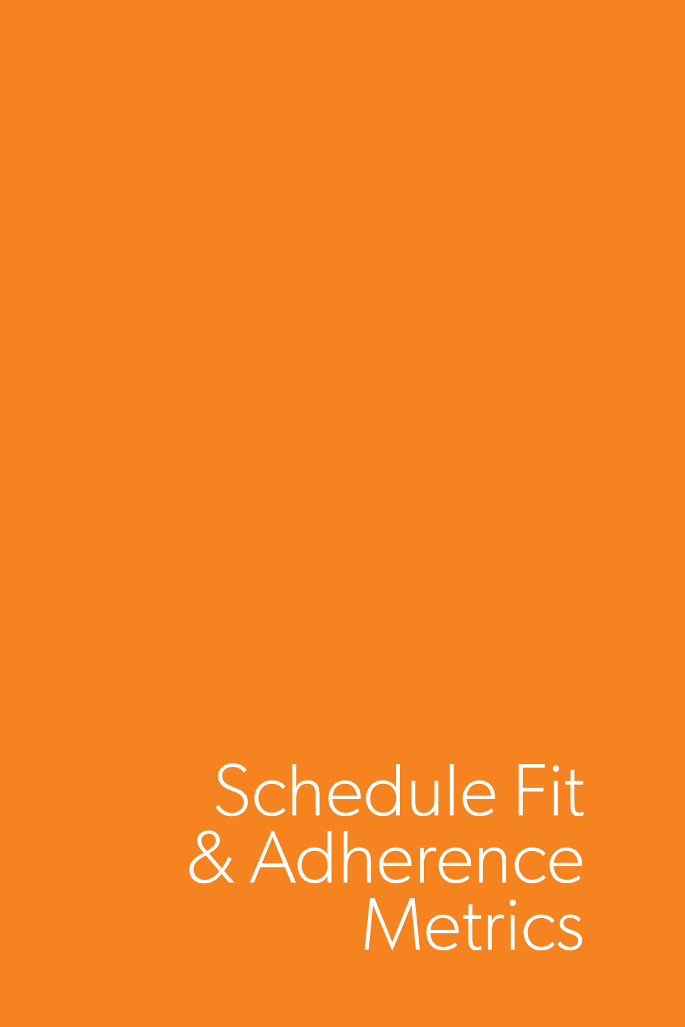# Schedule Fit & Adherence Metrics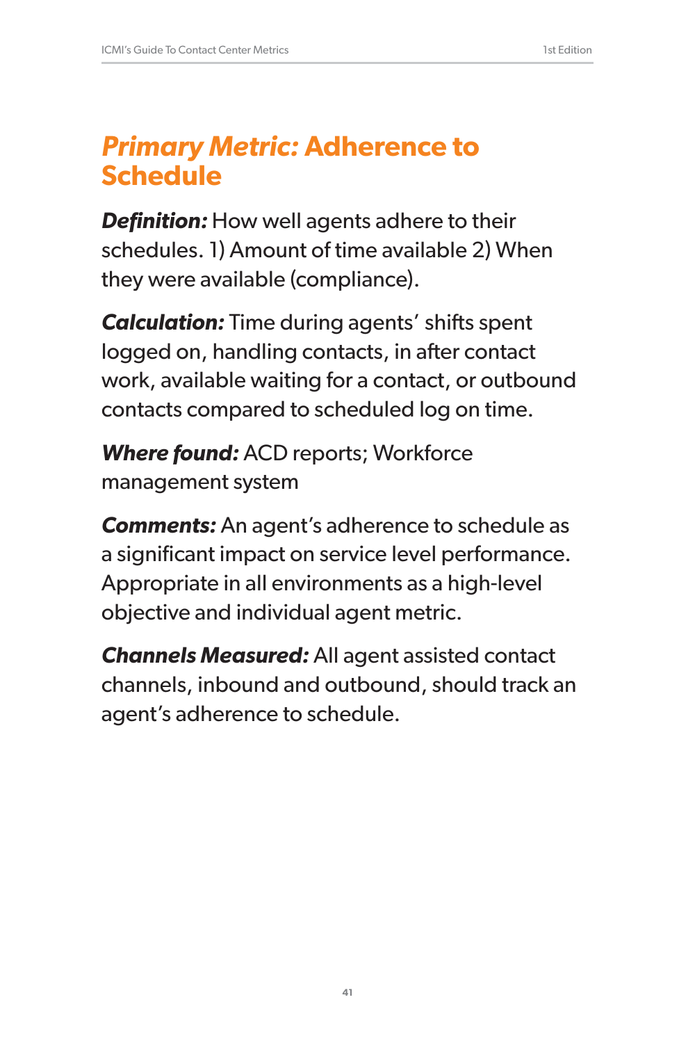## *Primary Metric:* Adherence to Schedule

***Definition:*** How well agents adhere to their schedules. 1) Amount of time available 2) When they were available (compliance).

***Calculation:*** Time during agents' shifts spent logged on, handling contacts, in after contact work, available waiting for a contact, or outbound contacts compared to scheduled log on time.

***Where found:*** ACD reports; Workforce management system

***Comments:*** An agent's adherence to schedule as a significant impact on service level performance. Appropriate in all environments as a high-level objective and individual agent metric.

***Channels Measured:*** All agent assisted contact channels, inbound and outbound, should track an agent's adherence to schedule.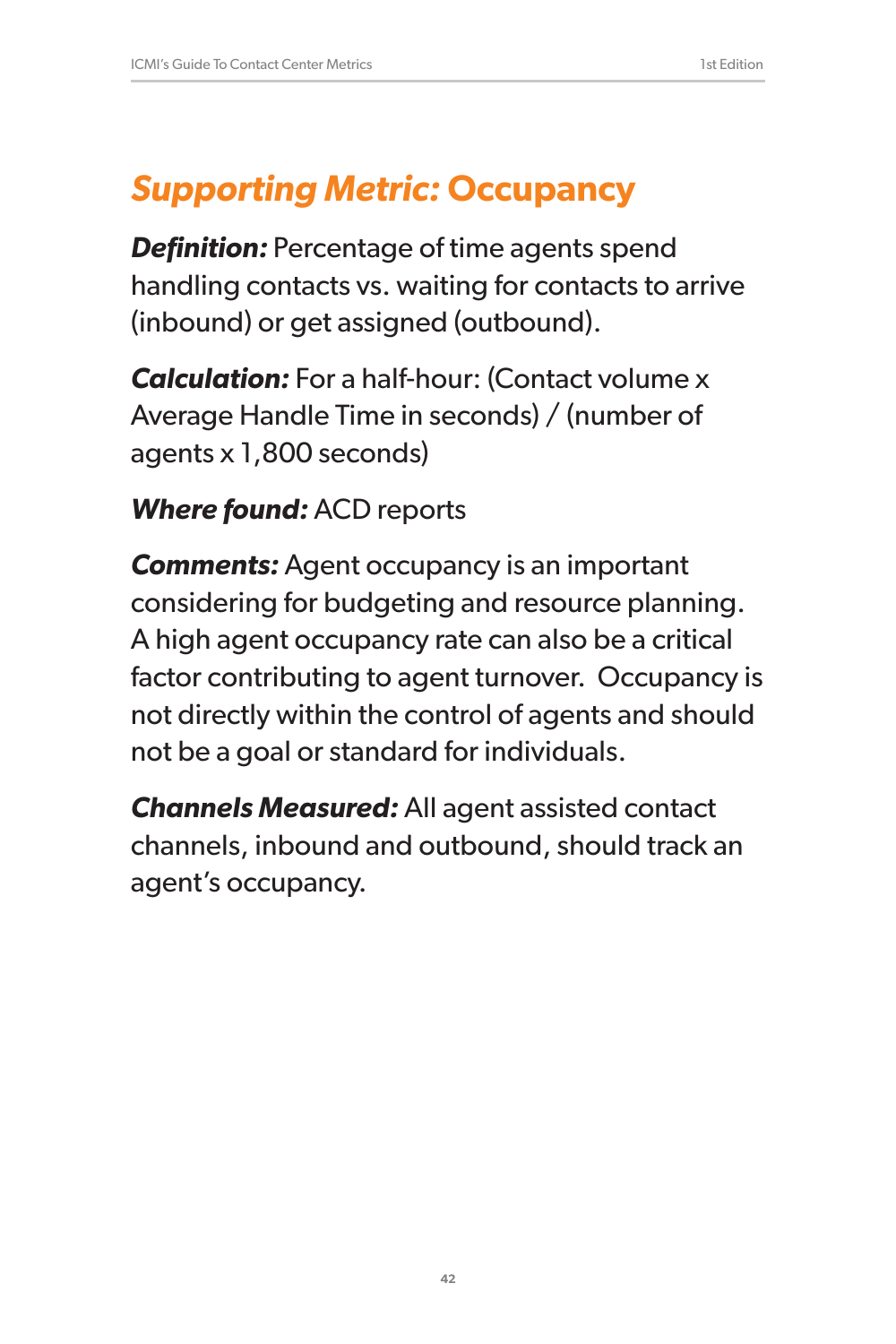## *Supporting Metric:* Occupancy

***Definition:*** Percentage of time agents spend handling contacts vs. waiting for contacts to arrive (inbound) or get assigned (outbound).

***Calculation:*** For a half-hour: (Contact volume x Average Handle Time in seconds) / (number of agents x 1,800 seconds)

***Where found:*** ACD reports

***Comments:*** Agent occupancy is an important considering for budgeting and resource planning. A high agent occupancy rate can also be a critical factor contributing to agent turnover. Occupancy is not directly within the control of agents and should not be a goal or standard for individuals.

***Channels Measured:*** All agent assisted contact channels, inbound and outbound, should track an agent's occupancy.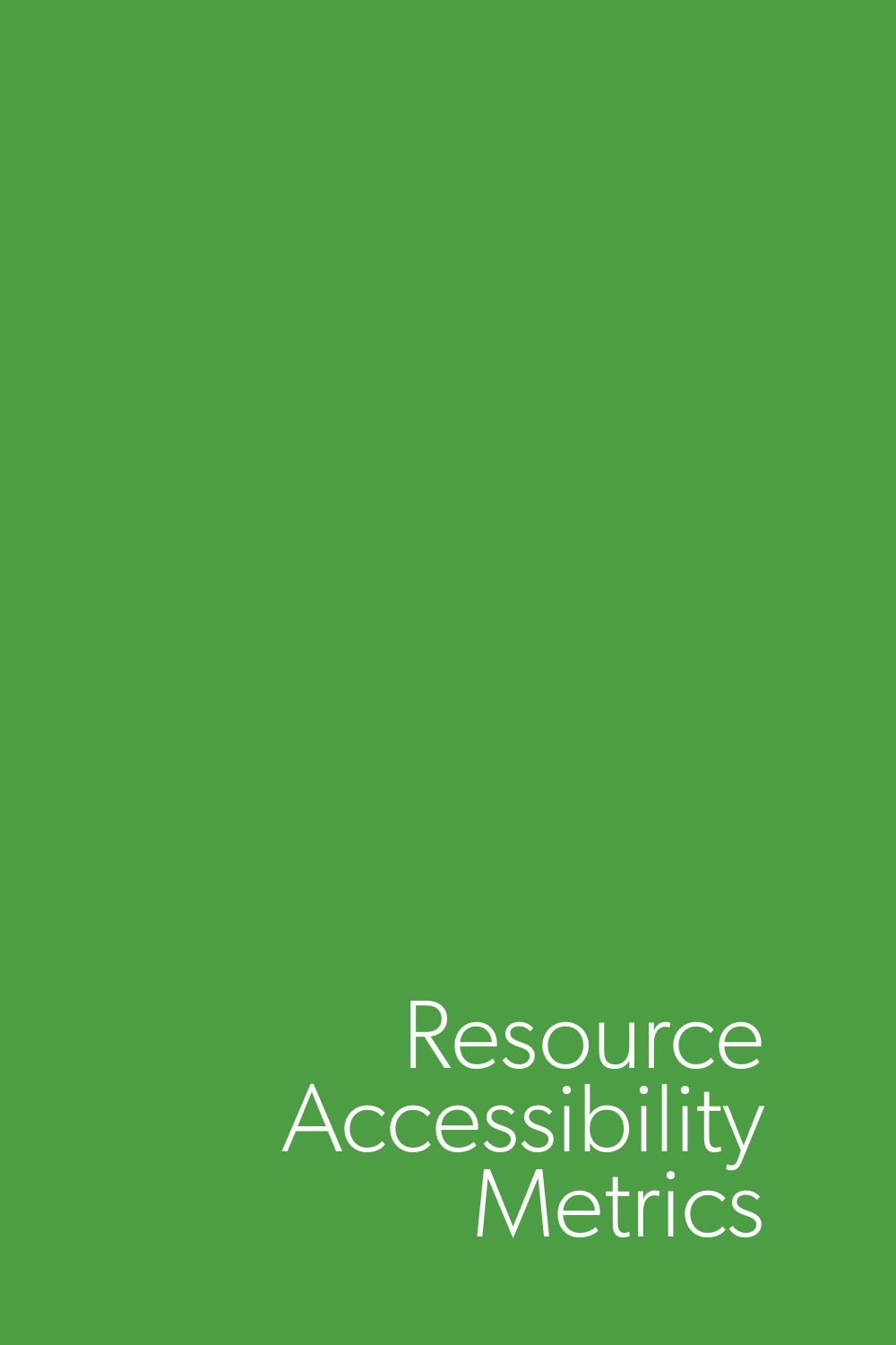# Resource Accessibility Metrics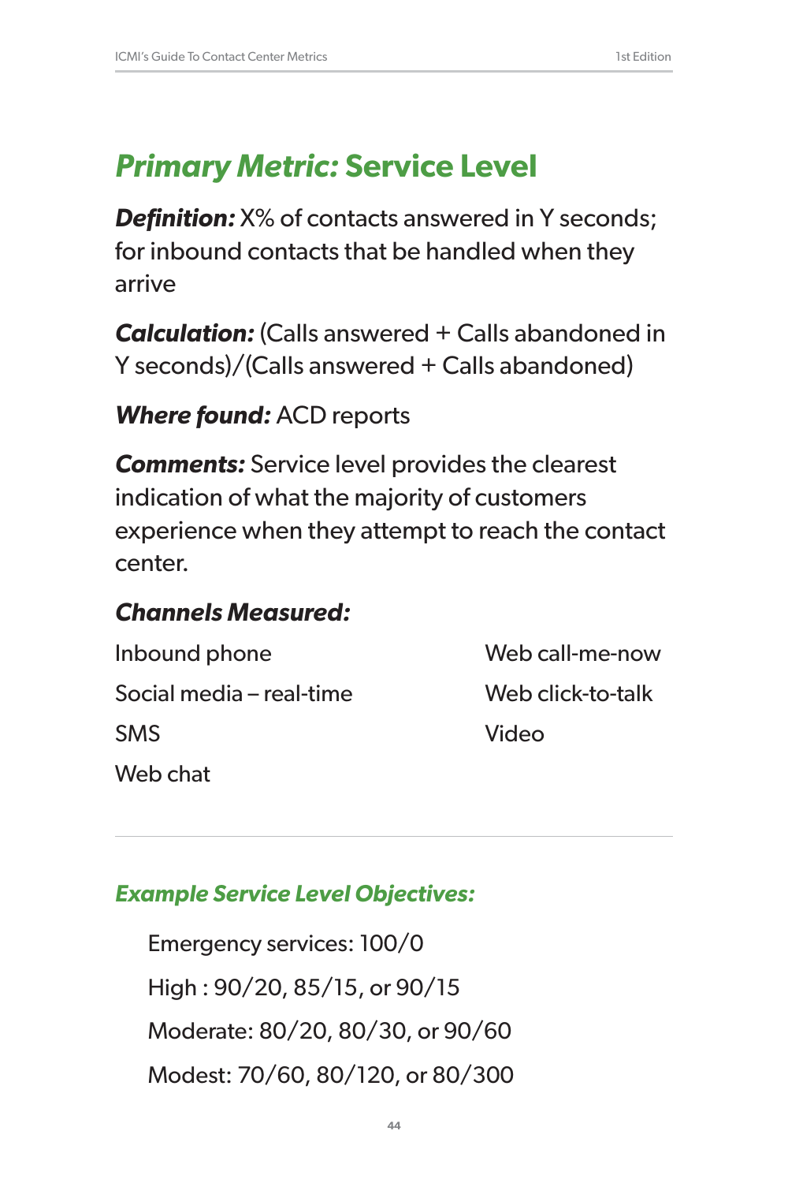# *Primary Metric:* Service Level

***Definition:*** X% of contacts answered in Y seconds; for inbound contacts that be handled when they arrive

***Calculation:*** (Calls answered + Calls abandoned in Y seconds)/(Calls answered + Calls abandoned)

***Where found:*** ACD reports

***Comments:*** Service level provides the clearest indication of what the majority of customers experience when they attempt to reach the contact center.

### *Channels Measured:*

Inbound phone

Social media – real-time

SMS

Web chat

Web call-me-now

Web click-to-talk

Video

---

### *Example Service Level Objectives:*

Emergency services: 100/0

High : 90/20, 85/15, or 90/15

Moderate: 80/20, 80/30, or 90/60

Modest: 70/60, 80/120, or 80/300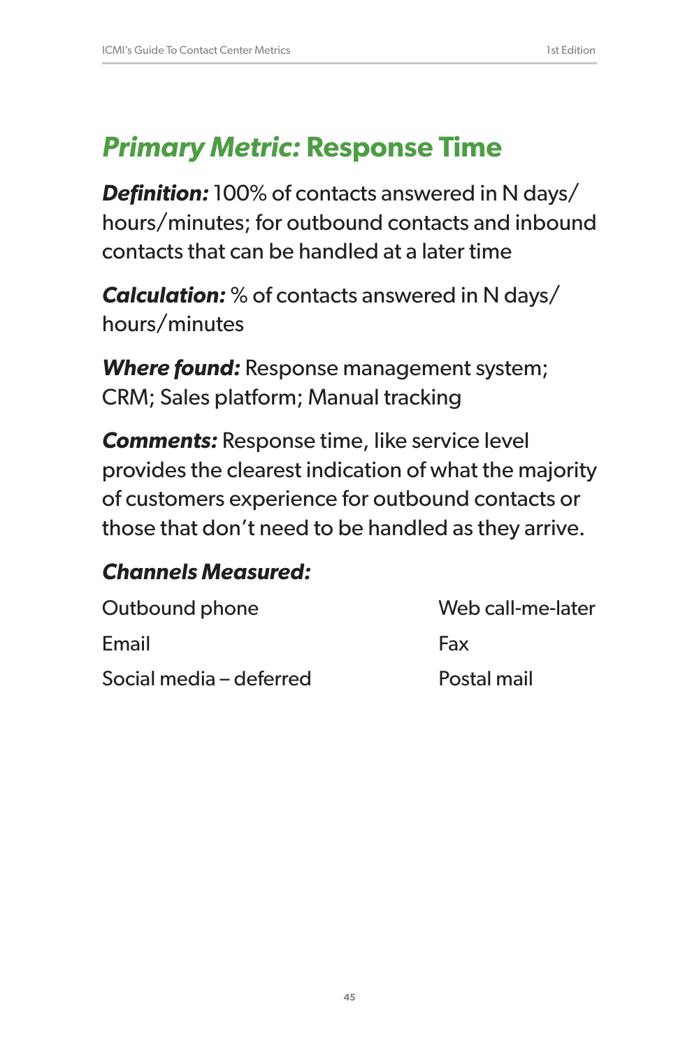# *Primary Metric:* Response Time

***Definition:*** 100% of contacts answered in N days/hours/minutes; for outbound contacts and inbound contacts that can be handled at a later time

***Calculation:*** % of contacts answered in N days/hours/minutes

***Where found:*** Response management system; CRM; Sales platform; Manual tracking

***Comments:*** Response time, like service level provides the clearest indication of what the majority of customers experience for outbound contacts or those that don't need to be handled as they arrive.

***Channels Measured:***

- Outbound phone
- Email
- Social media – deferred
- Web call-me-later
- Fax
- Postal mail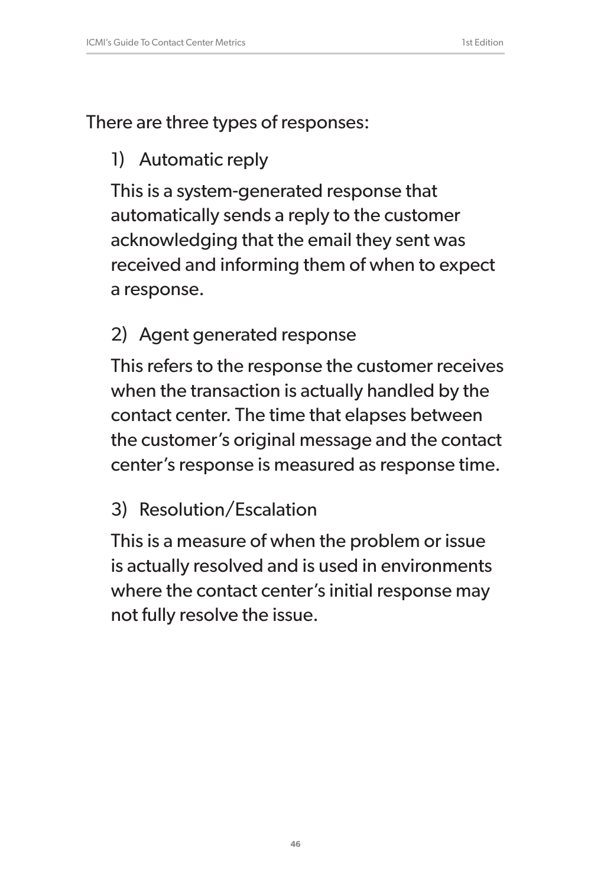There are three types of responses:

1) Automatic reply

   This is a system-generated response that automatically sends a reply to the customer acknowledging that the email they sent was received and informing them of when to expect a response.

2) Agent generated response

   This refers to the response the customer receives when the transaction is actually handled by the contact center. The time that elapses between the customer's original message and the contact center's response is measured as response time.

3) Resolution/Escalation

   This is a measure of when the problem or issue is actually resolved and is used in environments where the contact center's initial response may not fully resolve the issue.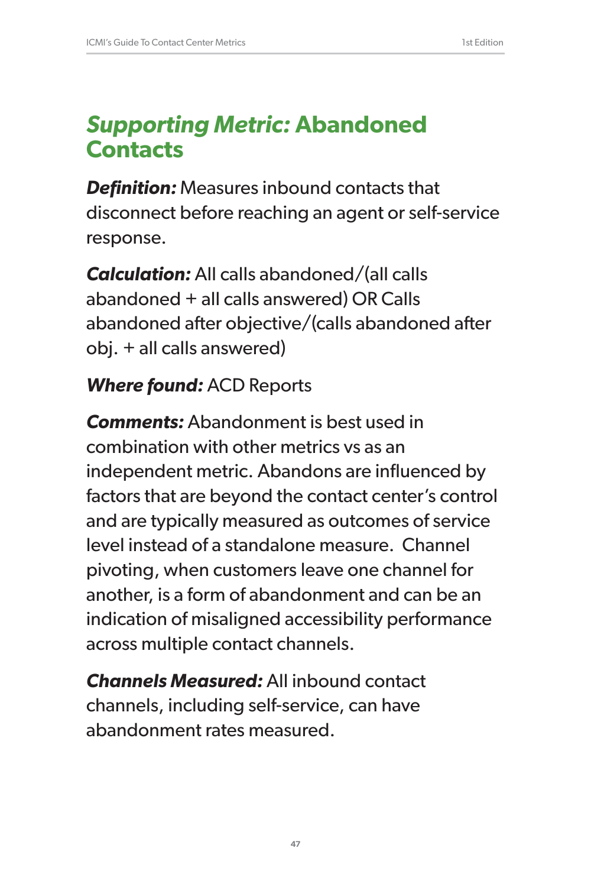## *Supporting Metric:* Abandoned Contacts

***Definition:*** Measures inbound contacts that disconnect before reaching an agent or self-service response.

***Calculation:*** All calls abandoned/(all calls abandoned + all calls answered) OR Calls abandoned after objective/(calls abandoned after obj. + all calls answered)

***Where found:*** ACD Reports

***Comments:*** Abandonment is best used in combination with other metrics vs as an independent metric. Abandons are influenced by factors that are beyond the contact center's control and are typically measured as outcomes of service level instead of a standalone measure.  Channel pivoting, when customers leave one channel for another, is a form of abandonment and can be an indication of misaligned accessibility performance across multiple contact channels.

***Channels Measured:*** All inbound contact channels, including self-service, can have abandonment rates measured.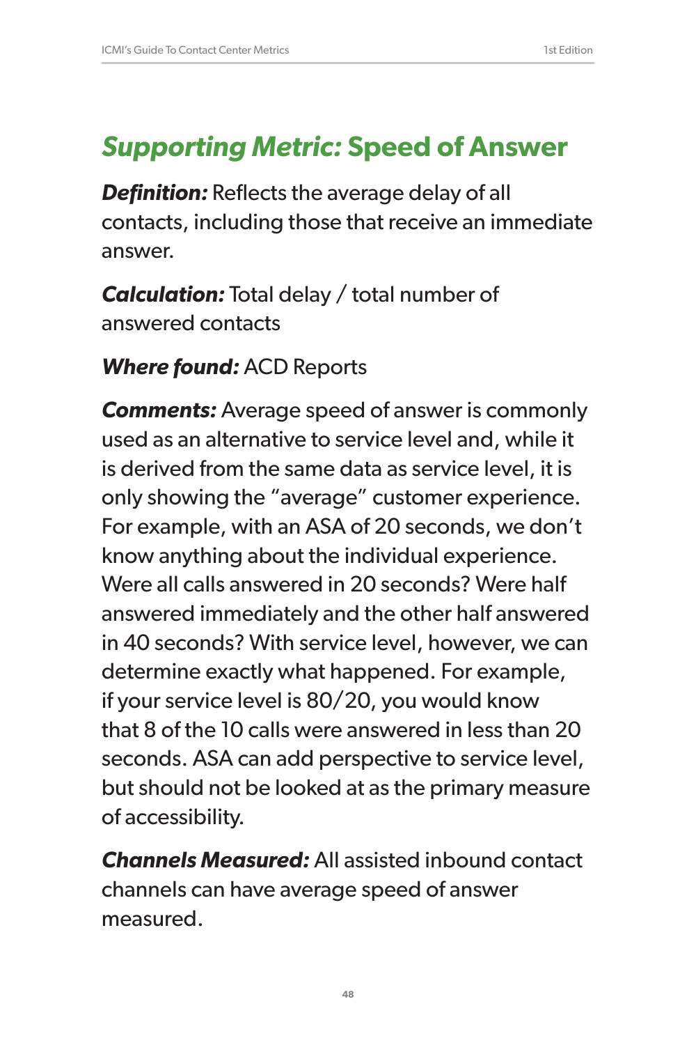## *Supporting Metric:* Speed of Answer

***Definition:*** Reflects the average delay of all contacts, including those that receive an immediate answer.

***Calculation:*** Total delay / total number of answered contacts

***Where found:*** ACD Reports

***Comments:*** Average speed of answer is commonly used as an alternative to service level and, while it is derived from the same data as service level, it is only showing the "average" customer experience. For example, with an ASA of 20 seconds, we don't know anything about the individual experience. Were all calls answered in 20 seconds? Were half answered immediately and the other half answered in 40 seconds? With service level, however, we can determine exactly what happened. For example, if your service level is 80/20, you would know that 8 of the 10 calls were answered in less than 20 seconds. ASA can add perspective to service level, but should not be looked at as the primary measure of accessibility.

***Channels Measured:*** All assisted inbound contact channels can have average speed of answer measured.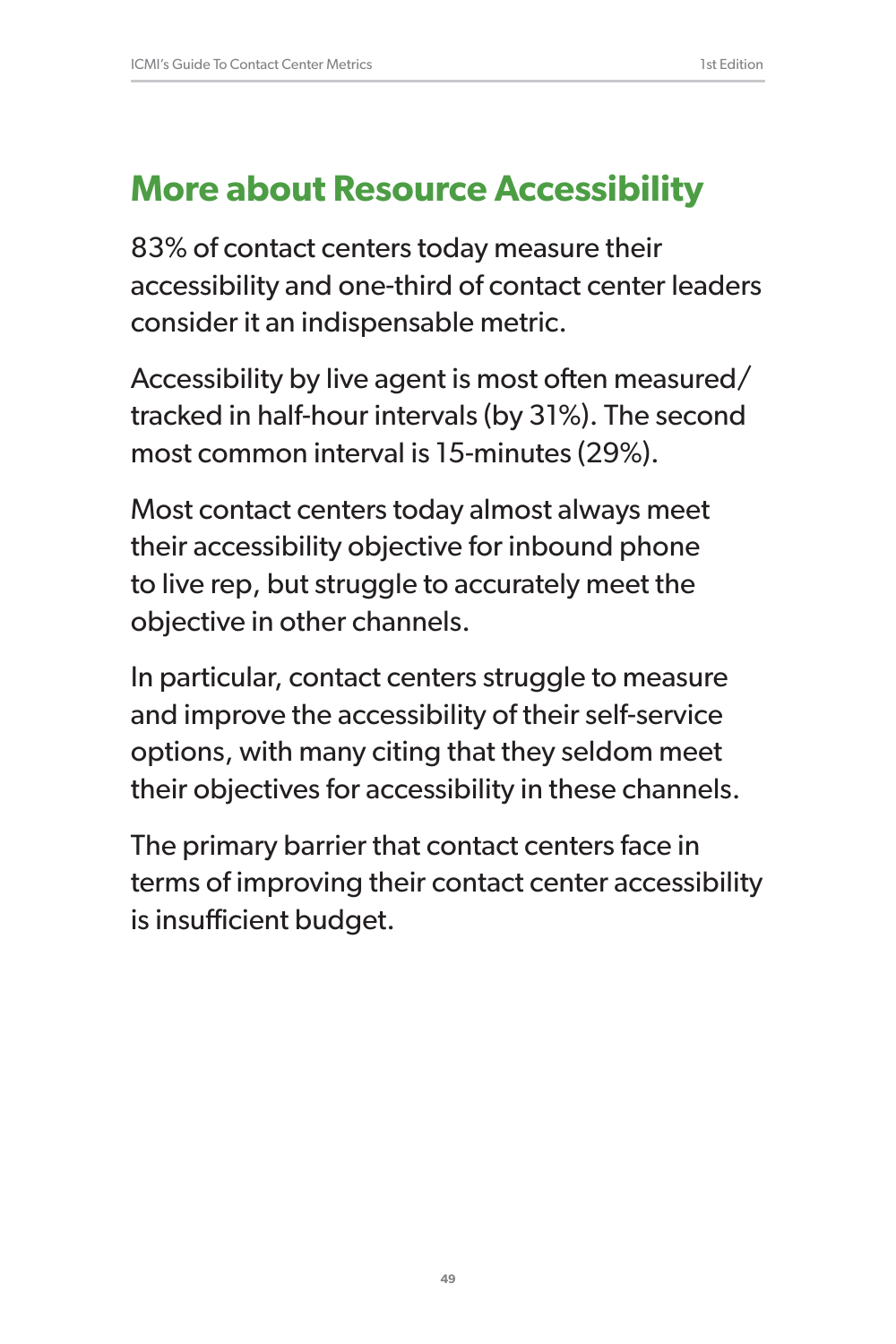## More about Resource Accessibility

83% of contact centers today measure their accessibility and one-third of contact center leaders consider it an indispensable metric.

Accessibility by live agent is most often measured/tracked in half-hour intervals (by 31%). The second most common interval is 15-minutes (29%).

Most contact centers today almost always meet their accessibility objective for inbound phone to live rep, but struggle to accurately meet the objective in other channels.

In particular, contact centers struggle to measure and improve the accessibility of their self-service options, with many citing that they seldom meet their objectives for accessibility in these channels.

The primary barrier that contact centers face in terms of improving their contact center accessibility is insufficient budget.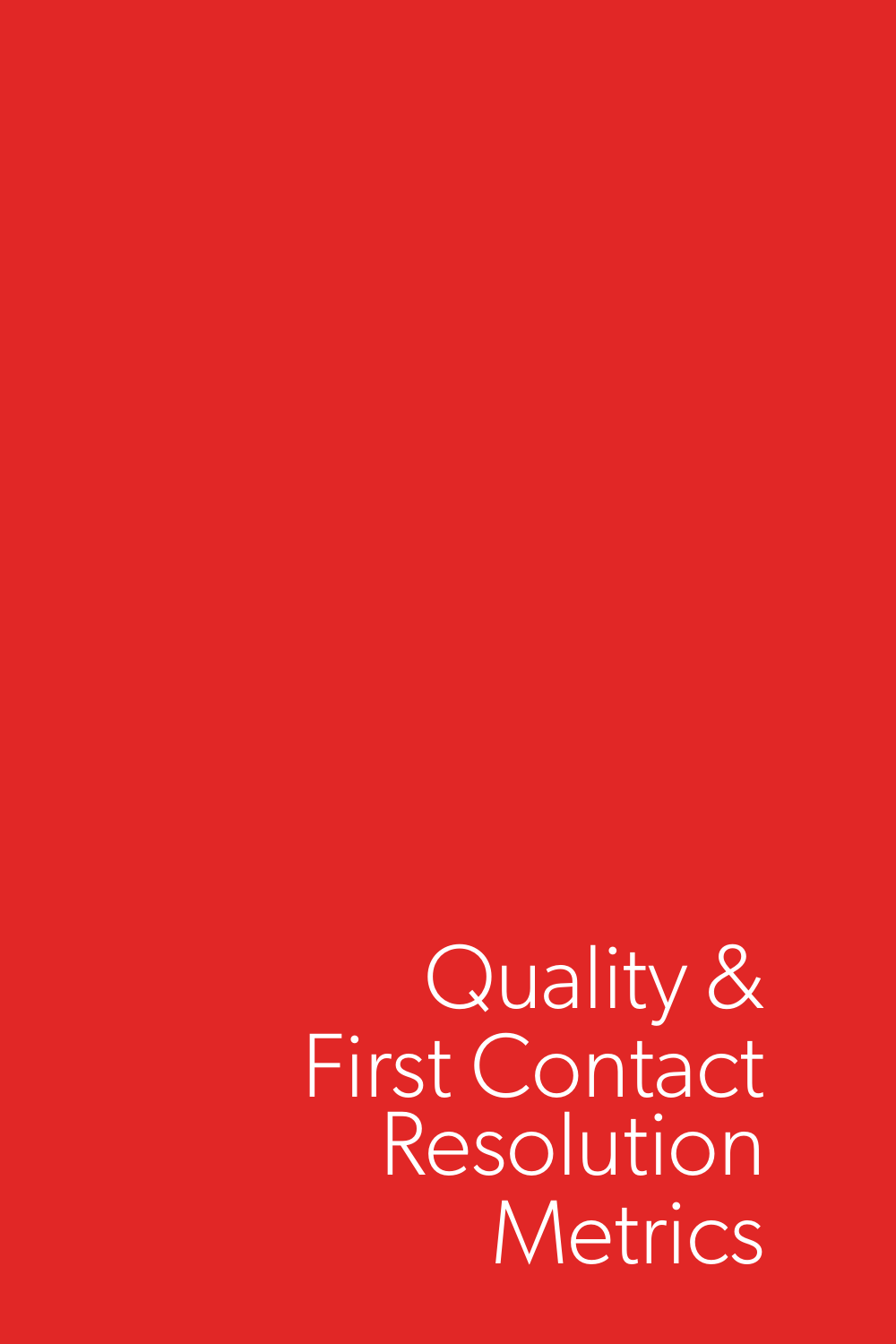# Quality & First Contact Resolution Metrics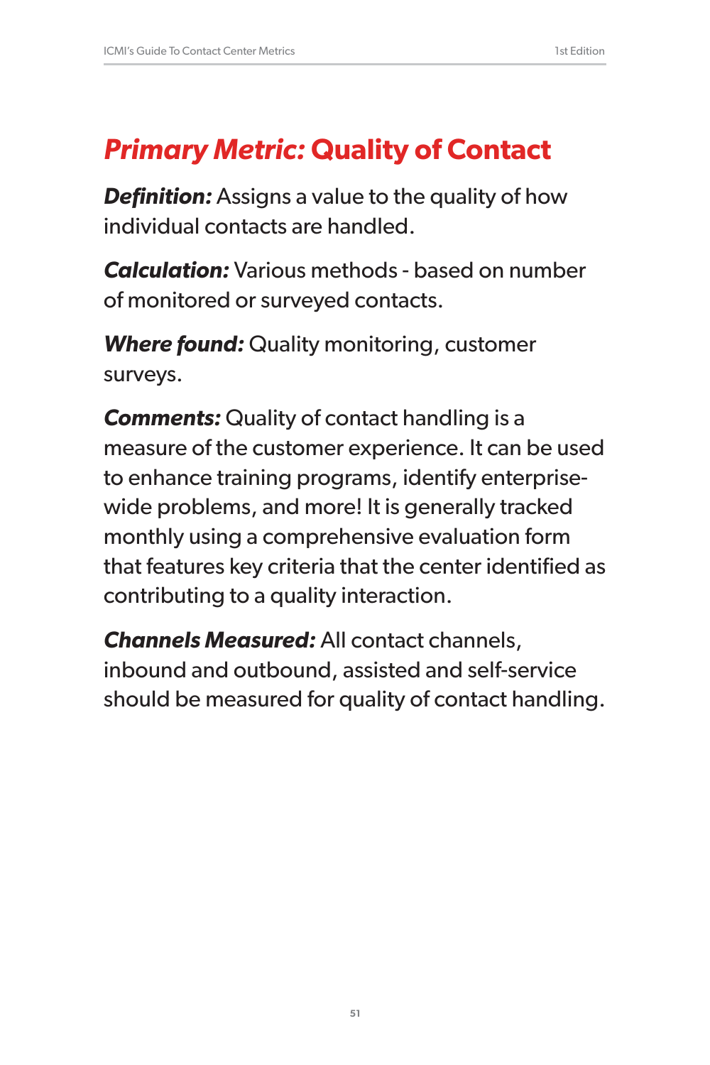## *Primary Metric:* Quality of Contact

***Definition:*** Assigns a value to the quality of how individual contacts are handled.

***Calculation:*** Various methods - based on number of monitored or surveyed contacts.

***Where found:*** Quality monitoring, customer surveys.

***Comments:*** Quality of contact handling is a measure of the customer experience. It can be used to enhance training programs, identify enterprise-wide problems, and more! It is generally tracked monthly using a comprehensive evaluation form that features key criteria that the center identified as contributing to a quality interaction.

***Channels Measured:*** All contact channels, inbound and outbound, assisted and self-service should be measured for quality of contact handling.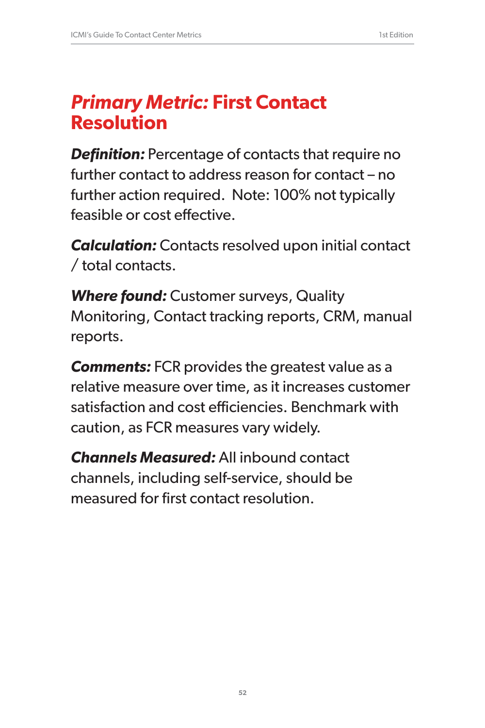## *Primary Metric:* First Contact Resolution

***Definition:*** Percentage of contacts that require no further contact to address reason for contact – no further action required. Note: 100% not typically feasible or cost effective.

***Calculation:*** Contacts resolved upon initial contact / total contacts.

***Where found:*** Customer surveys, Quality Monitoring, Contact tracking reports, CRM, manual reports.

***Comments:*** FCR provides the greatest value as a relative measure over time, as it increases customer satisfaction and cost efficiencies. Benchmark with caution, as FCR measures vary widely.

***Channels Measured:*** All inbound contact channels, including self-service, should be measured for first contact resolution.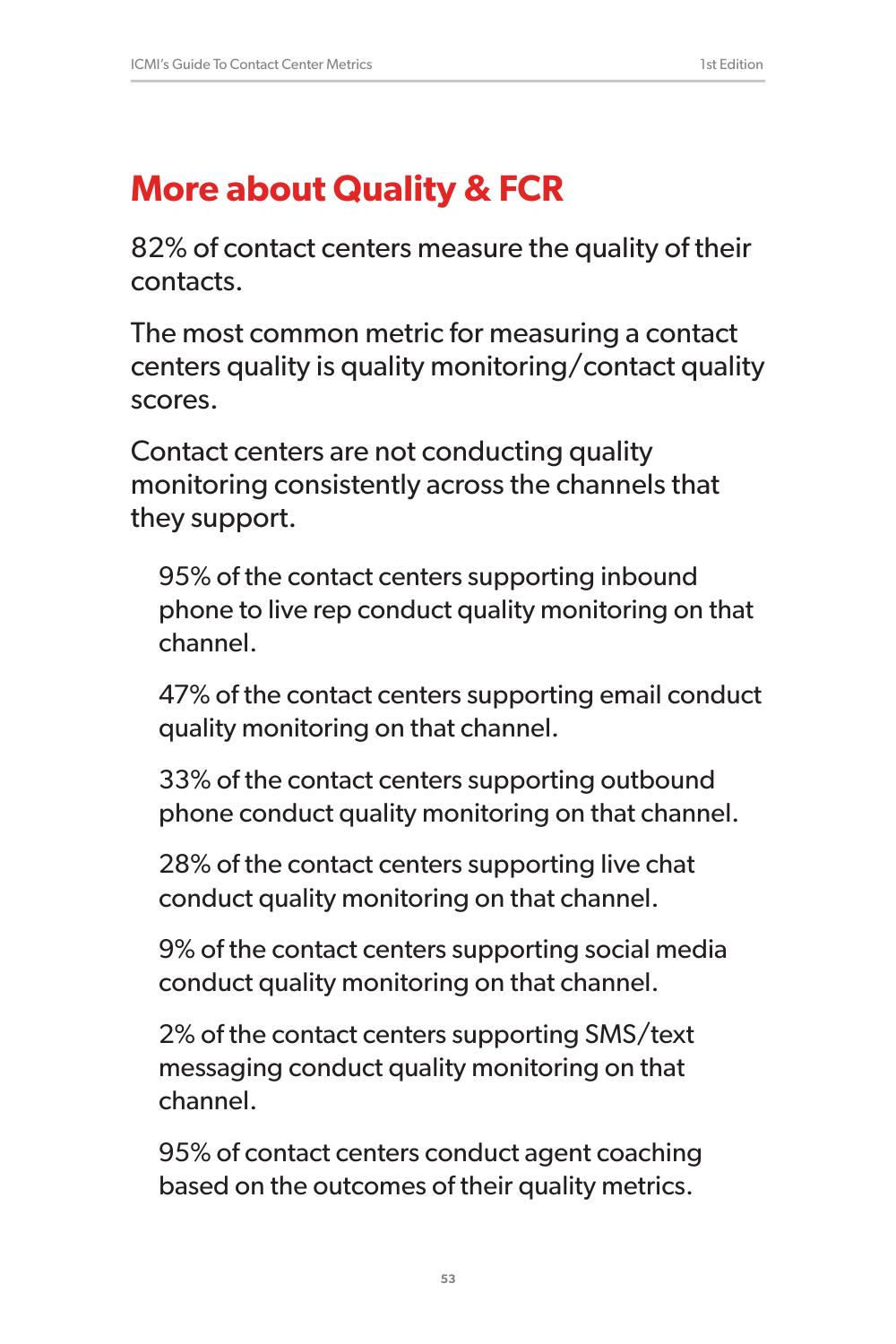## More about Quality & FCR

82% of contact centers measure the quality of their contacts.

The most common metric for measuring a contact centers quality is quality monitoring/contact quality scores.

Contact centers are not conducting quality monitoring consistently across the channels that they support.

> 95% of the contact centers supporting inbound phone to live rep conduct quality monitoring on that channel.
>
> 47% of the contact centers supporting email conduct quality monitoring on that channel.
>
> 33% of the contact centers supporting outbound phone conduct quality monitoring on that channel.
>
> 28% of the contact centers supporting live chat conduct quality monitoring on that channel.
>
> 9% of the contact centers supporting social media conduct quality monitoring on that channel.
>
> 2% of the contact centers supporting SMS/text messaging conduct quality monitoring on that channel.
>
> 95% of contact centers conduct agent coaching based on the outcomes of their quality metrics.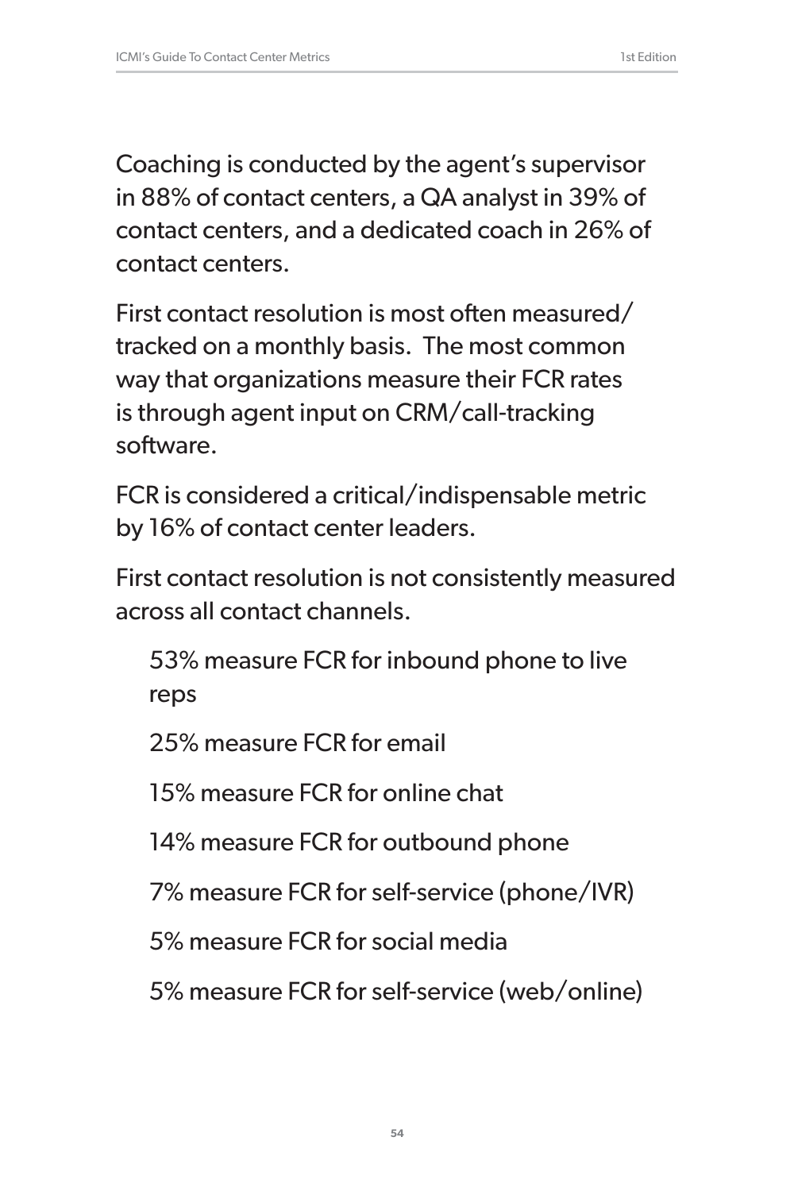Coaching is conducted by the agent's supervisor in 88% of contact centers, a QA analyst in 39% of contact centers, and a dedicated coach in 26% of contact centers.

First contact resolution is most often measured/tracked on a monthly basis.  The most common way that organizations measure their FCR rates is through agent input on CRM/call-tracking software.

FCR is considered a critical/indispensable metric by 16% of contact center leaders.

First contact resolution is not consistently measured across all contact channels.

- 53% measure FCR for inbound phone to live reps
- 25% measure FCR for email
- 15% measure FCR for online chat
- 14% measure FCR for outbound phone
- 7% measure FCR for self-service (phone/IVR)
- 5% measure FCR for social media
- 5% measure FCR for self-service (web/online)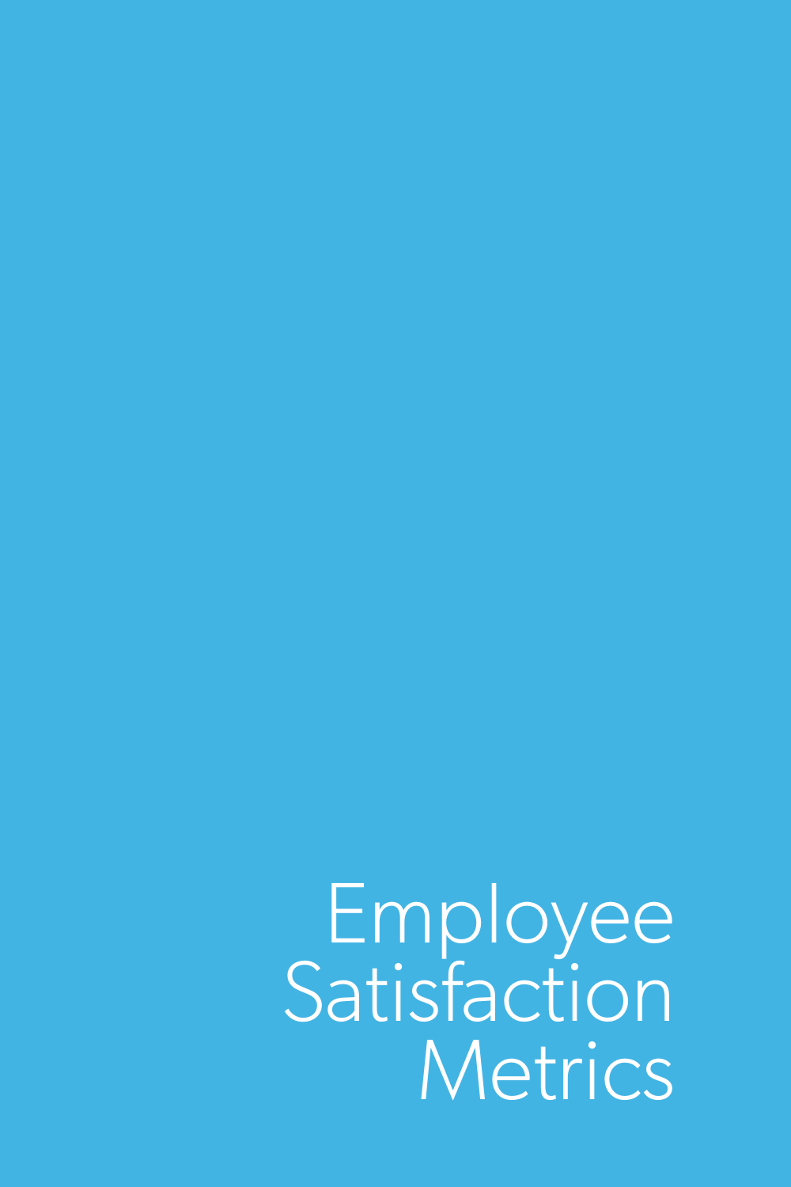# Employee Satisfaction Metrics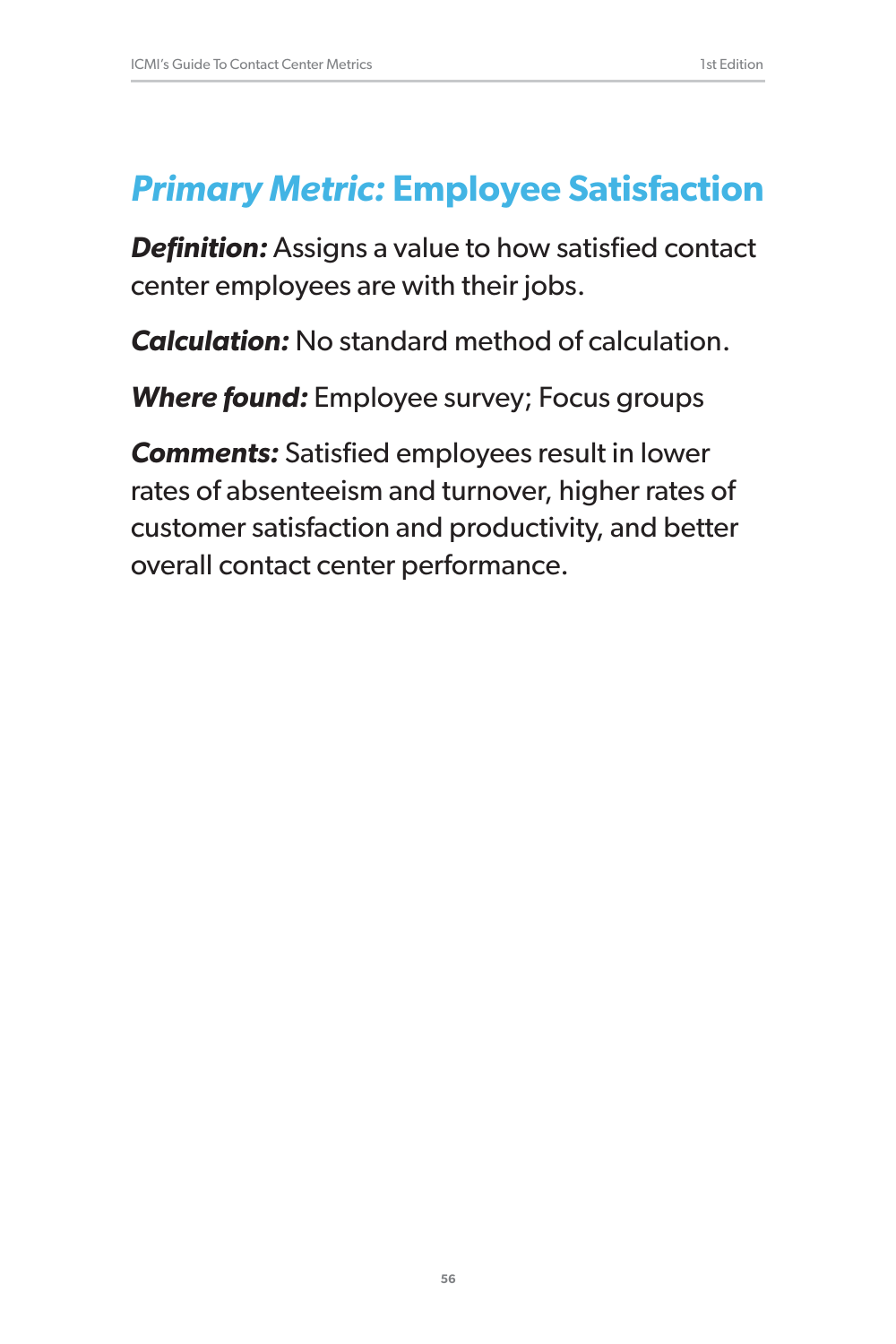## *Primary Metric:* Employee Satisfaction

***Definition:*** Assigns a value to how satisfied contact center employees are with their jobs.

***Calculation:*** No standard method of calculation.

***Where found:*** Employee survey; Focus groups

***Comments:*** Satisfied employees result in lower rates of absenteeism and turnover, higher rates of customer satisfaction and productivity, and better overall contact center performance.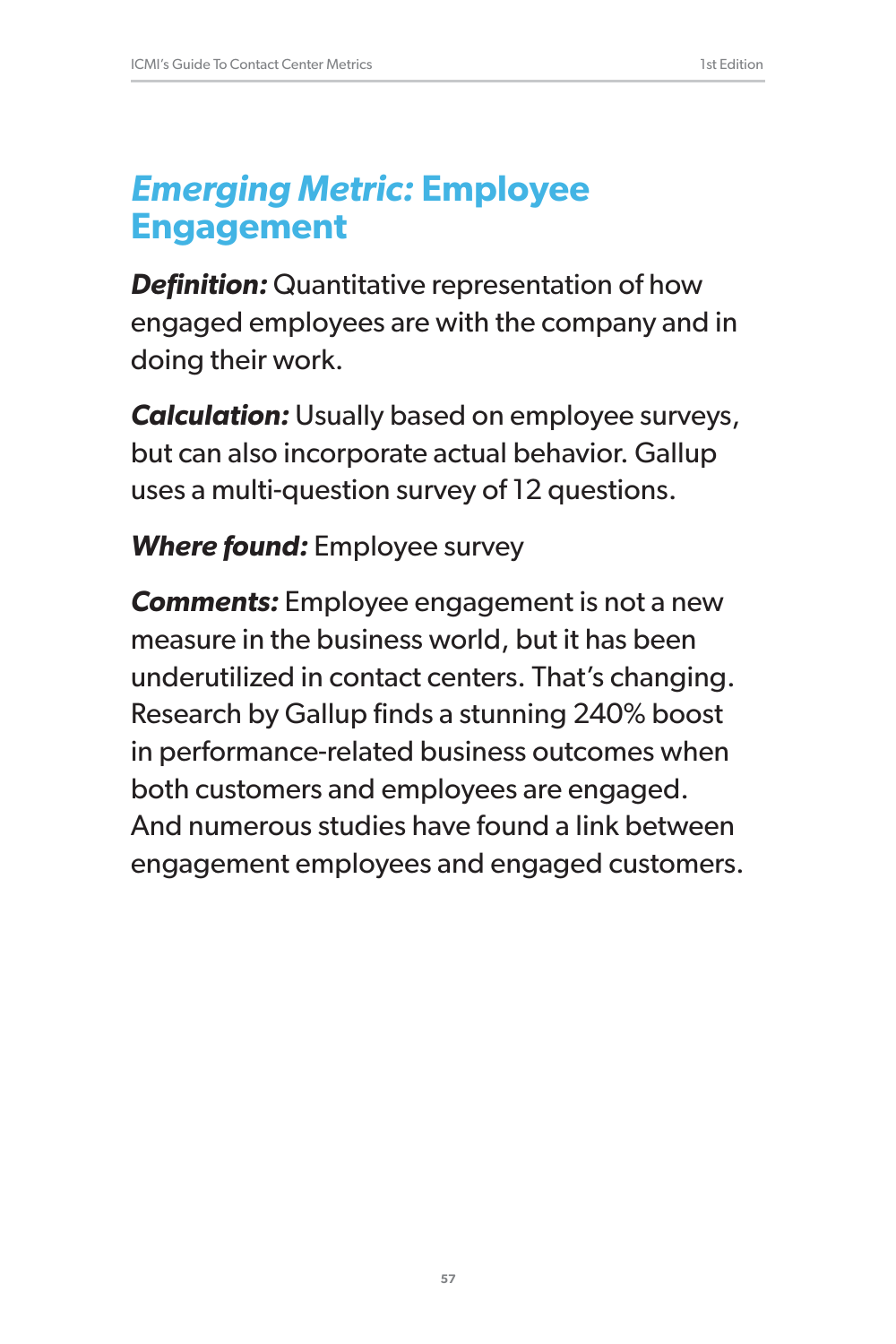# *Emerging Metric:* Employee Engagement

***Definition:*** Quantitative representation of how engaged employees are with the company and in doing their work.

***Calculation:*** Usually based on employee surveys, but can also incorporate actual behavior. Gallup uses a multi-question survey of 12 questions.

***Where found:*** Employee survey

***Comments:*** Employee engagement is not a new measure in the business world, but it has been underutilized in contact centers. That's changing. Research by Gallup finds a stunning 240% boost in performance-related business outcomes when both customers and employees are engaged. And numerous studies have found a link between engagement employees and engaged customers.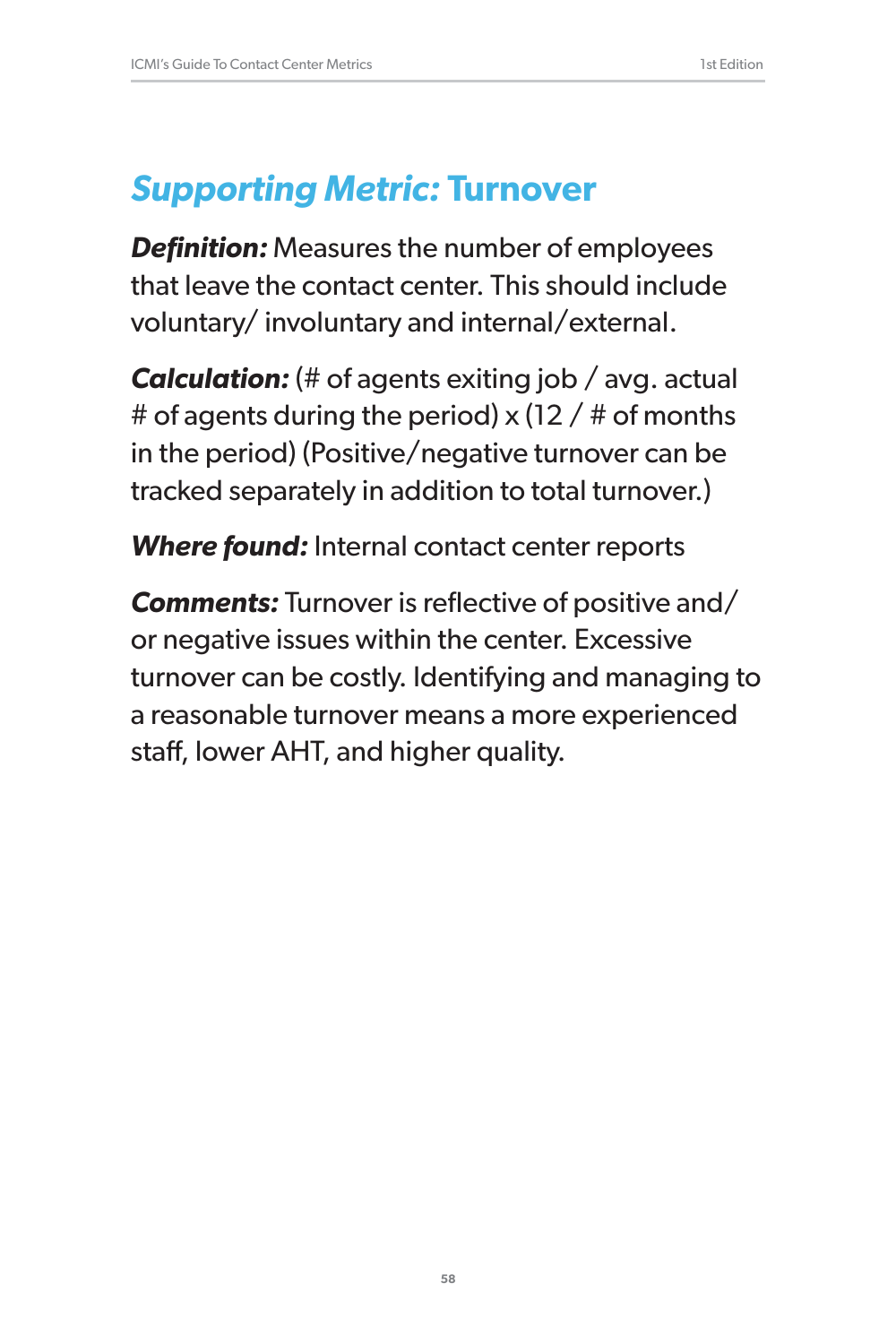## *Supporting Metric:* Turnover

***Definition:*** Measures the number of employees that leave the contact center. This should include voluntary/ involuntary and internal/external.

***Calculation:*** (# of agents exiting job / avg. actual # of agents during the period) x (12 / # of months in the period) (Positive/negative turnover can be tracked separately in addition to total turnover.)

***Where found:*** Internal contact center reports

***Comments:*** Turnover is reflective of positive and/ or negative issues within the center. Excessive turnover can be costly. Identifying and managing to a reasonable turnover means a more experienced staff, lower AHT, and higher quality.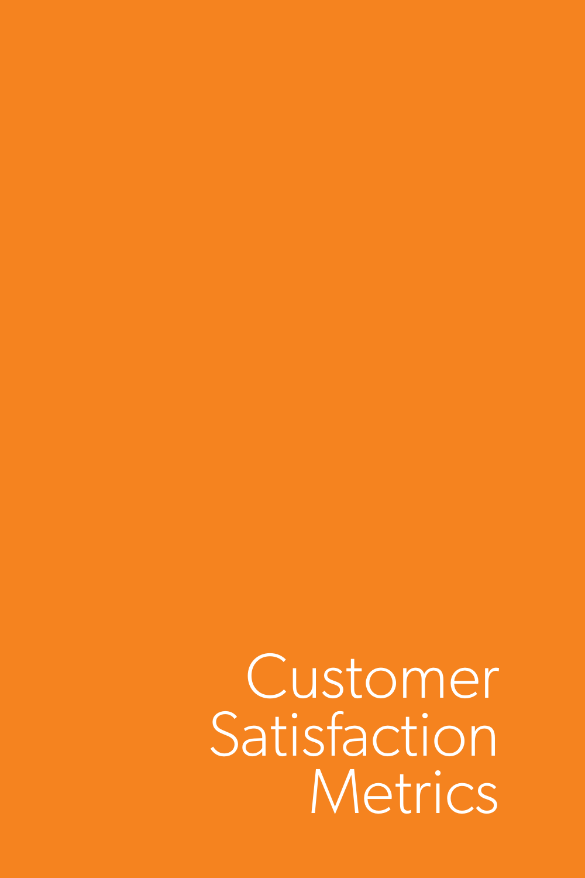# Customer Satisfaction Metrics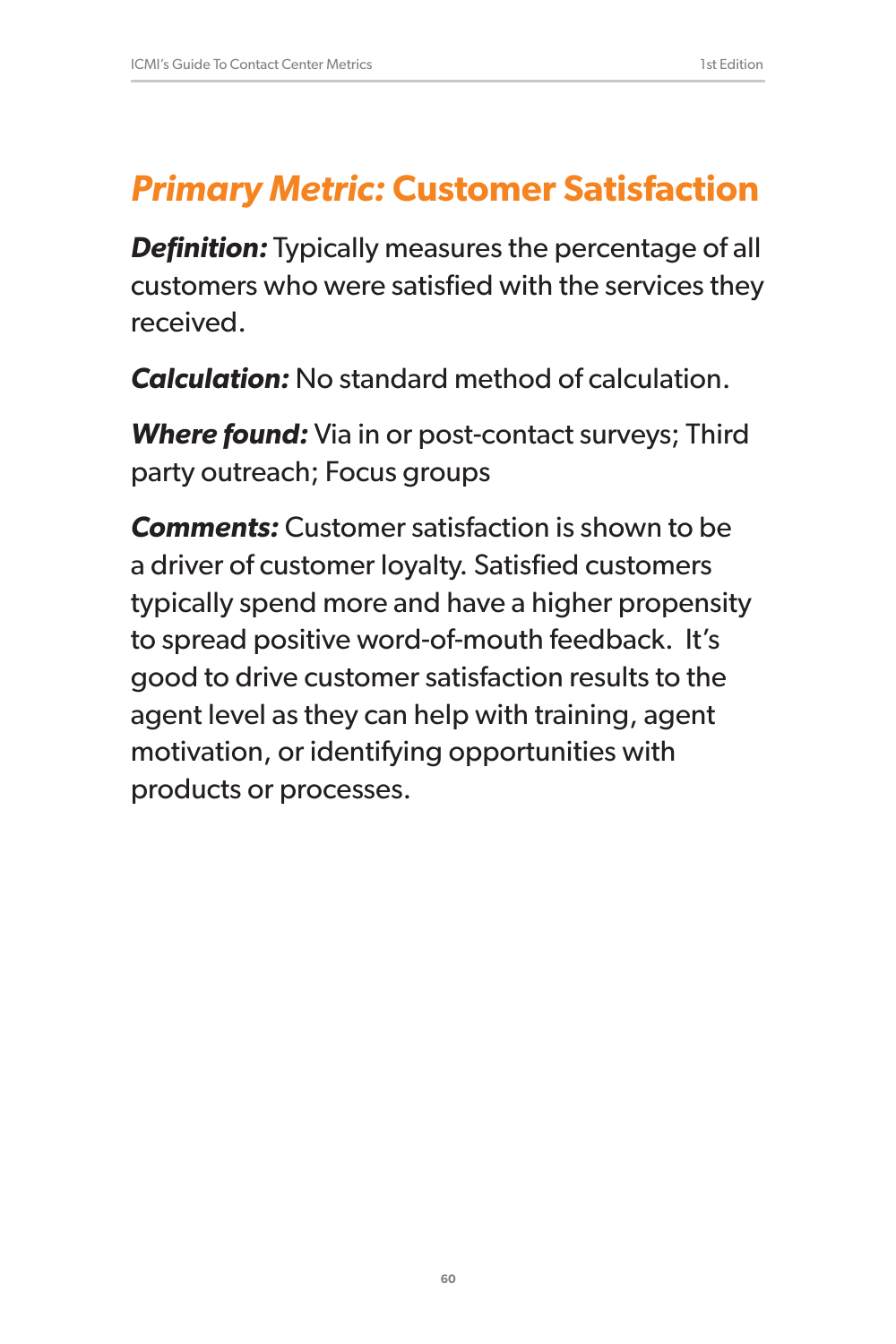## *Primary Metric:* Customer Satisfaction

***Definition:*** Typically measures the percentage of all customers who were satisfied with the services they received.

***Calculation:*** No standard method of calculation.

***Where found:*** Via in or post-contact surveys; Third party outreach; Focus groups

***Comments:*** Customer satisfaction is shown to be a driver of customer loyalty. Satisfied customers typically spend more and have a higher propensity to spread positive word-of-mouth feedback. It's good to drive customer satisfaction results to the agent level as they can help with training, agent motivation, or identifying opportunities with products or processes.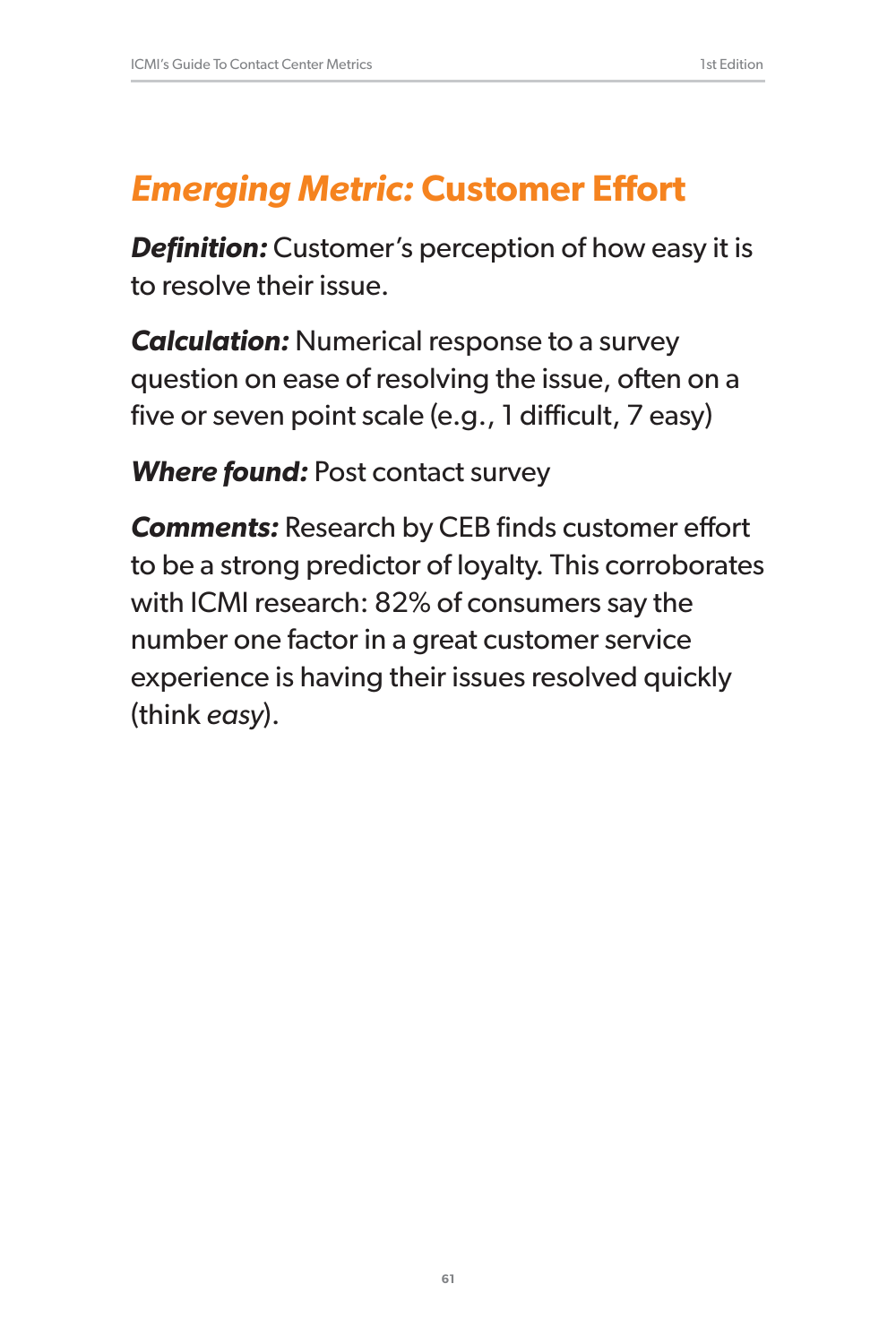# *Emerging Metric:* Customer Effort

***Definition:*** Customer's perception of how easy it is to resolve their issue.

***Calculation:*** Numerical response to a survey question on ease of resolving the issue, often on a five or seven point scale (e.g., 1 difficult, 7 easy)

***Where found:*** Post contact survey

***Comments:*** Research by CEB finds customer effort to be a strong predictor of loyalty. This corroborates with ICMI research: 82% of consumers say the number one factor in a great customer service experience is having their issues resolved quickly (think *easy*).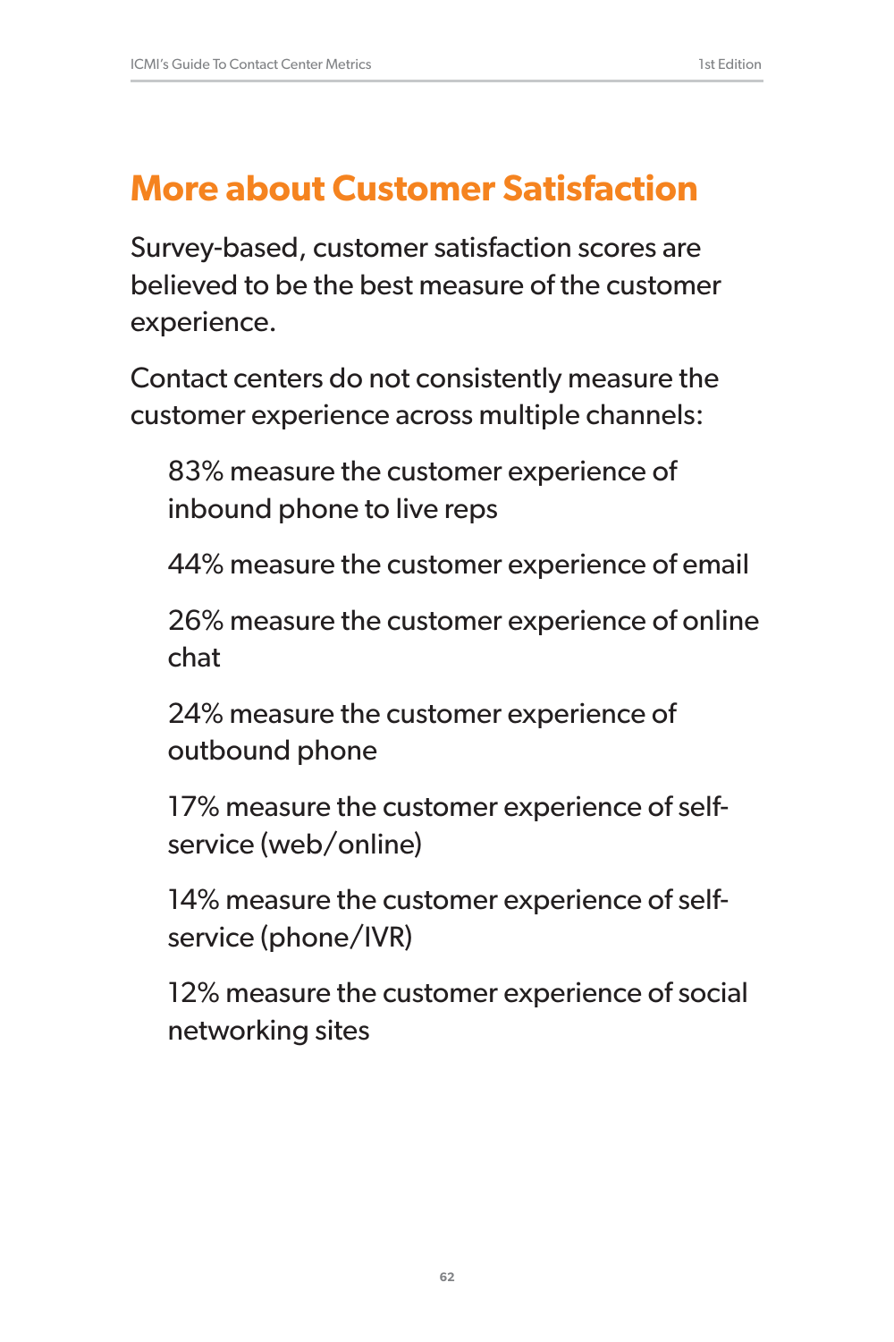# More about Customer Satisfaction

Survey-based, customer satisfaction scores are believed to be the best measure of the customer experience.

Contact centers do not consistently measure the customer experience across multiple channels:

> 83% measure the customer experience of inbound phone to live reps
>
> 44% measure the customer experience of email
>
> 26% measure the customer experience of online chat
>
> 24% measure the customer experience of outbound phone
>
> 17% measure the customer experience of self-service (web/online)
>
> 14% measure the customer experience of self-service (phone/IVR)
>
> 12% measure the customer experience of social networking sites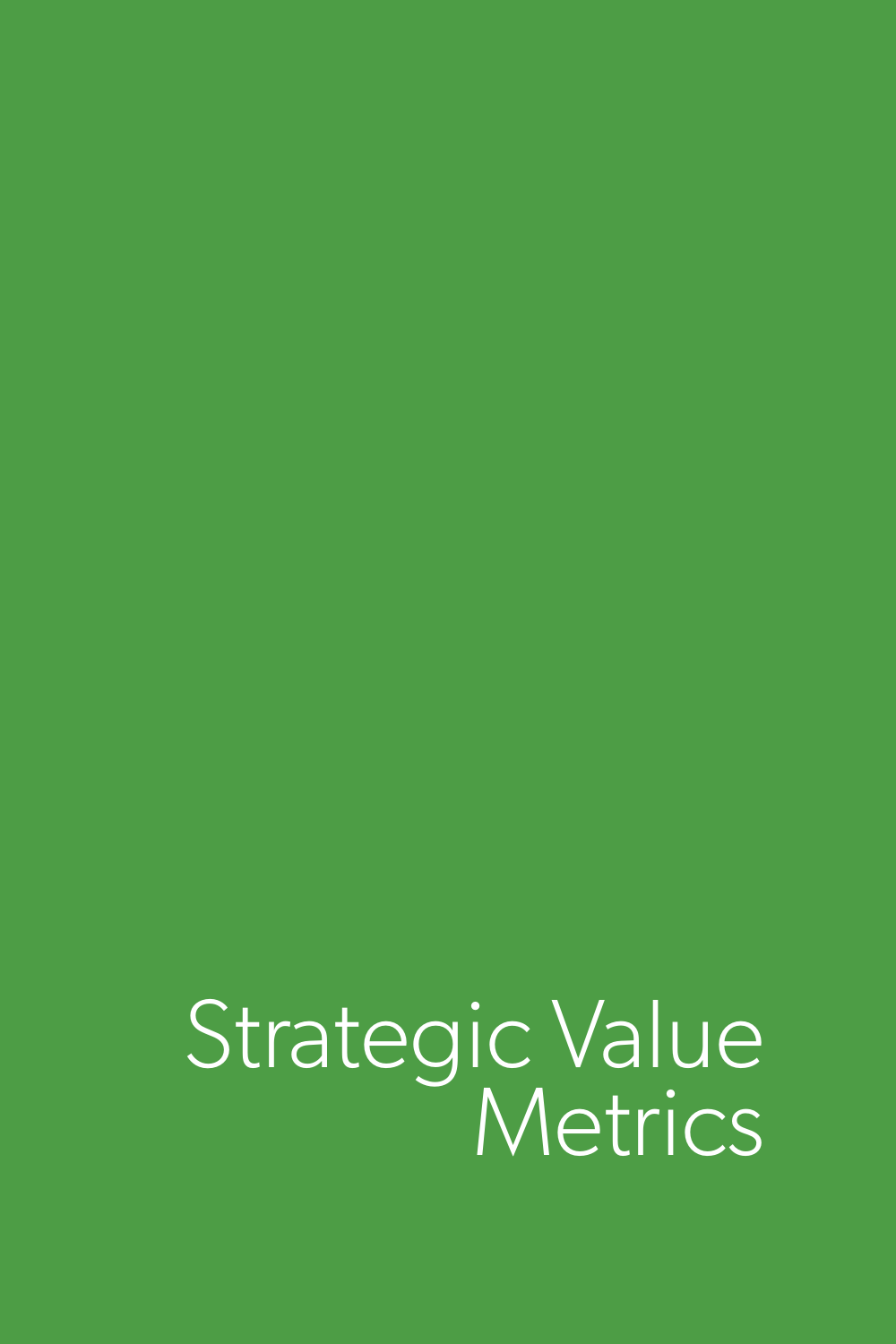# Strategic Value Metrics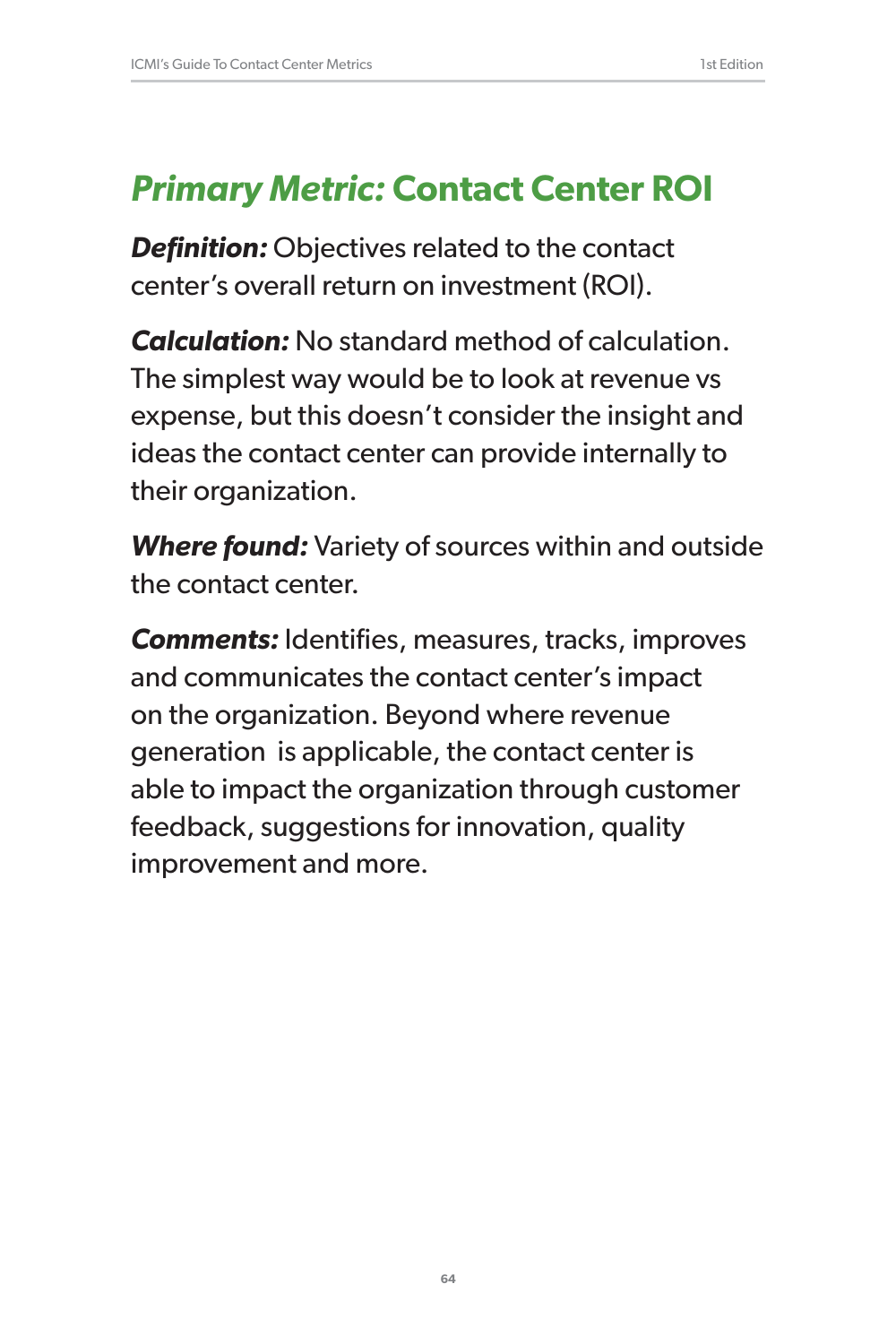## *Primary Metric:* Contact Center ROI

***Definition:*** Objectives related to the contact center's overall return on investment (ROI).

***Calculation:*** No standard method of calculation. The simplest way would be to look at revenue vs expense, but this doesn't consider the insight and ideas the contact center can provide internally to their organization.

***Where found:*** Variety of sources within and outside the contact center.

***Comments:*** Identifies, measures, tracks, improves and communicates the contact center's impact on the organization. Beyond where revenue generation is applicable, the contact center is able to impact the organization through customer feedback, suggestions for innovation, quality improvement and more.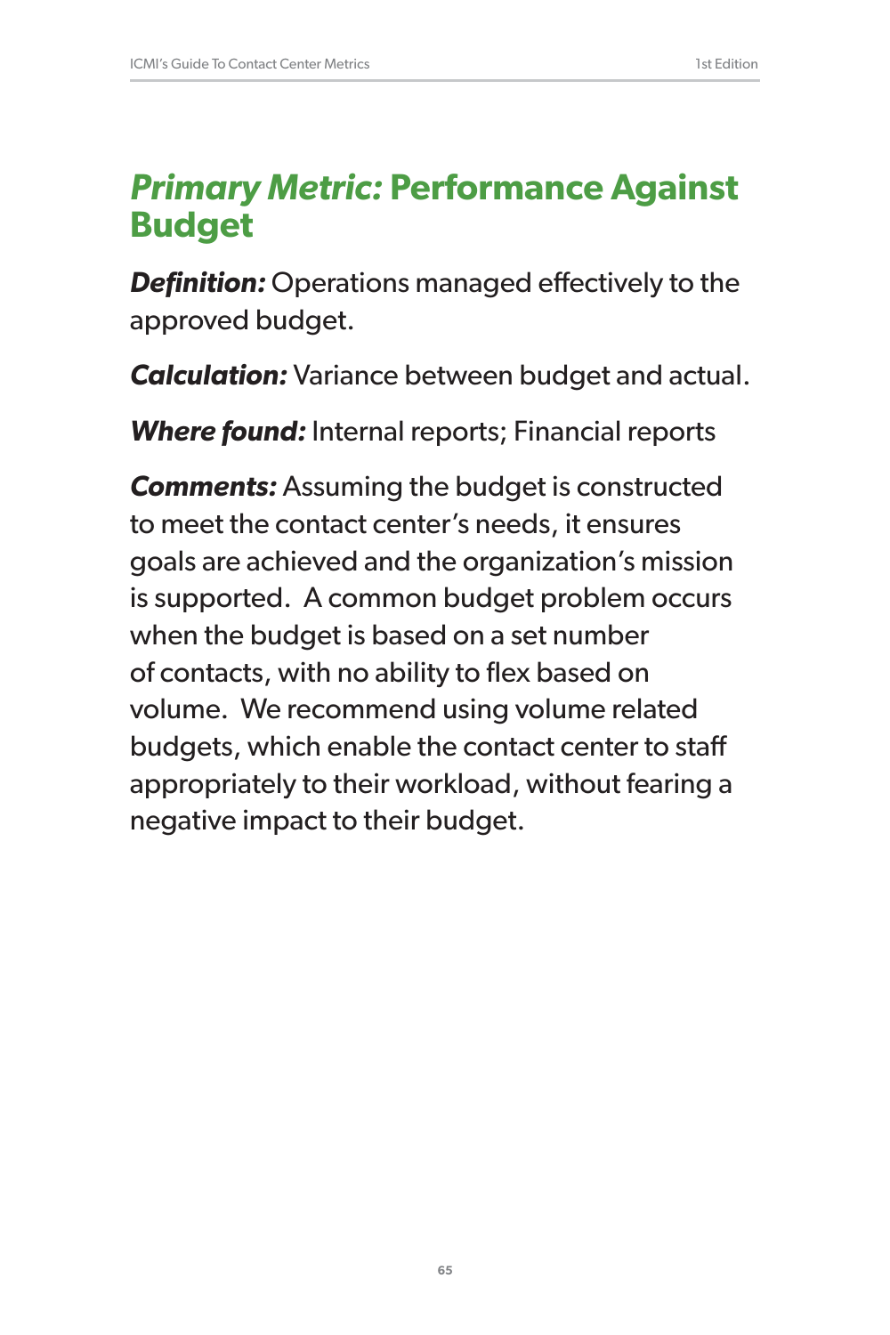## *Primary Metric:* Performance Against Budget

***Definition:*** Operations managed effectively to the approved budget.

***Calculation:*** Variance between budget and actual.

***Where found:*** Internal reports; Financial reports

***Comments:*** Assuming the budget is constructed to meet the contact center's needs, it ensures goals are achieved and the organization's mission is supported. A common budget problem occurs when the budget is based on a set number of contacts, with no ability to flex based on volume. We recommend using volume related budgets, which enable the contact center to staff appropriately to their workload, without fearing a negative impact to their budget.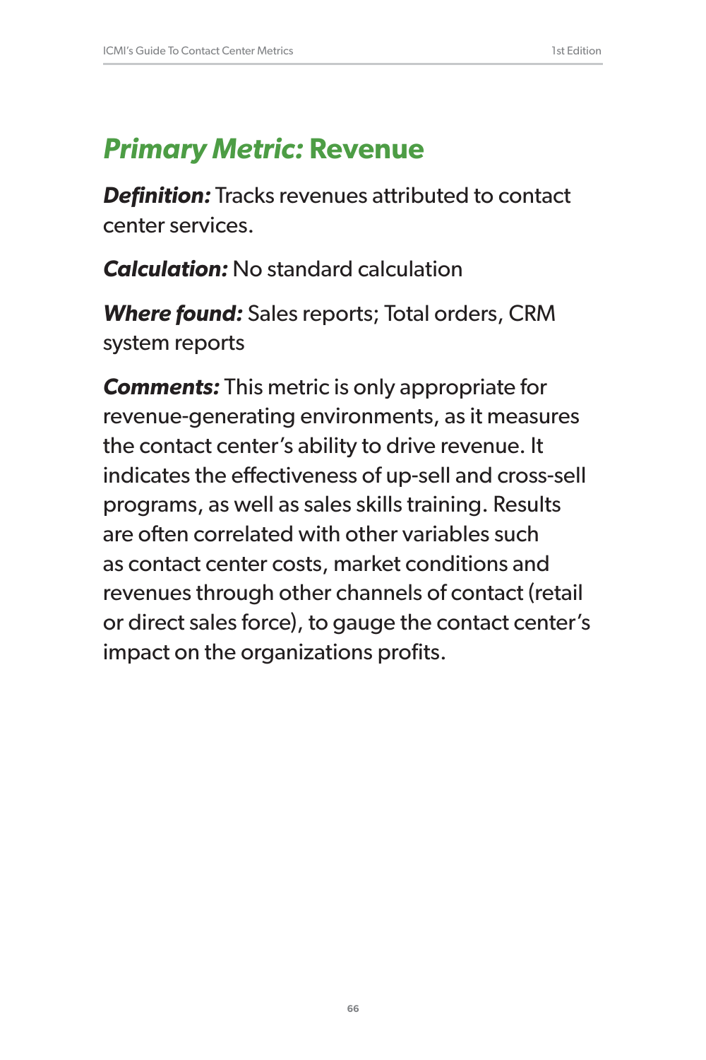## *Primary Metric:* Revenue

***Definition:*** Tracks revenues attributed to contact center services.

***Calculation:*** No standard calculation

***Where found:*** Sales reports; Total orders, CRM system reports

***Comments:*** This metric is only appropriate for revenue-generating environments, as it measures the contact center's ability to drive revenue. It indicates the effectiveness of up-sell and cross-sell programs, as well as sales skills training. Results are often correlated with other variables such as contact center costs, market conditions and revenues through other channels of contact (retail or direct sales force), to gauge the contact center's impact on the organizations profits.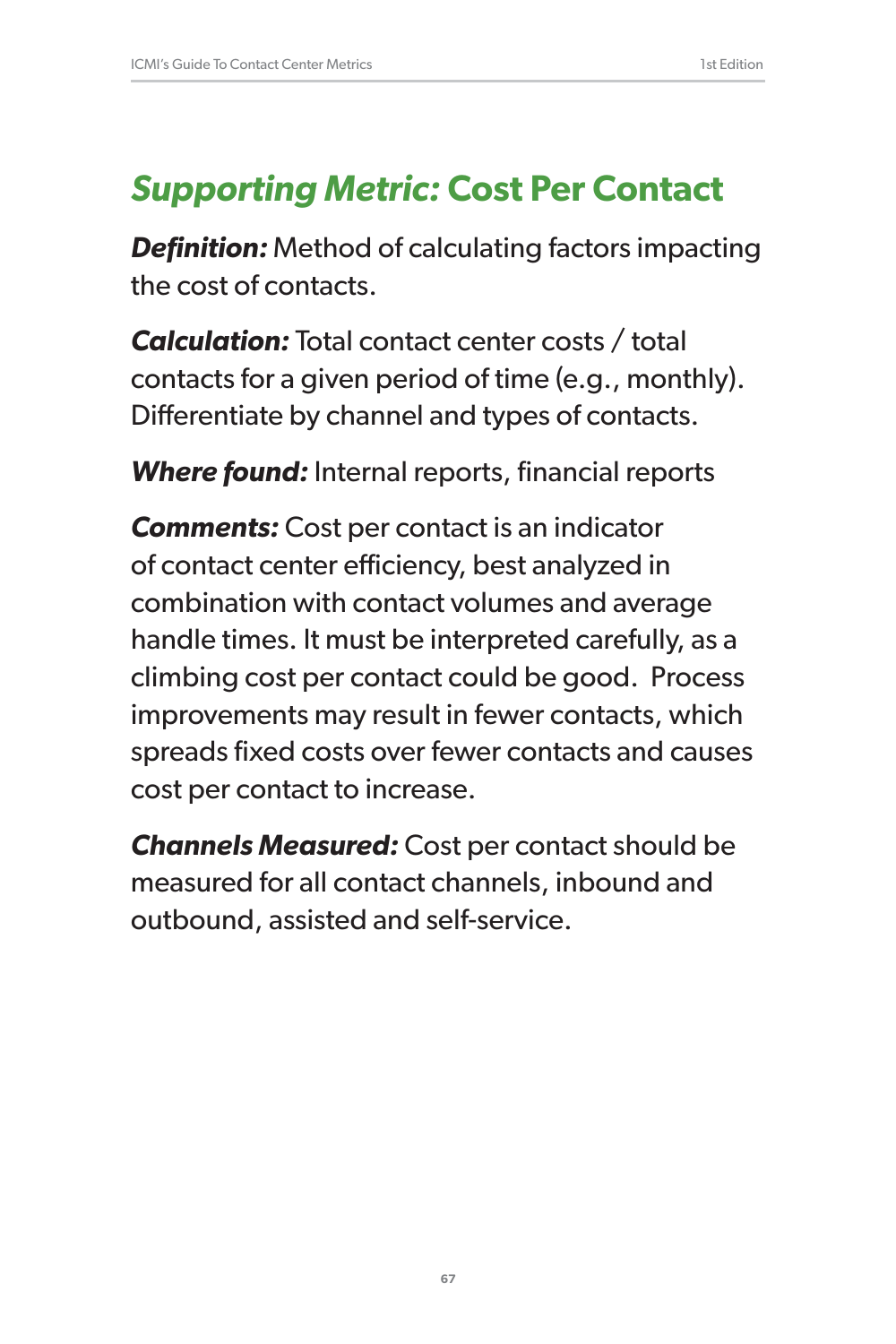## *Supporting Metric:* Cost Per Contact

***Definition:*** Method of calculating factors impacting the cost of contacts.

***Calculation:*** Total contact center costs / total contacts for a given period of time (e.g., monthly). Differentiate by channel and types of contacts.

***Where found:*** Internal reports, financial reports

***Comments:*** Cost per contact is an indicator of contact center efficiency, best analyzed in combination with contact volumes and average handle times. It must be interpreted carefully, as a climbing cost per contact could be good. Process improvements may result in fewer contacts, which spreads fixed costs over fewer contacts and causes cost per contact to increase.

***Channels Measured:*** Cost per contact should be measured for all contact channels, inbound and outbound, assisted and self-service.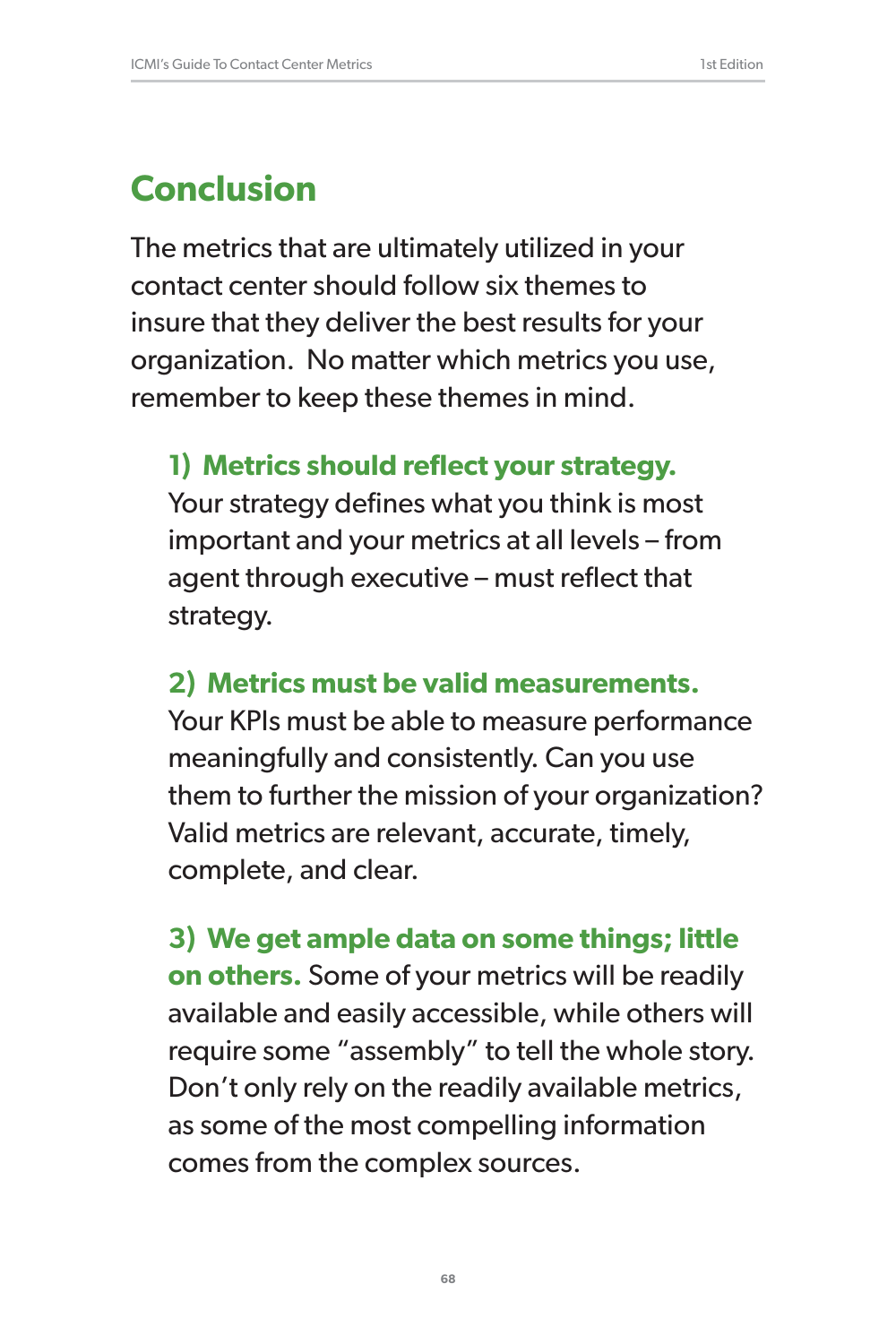# Conclusion

The metrics that are ultimately utilized in your contact center should follow six themes to insure that they deliver the best results for your organization. No matter which metrics you use, remember to keep these themes in mind.

**1) Metrics should reflect your strategy.** Your strategy defines what you think is most important and your metrics at all levels – from agent through executive – must reflect that strategy.

**2) Metrics must be valid measurements.** Your KPIs must be able to measure performance meaningfully and consistently. Can you use them to further the mission of your organization? Valid metrics are relevant, accurate, timely, complete, and clear.

**3) We get ample data on some things; little on others.** Some of your metrics will be readily available and easily accessible, while others will require some "assembly" to tell the whole story. Don't only rely on the readily available metrics, as some of the most compelling information comes from the complex sources.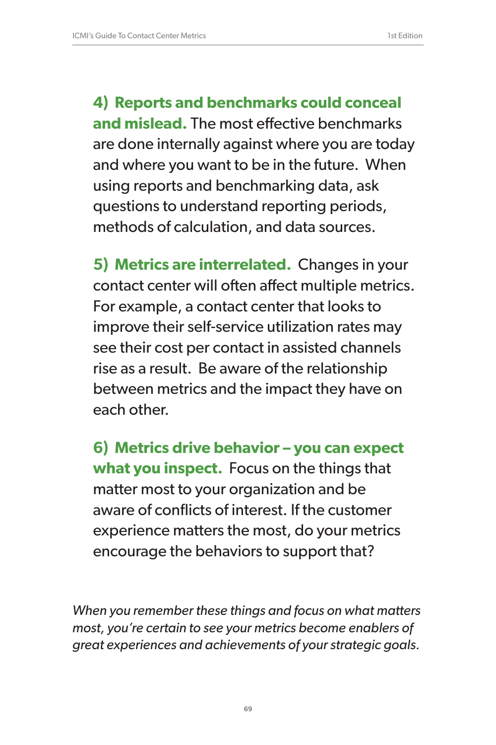**4) Reports and benchmarks could conceal and mislead.** The most effective benchmarks are done internally against where you are today and where you want to be in the future. When using reports and benchmarking data, ask questions to understand reporting periods, methods of calculation, and data sources.

**5) Metrics are interrelated.** Changes in your contact center will often affect multiple metrics. For example, a contact center that looks to improve their self-service utilization rates may see their cost per contact in assisted channels rise as a result. Be aware of the relationship between metrics and the impact they have on each other.

**6) Metrics drive behavior – you can expect what you inspect.** Focus on the things that matter most to your organization and be aware of conflicts of interest. If the customer experience matters the most, do your metrics encourage the behaviors to support that?

*When you remember these things and focus on what matters most, you're certain to see your metrics become enablers of great experiences and achievements of your strategic goals.*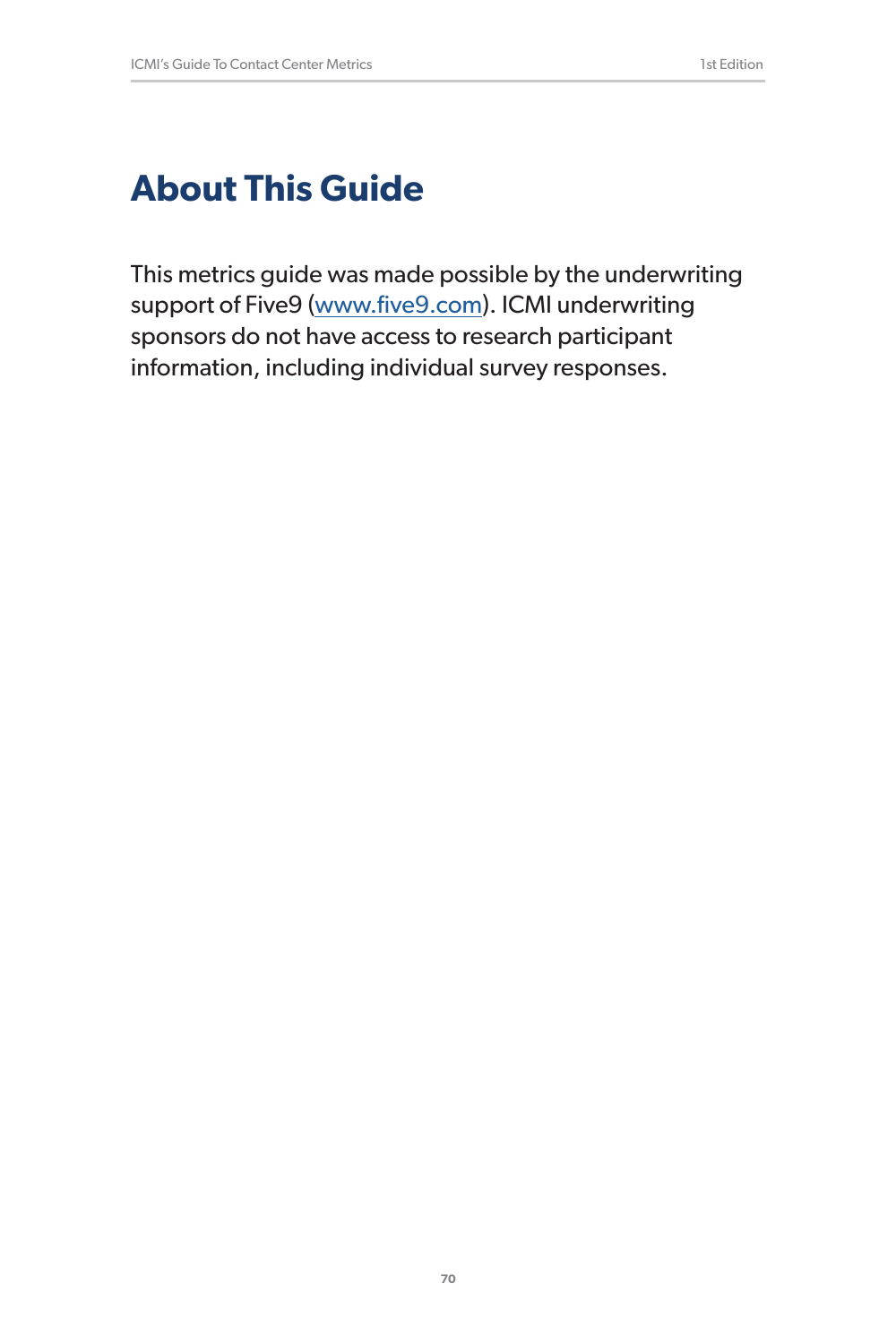# About This Guide

This metrics guide was made possible by the underwriting support of Five9 (www.five9.com). ICMI underwriting sponsors do not have access to research participant information, including individual survey responses.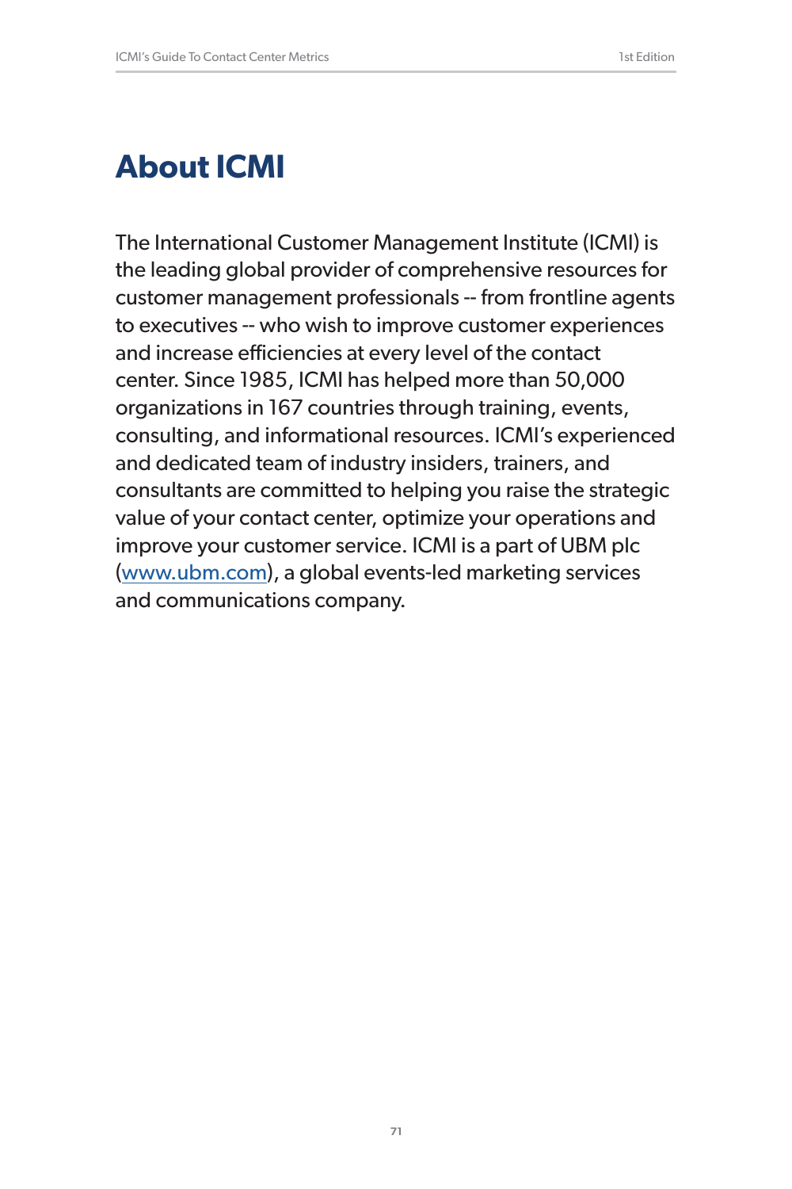# About ICMI

The International Customer Management Institute (ICMI) is the leading global provider of comprehensive resources for customer management professionals -- from frontline agents to executives -- who wish to improve customer experiences and increase efficiencies at every level of the contact center. Since 1985, ICMI has helped more than 50,000 organizations in 167 countries through training, events, consulting, and informational resources. ICMI's experienced and dedicated team of industry insiders, trainers, and consultants are committed to helping you raise the strategic value of your contact center, optimize your operations and improve your customer service. ICMI is a part of UBM plc ([www.ubm.com](http://www.ubm.com)), a global events-led marketing services and communications company.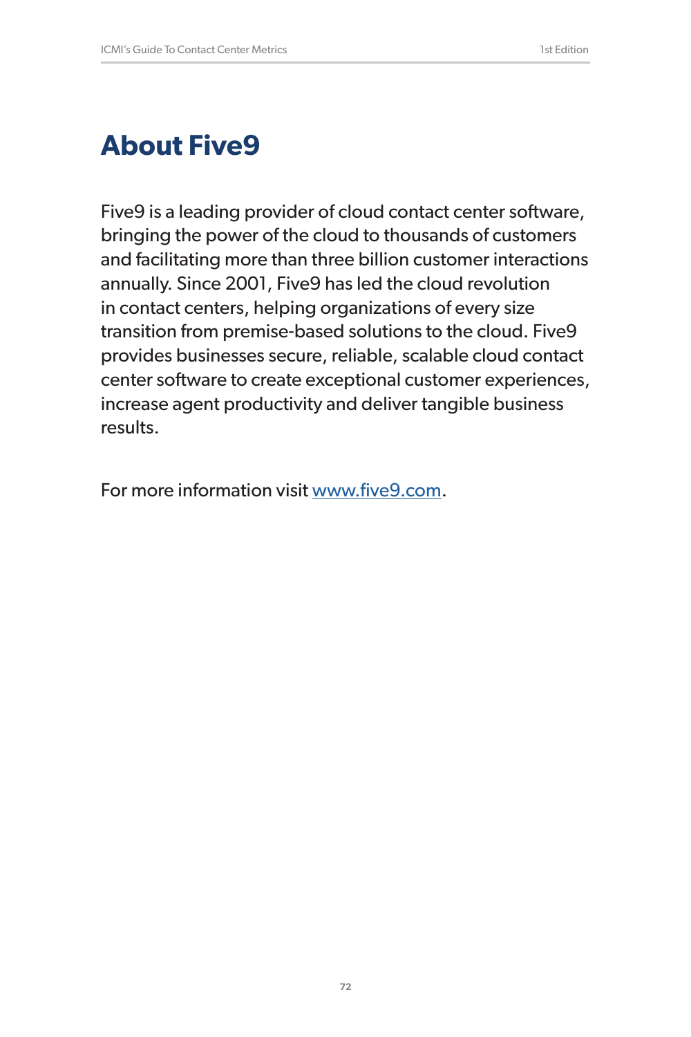# About Five9

Five9 is a leading provider of cloud contact center software, bringing the power of the cloud to thousands of customers and facilitating more than three billion customer interactions annually. Since 2001, Five9 has led the cloud revolution in contact centers, helping organizations of every size transition from premise-based solutions to the cloud. Five9 provides businesses secure, reliable, scalable cloud contact center software to create exceptional customer experiences, increase agent productivity and deliver tangible business results.

For more information visit [www.five9.com](http://www.five9.com).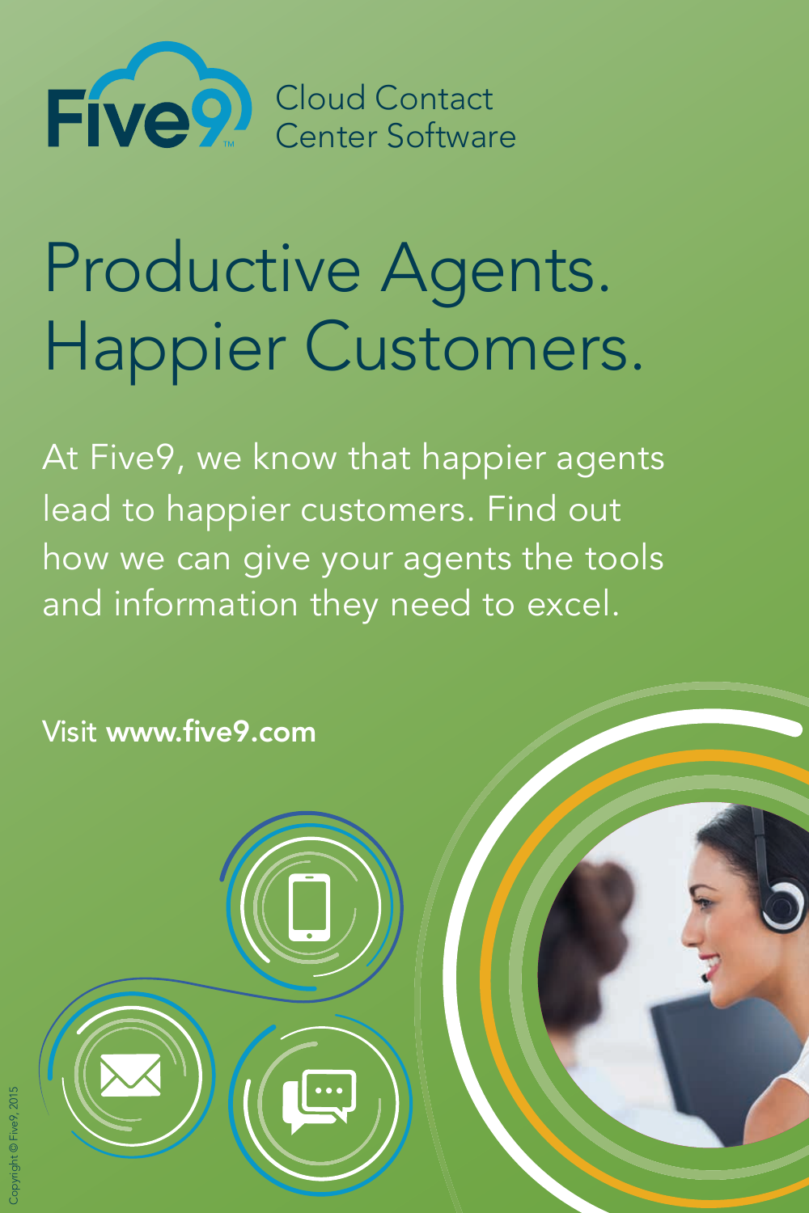Five9 Cloud Contact Center Software

# Productive Agents. Happier Customers.

At Five9, we know that happier agents lead to happier customers. Find out how we can give your agents the tools and information they need to excel.

Visit **www.five9.com**

Copyright © Five9, 2015